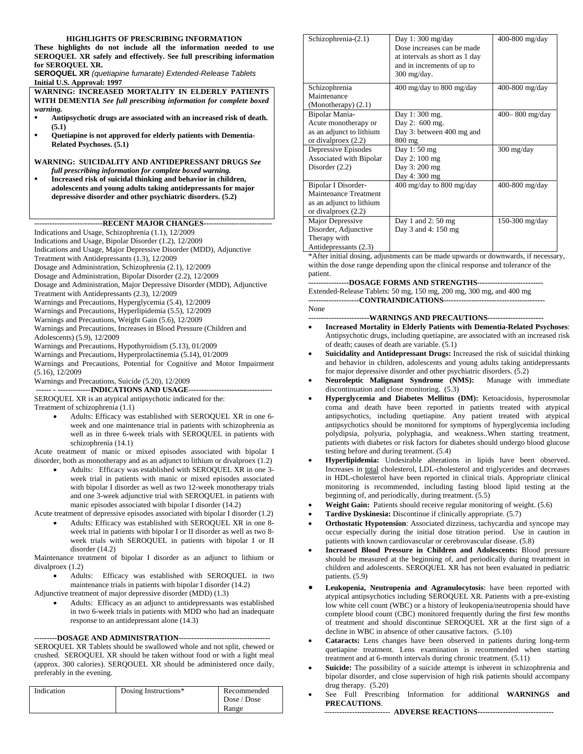**HIGHLIGHTS OF PRESCRIBING INFORMATION**

**These highlights do not include all the information needed to use SEROQUEL XR safely and effectively. See full prescribing information for SEROQUEL XR.**

**SEROQUEL XR** *(quetiapine fumarate) Extended-Release Tablets*

**Initial U.S. Approval: 1997**

**WARNING: INCREASED MORTALITY IN ELDERLY PATIENTS WITH DEMENTIA** ***See full prescribing information for complete boxed warning.***

- **Antipsychotic drugs are associated with an increased risk of death. (5.1)**
- **Quetiapine is not approved for elderly patients with Dementia-Related Psychoses. (5.1)**

**WARNING: SUICIDALITY AND ANTIDEPRESSANT DRUGS** ***See full prescribing information for complete boxed warning.***

- **Increased risk of suicidal thinking and behavior in children, adolescents and young adults taking antidepressants for major depressive disorder and other psychiatric disorders. (5.2)**

**---------------------------RECENT MAJOR CHANGES---------------------------**

Indications and Usage, Schizophrenia (1.1), 12/2009
Indications and Usage, Bipolar Disorder (1.2), 12/2009
Indications and Usage, Major Depressive Disorder (MDD), Adjunctive Treatment with Antidepressants (1.3), 12/2009
Dosage and Administration, Schizophrenia (2.1), 12/2009
Dosage and Administration, Bipolar Disorder (2.2), 12/2009
Dosage and Administration, Major Depressive Disorder (MDD), Adjunctive Treatment with Antidepressants (2.3), 12/2009
Warnings and Precautions, Hyperglycemia (5.4), 12/2009
Warnings and Precautions, Hyperlipidemia (5.5), 12/2009
Warnings and Precautions, Weight Gain (5.6), 12/2009
Warnings and Precautions, Increases in Blood Pressure (Children and Adolescents) (5.9), 12/2009
Warnings and Precautions, Hypothyroidism (5.13), 01/2009
Warnings and Precautions, Hyperprolactinemia (5.14), 01/2009
Warnings and Precautions, Potential for Cognitive and Motor Impairment (5.16), 12/2009
Warnings and Precautions, Suicide (5.20), 12/2009

**------ - -------------INDICATIONS AND USAGE---------------------------------**

SEROQUEL XR is an atypical antipsychotic indicated for the:

Treatment of schizophrenia (1.1)

- Adults: Efficacy was established with SEROQUEL XR in one 6-week and one maintenance trial in patients with schizophrenia as well as in three 6-week trials with SEROQUEL in patients with schizophrenia (14.1)

Acute treatment of manic or mixed episodes associated with bipolar I disorder, both as monotherapy and as an adjunct to lithium or divalproex (1.2)

- Adults: Efficacy was established with SEROQUEL XR in one 3-week trial in patients with manic or mixed episodes associated with bipolar I disorder as well as two 12-week monotherapy trials and one 3-week adjunctive trial with SEROQUEL in patients with manic episodes associated with bipolar I disorder (14.2)

Acute treatment of depressive episodes associated with bipolar I disorder (1.2)

- Adults: Efficacy was established with SEROQUEL XR in one 8-week trial in patients with bipolar I or II disorder as well as two 8-week trials with SEROQUEL in patients with bipolar I or II disorder (14.2)

Maintenance treatment of bipolar I disorder as an adjunct to lithium or divalproex (1.2)

- Adults: Efficacy was established with SEROQUEL in two maintenance trials in patients with bipolar I disorder (14.2)

Adjunctive treatment of major depressive disorder (MDD) (1.3)

- Adults: Efficacy as an adjunct to antidepressants was established in two 6-week trials in patients with MDD who had an inadequate response to an antidepressant alone (14.3)

**---------DOSAGE AND ADMINISTRATION------------------------------------**

SEROQUEL XR Tablets should be swallowed whole and not split, chewed or crushed. SEROQUEL XR should be taken without food or with a light meal (approx. 300 calories). SERQOUEL XR should be administered once daily, preferably in the evening.

| Indication | Dosing Instructions* | Recommended Dose / Dose Range |
|---|---|---|
| Schizophrenia-(2.1) | Day 1: 300 mg/day Dose increases can be made at intervals as short as 1 day and in increments of up to 300 mg/day. | 400-800 mg/day |
| Schizophrenia Maintenance (Monotherapy) (2.1) | 400 mg/day to 800 mg/day | 400-800 mg/day |
| Bipolar Mania- Acute monotherapy or as an adjunct to lithium or divalproex (2.2) | Day 1: 300 mg. Day 2: 600 mg. Day 3: between 400 mg and 800 mg | 400– 800 mg/day |
| Depressive Episodes Associated with Bipolar Disorder (2.2) | Day 1: 50 mg Day 2: 100 mg Day 3: 200 mg Day 4: 300 mg | 300 mg/day |
| Bipolar I Disorder- Maintenance Treatment as an adjunct to lithium or divalproex (2.2) | 400 mg/day to 800 mg/day | 400-800 mg/day |
| Major Depressive Disorder, Adjunctive Therapy with Antidepressants (2.3) | Day 1 and 2: 50 mg Day 3 and 4: 150 mg | 150-300 mg/day |

*After initial dosing, adjustments can be made upwards or downwards, if necessary, within the dose range depending upon the clinical response and tolerance of the patient.

**----------------DOSAGE FORMS AND STRENGTHS--------------------------**

Extended-Release Tablets: 50 mg, 150 mg, 200 mg, 300 mg, and 400 mg

**--------------------CONTRAINDICATIONS----------------------------------------**

None

**------------------------WARNINGS AND PRECAUTIONS----------------------**

- **Increased Mortality in Elderly Patients with Dementia-Related Psychoses**: Antipsychotic drugs, including quetiapine, are associated with an increased risk of death; causes of death are variable. (5.1)
- **Suicidality and Antidepressant Drugs:** Increased the risk of suicidal thinking and behavior in children, adolescents and young adults taking antidepressants for major depressive disorder and other psychiatric disorders. (5.2)
- **Neuroleptic Malignant Syndrome (NMS):** Manage with immediate discontinuation and close monitoring. (5.3)
- **Hyperglycemia and Diabetes Mellitus (DM):** Ketoacidosis, hyperosmolar coma and death have been reported in patients treated with atypical antipsychotics, including quetiapine. Any patient treated with atypical antipsychotics should be monitored for symptoms of hyperglycemia including polydipsia, polyuria, polyphagia, and weakness..When starting treatment, patients with diabetes or risk factors for diabetes should undergo blood glucose testing before and during treatment. (5.4)
- **Hyperlipidemia:** Undesirable alterations in lipids have been observed. Increases in total cholesterol, LDL-cholesterol and triglycerides and decreases in HDL-cholesterol have been reported in clinical trials. Appropriate clinical monitoring is recommended, including fasting blood lipid testing at the beginning of, and periodically, during treatment. (5.5)
- **Weight Gain:** Patients should receive regular monitoring of weight. (5.6)
- **Tardive Dyskinesia:** Discontinue if clinically appropriate. (5.7)
- **Orthostatic Hypotension**: Associated dizziness, tachycardia and syncope may occur especially during the initial dose titration period. Use in caution in patients with known cardiovascular or cerebrovascular disease. (5.8)
- **Increased Blood Pressure in Children and Adolescents:** Blood pressure should be measured at the beginning of, and periodically during treatment in children and adolescents. SEROQUEL XR has not been evaluated in pediatric patients. (5.9)
- **Leukopenia, Neutropenia and Agranulocytosis**: have been reported with atypical antipsychotics including SEROQUEL XR. Patients with a pre-existing low white cell count (WBC) or a history of leukopenia/neutropenia should have complete blood count (CBC) monitored frequently during the first few months of treatment and should discontinue SEROQUEL XR at the first sign of a decline in WBC in absence of other causative factors. (5.10)
- **Cataracts:** Lens changes have been observed in patients during long-term quetiapine treatment. Lens examination is recommended when starting treatment and at 6-month intervals during chronic treatment. (5.11)
- **Suicide:** The possibility of a suicide attempt is inherent in schizophrenia and bipolar disorder, and close supervision of high risk patients should accompany drug therapy. (5.20)
- See Full Prescribing Information for additional **WARNINGS and PRECAUTIONS**.

**------------------------- ADVERSE REACTIONS------------------------------**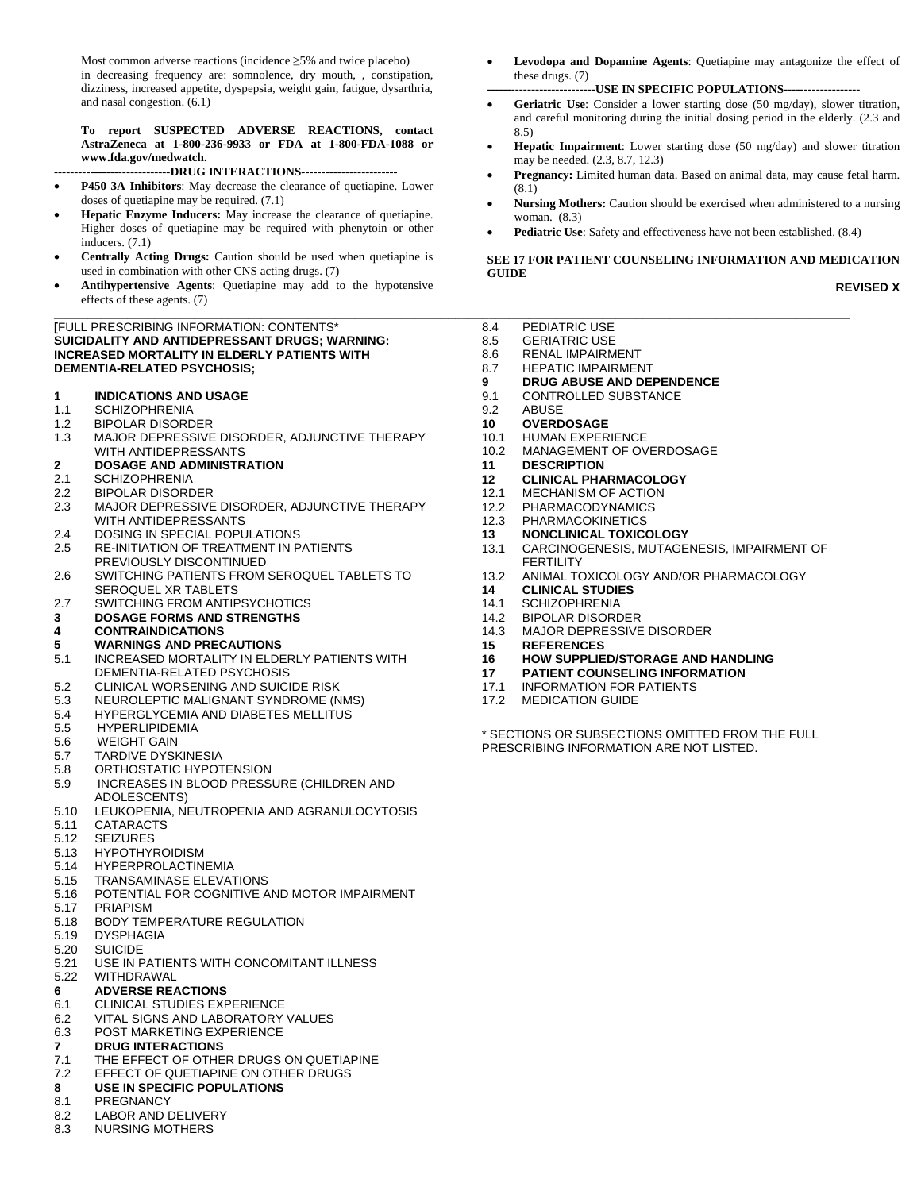Most common adverse reactions (incidence ≥5% and twice placebo) in decreasing frequency are: somnolence, dry mouth, , constipation, dizziness, increased appetite, dyspepsia, weight gain, fatigue, dysarthria, and nasal congestion. (6.1)

**To report SUSPECTED ADVERSE REACTIONS, contact AstraZeneca at 1-800-236-9933 or FDA at 1-800-FDA-1088 or www.fda.gov/medwatch.**

**-----------------------------DRUG INTERACTIONS-----------------------**

- **P450 3A Inhibitors**: May decrease the clearance of quetiapine. Lower doses of quetiapine may be required. (7.1)
- **Hepatic Enzyme Inducers:** May increase the clearance of quetiapine. Higher doses of quetiapine may be required with phenytoin or other inducers. (7.1)
- **Centrally Acting Drugs:** Caution should be used when quetiapine is used in combination with other CNS acting drugs. (7)
- **Antihypertensive Agents**: Quetiapine may add to the hypotensive effects of these agents. (7)
- **Levodopa and Dopamine Agents**: Quetiapine may antagonize the effect of these drugs. (7)

**---------------------------USE IN SPECIFIC POPULATIONS-------------------**

- **Geriatric Use**: Consider a lower starting dose (50 mg/day), slower titration, and careful monitoring during the initial dosing period in the elderly. (2.3 and 8.5)
- **Hepatic Impairment**: Lower starting dose (50 mg/day) and slower titration may be needed. (2.3, 8.7, 12.3)
- **Pregnancy:** Limited human data. Based on animal data, may cause fetal harm. (8.1)
- **Nursing Mothers:** Caution should be exercised when administered to a nursing woman. (8.3)
- **Pediatric Use**: Safety and effectiveness have not been established. (8.4)

**SEE 17 FOR PATIENT COUNSELING INFORMATION AND MEDICATION GUIDE**

**REVISED X**

---

**[**FULL PRESCRIBING INFORMATION: CONTENTS*
**SUICIDALITY AND ANTIDEPRESSANT DRUGS; WARNING: INCREASED MORTALITY IN ELDERLY PATIENTS WITH DEMENTIA-RELATED PSYCHOSIS;**

**1 INDICATIONS AND USAGE**
1.1 SCHIZOPHRENIA
1.2 BIPOLAR DISORDER
1.3 MAJOR DEPRESSIVE DISORDER, ADJUNCTIVE THERAPY WITH ANTIDEPRESSANTS
**2 DOSAGE AND ADMINISTRATION**
2.1 SCHIZOPHRENIA
2.2 BIPOLAR DISORDER
2.3 MAJOR DEPRESSIVE DISORDER, ADJUNCTIVE THERAPY WITH ANTIDEPRESSANTS
2.4 DOSING IN SPECIAL POPULATIONS
2.5 RE-INITIATION OF TREATMENT IN PATIENTS PREVIOUSLY DISCONTINUED
2.6 SWITCHING PATIENTS FROM SEROQUEL TABLETS TO SEROQUEL XR TABLETS
2.7 SWITCHING FROM ANTIPSYCHOTICS
**3 DOSAGE FORMS AND STRENGTHS**
**4 CONTRAINDICATIONS**
**5 WARNINGS AND PRECAUTIONS**
5.1 INCREASED MORTALITY IN ELDERLY PATIENTS WITH DEMENTIA-RELATED PSYCHOSIS
5.2 CLINICAL WORSENING AND SUICIDE RISK
5.3 NEUROLEPTIC MALIGNANT SYNDROME (NMS)
5.4 HYPERGLYCEMIA AND DIABETES MELLITUS
5.5 HYPERLIPIDEMIA
5.6 WEIGHT GAIN
5.7 TARDIVE DYSKINESIA
5.8 ORTHOSTATIC HYPOTENSION
5.9 INCREASES IN BLOOD PRESSURE (CHILDREN AND ADOLESCENTS)
5.10 LEUKOPENIA, NEUTROPENIA AND AGRANULOCYTOSIS
5.11 CATARACTS
5.12 SEIZURES
5.13 HYPOTHYROIDISM
5.14 HYPERPROLACTINEMIA
5.15 TRANSAMINASE ELEVATIONS
5.16 POTENTIAL FOR COGNITIVE AND MOTOR IMPAIRMENT
5.17 PRIAPISM
5.18 BODY TEMPERATURE REGULATION
5.19 DYSPHAGIA
5.20 SUICIDE
5.21 USE IN PATIENTS WITH CONCOMITANT ILLNESS
5.22 WITHDRAWAL
**6 ADVERSE REACTIONS**
6.1 CLINICAL STUDIES EXPERIENCE
6.2 VITAL SIGNS AND LABORATORY VALUES
6.3 POST MARKETING EXPERIENCE
**7 DRUG INTERACTIONS**
7.1 THE EFFECT OF OTHER DRUGS ON QUETIAPINE
7.2 EFFECT OF QUETIAPINE ON OTHER DRUGS
**8 USE IN SPECIFIC POPULATIONS**
8.1 PREGNANCY
8.2 LABOR AND DELIVERY
8.3 NURSING MOTHERS
8.4 PEDIATRIC USE
8.5 GERIATRIC USE
8.6 RENAL IMPAIRMENT
8.7 HEPATIC IMPAIRMENT
**9 DRUG ABUSE AND DEPENDENCE**
9.1 CONTROLLED SUBSTANCE
9.2 ABUSE
**10 OVERDOSAGE**
10.1 HUMAN EXPERIENCE
10.2 MANAGEMENT OF OVERDOSAGE
**11 DESCRIPTION**
**12 CLINICAL PHARMACOLOGY**
12.1 MECHANISM OF ACTION
12.2 PHARMACODYNAMICS
12.3 PHARMACOKINETICS
**13 NONCLINICAL TOXICOLOGY**
13.1 CARCINOGENESIS, MUTAGENESIS, IMPAIRMENT OF FERTILITY
13.2 ANIMAL TOXICOLOGY AND/OR PHARMACOLOGY
**14 CLINICAL STUDIES**
14.1 SCHIZOPHRENIA
14.2 BIPOLAR DISORDER
14.3 MAJOR DEPRESSIVE DISORDER
**15 REFERENCES**
**16 HOW SUPPLIED/STORAGE AND HANDLING**
**17 PATIENT COUNSELING INFORMATION**
17.1 INFORMATION FOR PATIENTS
17.2 MEDICATION GUIDE

* SECTIONS OR SUBSECTIONS OMITTED FROM THE FULL PRESCRIBING INFORMATION ARE NOT LISTED.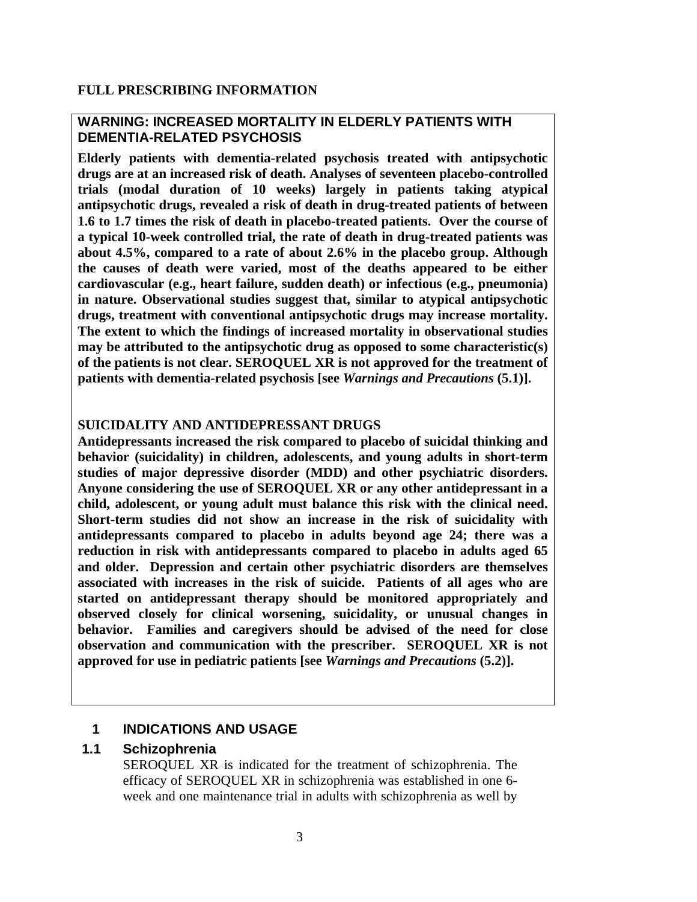# FULL PRESCRIBING INFORMATION

## WARNING: INCREASED MORTALITY IN ELDERLY PATIENTS WITH DEMENTIA-RELATED PSYCHOSIS

**Elderly patients with dementia-related psychosis treated with antipsychotic drugs are at an increased risk of death. Analyses of seventeen placebo-controlled trials (modal duration of 10 weeks) largely in patients taking atypical antipsychotic drugs, revealed a risk of death in drug-treated patients of between 1.6 to 1.7 times the risk of death in placebo-treated patients. Over the course of a typical 10-week controlled trial, the rate of death in drug-treated patients was about 4.5%, compared to a rate of about 2.6% in the placebo group. Although the causes of death were varied, most of the deaths appeared to be either cardiovascular (e.g., heart failure, sudden death) or infectious (e.g., pneumonia) in nature. Observational studies suggest that, similar to atypical antipsychotic drugs, treatment with conventional antipsychotic drugs may increase mortality. The extent to which the findings of increased mortality in observational studies may be attributed to the antipsychotic drug as opposed to some characteristic(s) of the patients is not clear. SEROQUEL XR is not approved for the treatment of patients with dementia-related psychosis [see *Warnings and Precautions* (5.1)].**

**SUICIDALITY AND ANTIDEPRESSANT DRUGS**

**Antidepressants increased the risk compared to placebo of suicidal thinking and behavior (suicidality) in children, adolescents, and young adults in short-term studies of major depressive disorder (MDD) and other psychiatric disorders. Anyone considering the use of SEROQUEL XR or any other antidepressant in a child, adolescent, or young adult must balance this risk with the clinical need. Short-term studies did not show an increase in the risk of suicidality with antidepressants compared to placebo in adults beyond age 24; there was a reduction in risk with antidepressants compared to placebo in adults aged 65 and older. Depression and certain other psychiatric disorders are themselves associated with increases in the risk of suicide. Patients of all ages who are started on antidepressant therapy should be monitored appropriately and observed closely for clinical worsening, suicidality, or unusual changes in behavior. Families and caregivers should be advised of the need for close observation and communication with the prescriber. SEROQUEL XR is not approved for use in pediatric patients [see *Warnings and Precautions* (5.2)].**

## 1 INDICATIONS AND USAGE

### 1.1 Schizophrenia

SEROQUEL XR is indicated for the treatment of schizophrenia. The efficacy of SEROQUEL XR in schizophrenia was established in one 6-week and one maintenance trial in adults with schizophrenia as well by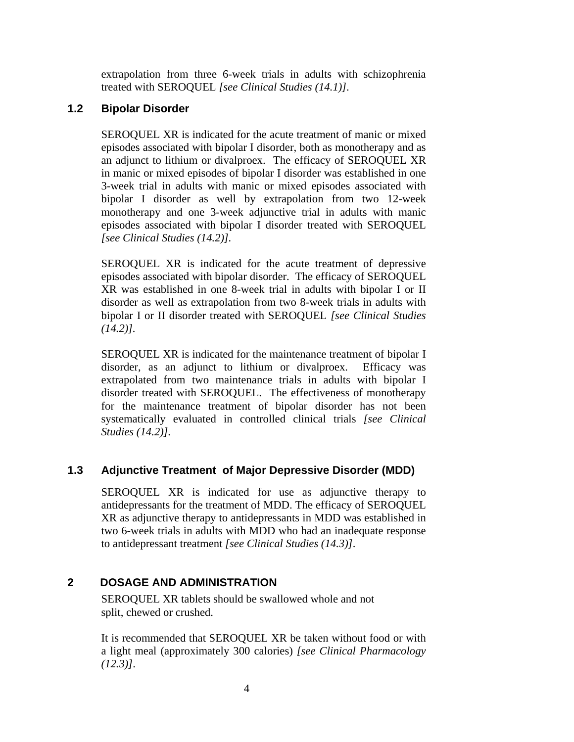extrapolation from three 6-week trials in adults with schizophrenia treated with SEROQUEL *[see Clinical Studies (14.1)]*.

### 1.2 Bipolar Disorder

SEROQUEL XR is indicated for the acute treatment of manic or mixed episodes associated with bipolar I disorder, both as monotherapy and as an adjunct to lithium or divalproex. The efficacy of SEROQUEL XR in manic or mixed episodes of bipolar I disorder was established in one 3-week trial in adults with manic or mixed episodes associated with bipolar I disorder as well by extrapolation from two 12-week monotherapy and one 3-week adjunctive trial in adults with manic episodes associated with bipolar I disorder treated with SEROQUEL *[see Clinical Studies (14.2)]*.

SEROQUEL XR is indicated for the acute treatment of depressive episodes associated with bipolar disorder. The efficacy of SEROQUEL XR was established in one 8-week trial in adults with bipolar I or II disorder as well as extrapolation from two 8-week trials in adults with bipolar I or II disorder treated with SEROQUEL *[see Clinical Studies (14.2)]*.

SEROQUEL XR is indicated for the maintenance treatment of bipolar I disorder, as an adjunct to lithium or divalproex. Efficacy was extrapolated from two maintenance trials in adults with bipolar I disorder treated with SEROQUEL. The effectiveness of monotherapy for the maintenance treatment of bipolar disorder has not been systematically evaluated in controlled clinical trials *[see Clinical Studies (14.2)]*.

### 1.3 Adjunctive Treatment of Major Depressive Disorder (MDD)

SEROQUEL XR is indicated for use as adjunctive therapy to antidepressants for the treatment of MDD. The efficacy of SEROQUEL XR as adjunctive therapy to antidepressants in MDD was established in two 6-week trials in adults with MDD who had an inadequate response to antidepressant treatment *[see Clinical Studies (14.3)]*.

## 2 DOSAGE AND ADMINISTRATION

SEROQUEL XR tablets should be swallowed whole and not split, chewed or crushed.

It is recommended that SEROQUEL XR be taken without food or with a light meal (approximately 300 calories) *[see Clinical Pharmacology (12.3)]*.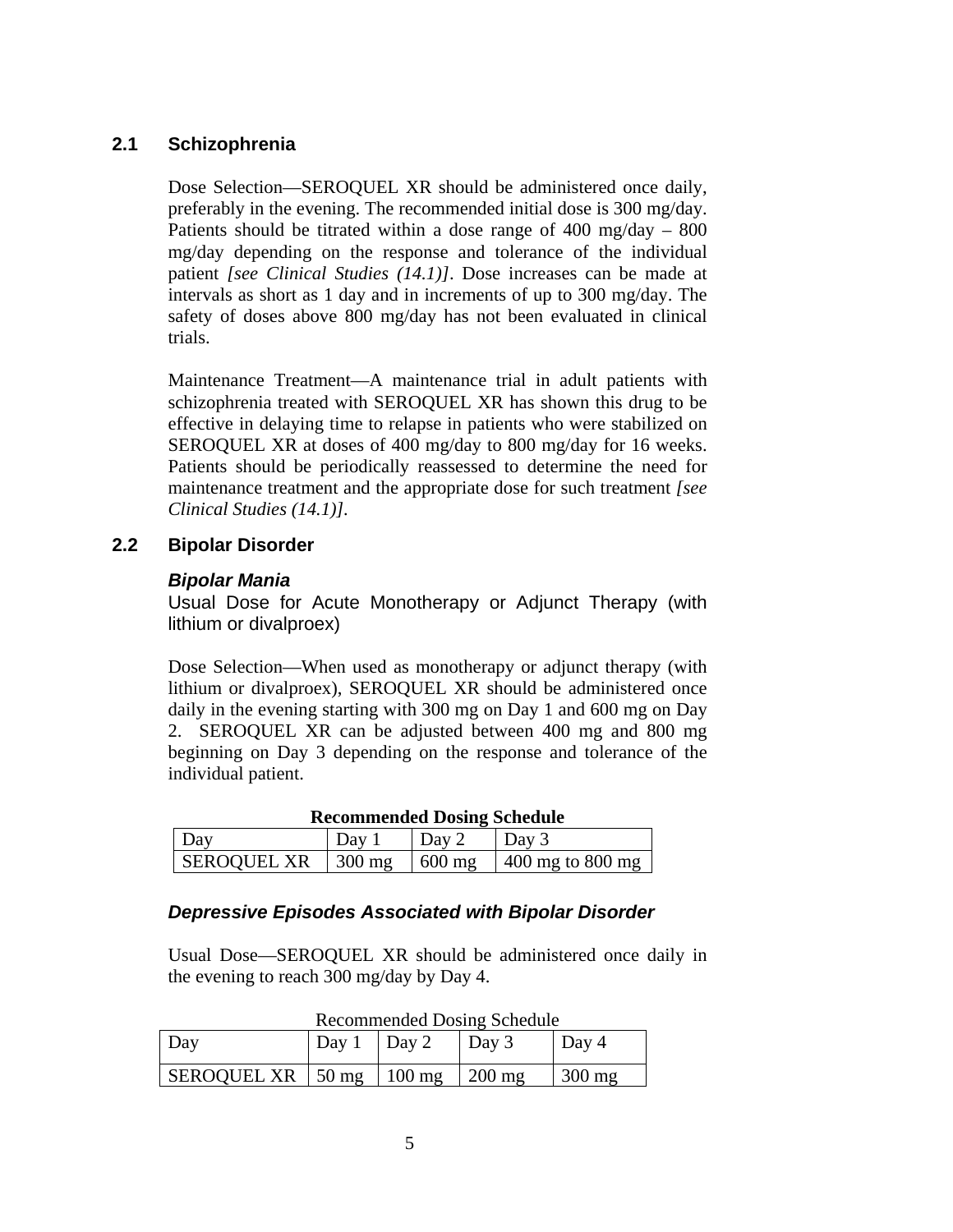## 2.1 Schizophrenia

Dose Selection—SEROQUEL XR should be administered once daily, preferably in the evening. The recommended initial dose is 300 mg/day. Patients should be titrated within a dose range of 400 mg/day – 800 mg/day depending on the response and tolerance of the individual patient *[see Clinical Studies (14.1)]*. Dose increases can be made at intervals as short as 1 day and in increments of up to 300 mg/day. The safety of doses above 800 mg/day has not been evaluated in clinical trials.

Maintenance Treatment—A maintenance trial in adult patients with schizophrenia treated with SEROQUEL XR has shown this drug to be effective in delaying time to relapse in patients who were stabilized on SEROQUEL XR at doses of 400 mg/day to 800 mg/day for 16 weeks. Patients should be periodically reassessed to determine the need for maintenance treatment and the appropriate dose for such treatment *[see Clinical Studies (14.1)]*.

## 2.2 Bipolar Disorder

### *Bipolar Mania*

Usual Dose for Acute Monotherapy or Adjunct Therapy (with lithium or divalproex)

Dose Selection—When used as monotherapy or adjunct therapy (with lithium or divalproex), SEROQUEL XR should be administered once daily in the evening starting with 300 mg on Day 1 and 600 mg on Day 2. SEROQUEL XR can be adjusted between 400 mg and 800 mg beginning on Day 3 depending on the response and tolerance of the individual patient.

**Recommended Dosing Schedule**

| Day | Day 1 | Day 2 | Day 3 |
|---|---|---|---|
| SEROQUEL XR | 300 mg | 600 mg | 400 mg to 800 mg |

### *Depressive Episodes Associated with Bipolar Disorder*

Usual Dose—SEROQUEL XR should be administered once daily in the evening to reach 300 mg/day by Day 4.

Recommended Dosing Schedule

| Day | Day 1 | Day 2 | Day 3 | Day 4 |
|---|---|---|---|---|
| SEROQUEL XR | 50 mg | 100 mg | 200 mg | 300 mg |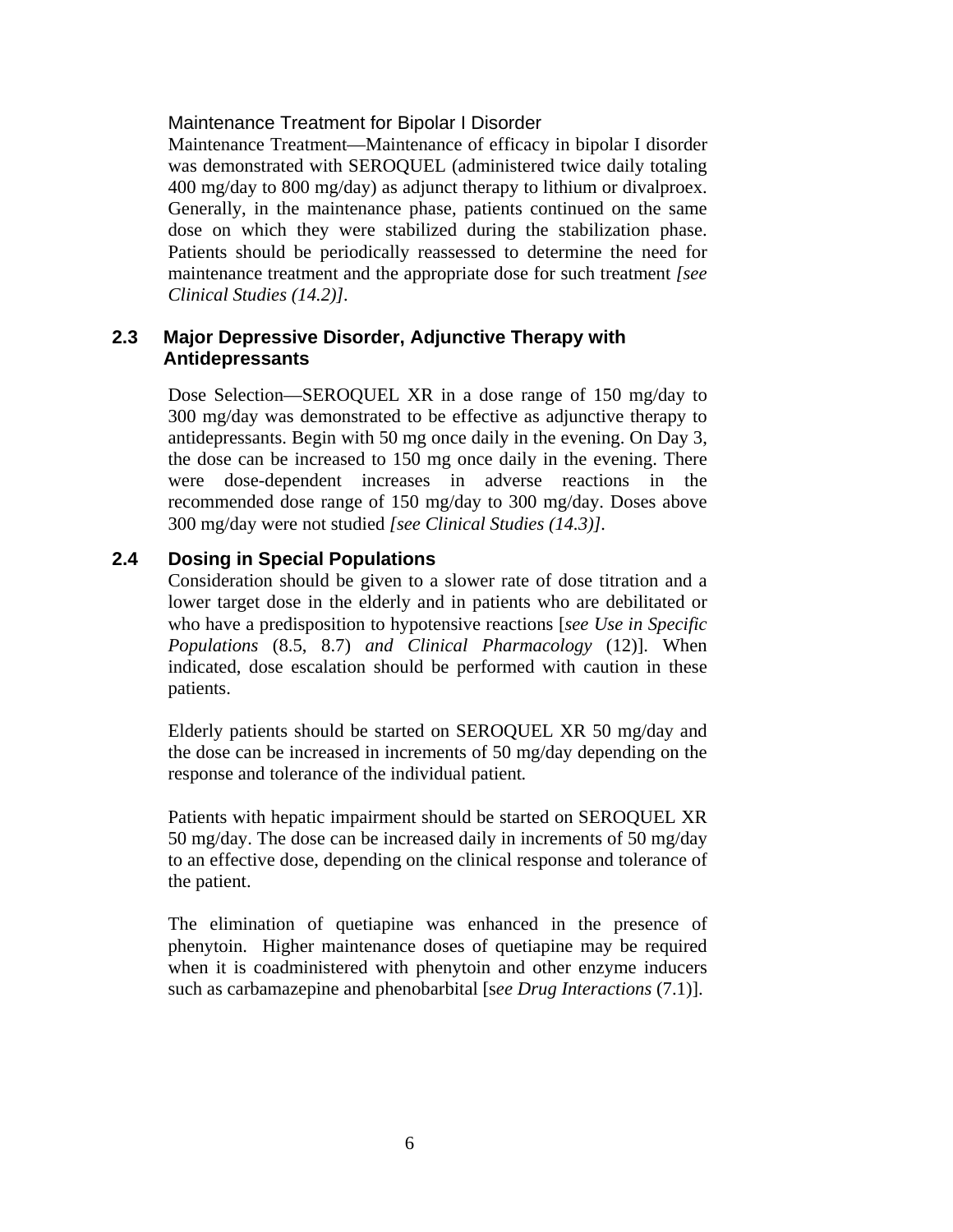Maintenance Treatment for Bipolar I Disorder

Maintenance Treatment—Maintenance of efficacy in bipolar I disorder was demonstrated with SEROQUEL (administered twice daily totaling 400 mg/day to 800 mg/day) as adjunct therapy to lithium or divalproex. Generally, in the maintenance phase, patients continued on the same dose on which they were stabilized during the stabilization phase. Patients should be periodically reassessed to determine the need for maintenance treatment and the appropriate dose for such treatment *[see Clinical Studies (14.2)]*.

## 2.3 Major Depressive Disorder, Adjunctive Therapy with Antidepressants

Dose Selection—SEROQUEL XR in a dose range of 150 mg/day to 300 mg/day was demonstrated to be effective as adjunctive therapy to antidepressants. Begin with 50 mg once daily in the evening. On Day 3, the dose can be increased to 150 mg once daily in the evening. There were dose-dependent increases in adverse reactions in the recommended dose range of 150 mg/day to 300 mg/day. Doses above 300 mg/day were not studied *[see Clinical Studies (14.3)]*.

## 2.4 Dosing in Special Populations

Consideration should be given to a slower rate of dose titration and a lower target dose in the elderly and in patients who are debilitated or who have a predisposition to hypotensive reactions [*see Use in Specific Populations* (8.5, 8.7) *and Clinical Pharmacology* (12)]. When indicated, dose escalation should be performed with caution in these patients.

Elderly patients should be started on SEROQUEL XR 50 mg/day and the dose can be increased in increments of 50 mg/day depending on the response and tolerance of the individual patient.

Patients with hepatic impairment should be started on SEROQUEL XR 50 mg/day. The dose can be increased daily in increments of 50 mg/day to an effective dose, depending on the clinical response and tolerance of the patient.

The elimination of quetiapine was enhanced in the presence of phenytoin. Higher maintenance doses of quetiapine may be required when it is coadministered with phenytoin and other enzyme inducers such as carbamazepine and phenobarbital [*see Drug Interactions* (7.1)].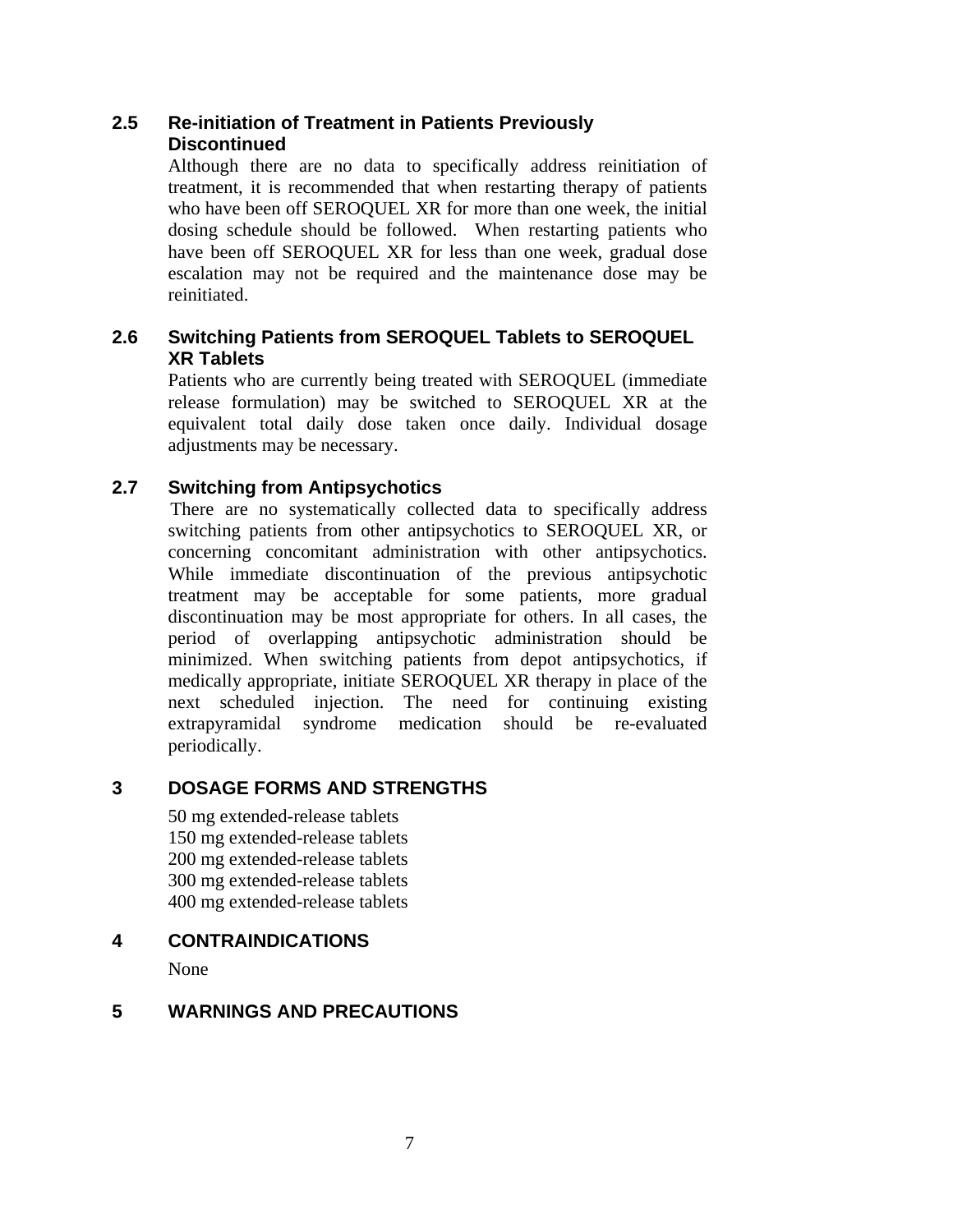### 2.5 Re-initiation of Treatment in Patients Previously Discontinued

Although there are no data to specifically address reinitiation of treatment, it is recommended that when restarting therapy of patients who have been off SEROQUEL XR for more than one week, the initial dosing schedule should be followed. When restarting patients who have been off SEROQUEL XR for less than one week, gradual dose escalation may not be required and the maintenance dose may be reinitiated.

### 2.6 Switching Patients from SEROQUEL Tablets to SEROQUEL XR Tablets

Patients who are currently being treated with SEROQUEL (immediate release formulation) may be switched to SEROQUEL XR at the equivalent total daily dose taken once daily. Individual dosage adjustments may be necessary.

### 2.7 Switching from Antipsychotics

There are no systematically collected data to specifically address switching patients from other antipsychotics to SEROQUEL XR, or concerning concomitant administration with other antipsychotics. While immediate discontinuation of the previous antipsychotic treatment may be acceptable for some patients, more gradual discontinuation may be most appropriate for others. In all cases, the period of overlapping antipsychotic administration should be minimized. When switching patients from depot antipsychotics, if medically appropriate, initiate SEROQUEL XR therapy in place of the next scheduled injection. The need for continuing existing extrapyramidal syndrome medication should be re-evaluated periodically.

## 3 DOSAGE FORMS AND STRENGTHS

50 mg extended-release tablets
150 mg extended-release tablets
200 mg extended-release tablets
300 mg extended-release tablets
400 mg extended-release tablets

## 4 CONTRAINDICATIONS

None

## 5 WARNINGS AND PRECAUTIONS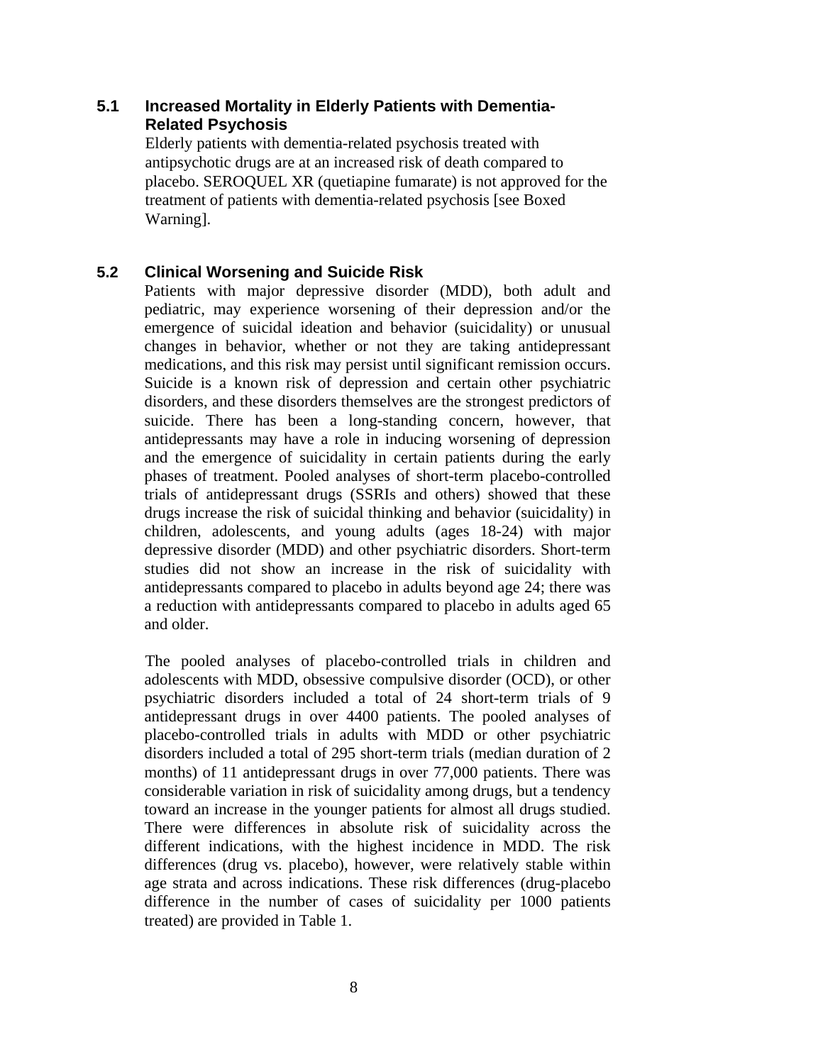### 5.1 Increased Mortality in Elderly Patients with Dementia-Related Psychosis

Elderly patients with dementia-related psychosis treated with antipsychotic drugs are at an increased risk of death compared to placebo. SEROQUEL XR (quetiapine fumarate) is not approved for the treatment of patients with dementia-related psychosis [see Boxed Warning].

### 5.2 Clinical Worsening and Suicide Risk

Patients with major depressive disorder (MDD), both adult and pediatric, may experience worsening of their depression and/or the emergence of suicidal ideation and behavior (suicidality) or unusual changes in behavior, whether or not they are taking antidepressant medications, and this risk may persist until significant remission occurs. Suicide is a known risk of depression and certain other psychiatric disorders, and these disorders themselves are the strongest predictors of suicide. There has been a long-standing concern, however, that antidepressants may have a role in inducing worsening of depression and the emergence of suicidality in certain patients during the early phases of treatment. Pooled analyses of short-term placebo-controlled trials of antidepressant drugs (SSRIs and others) showed that these drugs increase the risk of suicidal thinking and behavior (suicidality) in children, adolescents, and young adults (ages 18-24) with major depressive disorder (MDD) and other psychiatric disorders. Short-term studies did not show an increase in the risk of suicidality with antidepressants compared to placebo in adults beyond age 24; there was a reduction with antidepressants compared to placebo in adults aged 65 and older.

The pooled analyses of placebo-controlled trials in children and adolescents with MDD, obsessive compulsive disorder (OCD), or other psychiatric disorders included a total of 24 short-term trials of 9 antidepressant drugs in over 4400 patients. The pooled analyses of placebo-controlled trials in adults with MDD or other psychiatric disorders included a total of 295 short-term trials (median duration of 2 months) of 11 antidepressant drugs in over 77,000 patients. There was considerable variation in risk of suicidality among drugs, but a tendency toward an increase in the younger patients for almost all drugs studied. There were differences in absolute risk of suicidality across the different indications, with the highest incidence in MDD. The risk differences (drug vs. placebo), however, were relatively stable within age strata and across indications. These risk differences (drug-placebo difference in the number of cases of suicidality per 1000 patients treated) are provided in Table 1.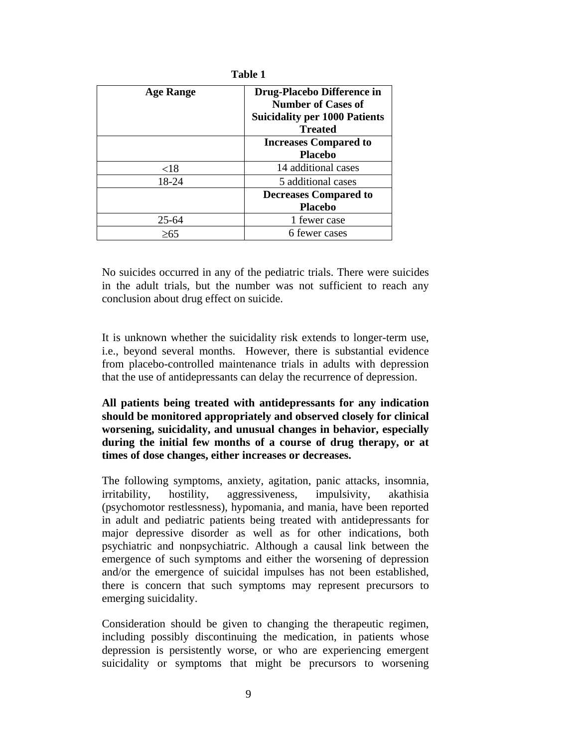**Table 1**

| Age Range | Drug-Placebo Difference in Number of Cases of Suicidality per 1000 Patients Treated |
| --- | --- |
| | **Increases Compared to Placebo** |
| <18 | 14 additional cases |
| 18-24 | 5 additional cases |
| | **Decreases Compared to Placebo** |
| 25-64 | 1 fewer case |
| ≥65 | 6 fewer cases |

No suicides occurred in any of the pediatric trials. There were suicides in the adult trials, but the number was not sufficient to reach any conclusion about drug effect on suicide.

It is unknown whether the suicidality risk extends to longer-term use, i.e., beyond several months. However, there is substantial evidence from placebo-controlled maintenance trials in adults with depression that the use of antidepressants can delay the recurrence of depression.

**All patients being treated with antidepressants for any indication should be monitored appropriately and observed closely for clinical worsening, suicidality, and unusual changes in behavior, especially during the initial few months of a course of drug therapy, or at times of dose changes, either increases or decreases.**

The following symptoms, anxiety, agitation, panic attacks, insomnia, irritability, hostility, aggressiveness, impulsivity, akathisia (psychomotor restlessness), hypomania, and mania, have been reported in adult and pediatric patients being treated with antidepressants for major depressive disorder as well as for other indications, both psychiatric and nonpsychiatric. Although a causal link between the emergence of such symptoms and either the worsening of depression and/or the emergence of suicidal impulses has not been established, there is concern that such symptoms may represent precursors to emerging suicidality.

Consideration should be given to changing the therapeutic regimen, including possibly discontinuing the medication, in patients whose depression is persistently worse, or who are experiencing emergent suicidality or symptoms that might be precursors to worsening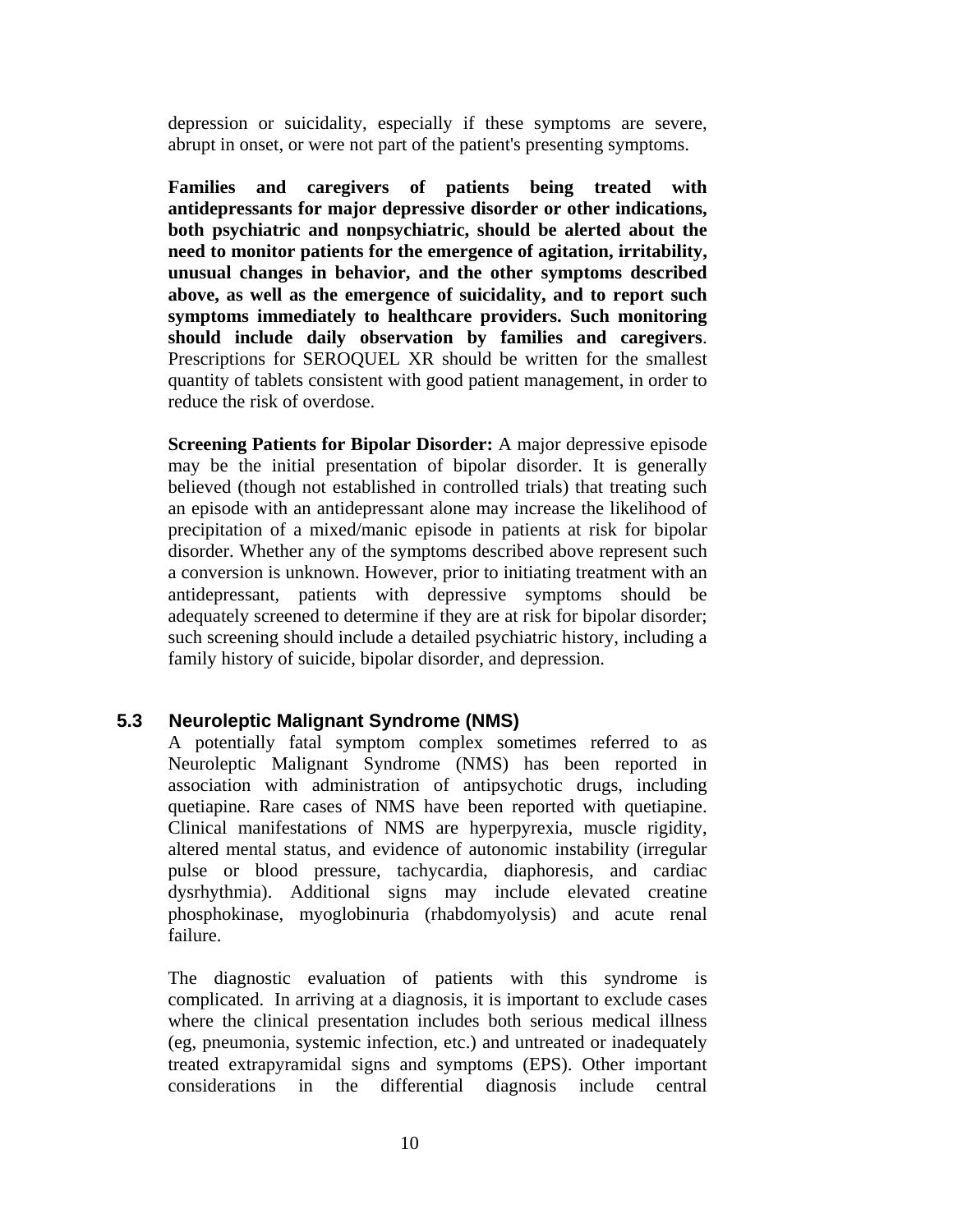depression or suicidality, especially if these symptoms are severe, abrupt in onset, or were not part of the patient's presenting symptoms.

**Families and caregivers of patients being treated with antidepressants for major depressive disorder or other indications, both psychiatric and nonpsychiatric, should be alerted about the need to monitor patients for the emergence of agitation, irritability, unusual changes in behavior, and the other symptoms described above, as well as the emergence of suicidality, and to report such symptoms immediately to healthcare providers. Such monitoring should include daily observation by families and caregivers**. Prescriptions for SEROQUEL XR should be written for the smallest quantity of tablets consistent with good patient management, in order to reduce the risk of overdose.

**Screening Patients for Bipolar Disorder:** A major depressive episode may be the initial presentation of bipolar disorder. It is generally believed (though not established in controlled trials) that treating such an episode with an antidepressant alone may increase the likelihood of precipitation of a mixed/manic episode in patients at risk for bipolar disorder. Whether any of the symptoms described above represent such a conversion is unknown. However, prior to initiating treatment with an antidepressant, patients with depressive symptoms should be adequately screened to determine if they are at risk for bipolar disorder; such screening should include a detailed psychiatric history, including a family history of suicide, bipolar disorder, and depression.

### 5.3 Neuroleptic Malignant Syndrome (NMS)

A potentially fatal symptom complex sometimes referred to as Neuroleptic Malignant Syndrome (NMS) has been reported in association with administration of antipsychotic drugs, including quetiapine. Rare cases of NMS have been reported with quetiapine. Clinical manifestations of NMS are hyperpyrexia, muscle rigidity, altered mental status, and evidence of autonomic instability (irregular pulse or blood pressure, tachycardia, diaphoresis, and cardiac dysrhythmia). Additional signs may include elevated creatine phosphokinase, myoglobinuria (rhabdomyolysis) and acute renal failure.

The diagnostic evaluation of patients with this syndrome is complicated. In arriving at a diagnosis, it is important to exclude cases where the clinical presentation includes both serious medical illness (eg, pneumonia, systemic infection, etc.) and untreated or inadequately treated extrapyramidal signs and symptoms (EPS). Other important considerations in the differential diagnosis include central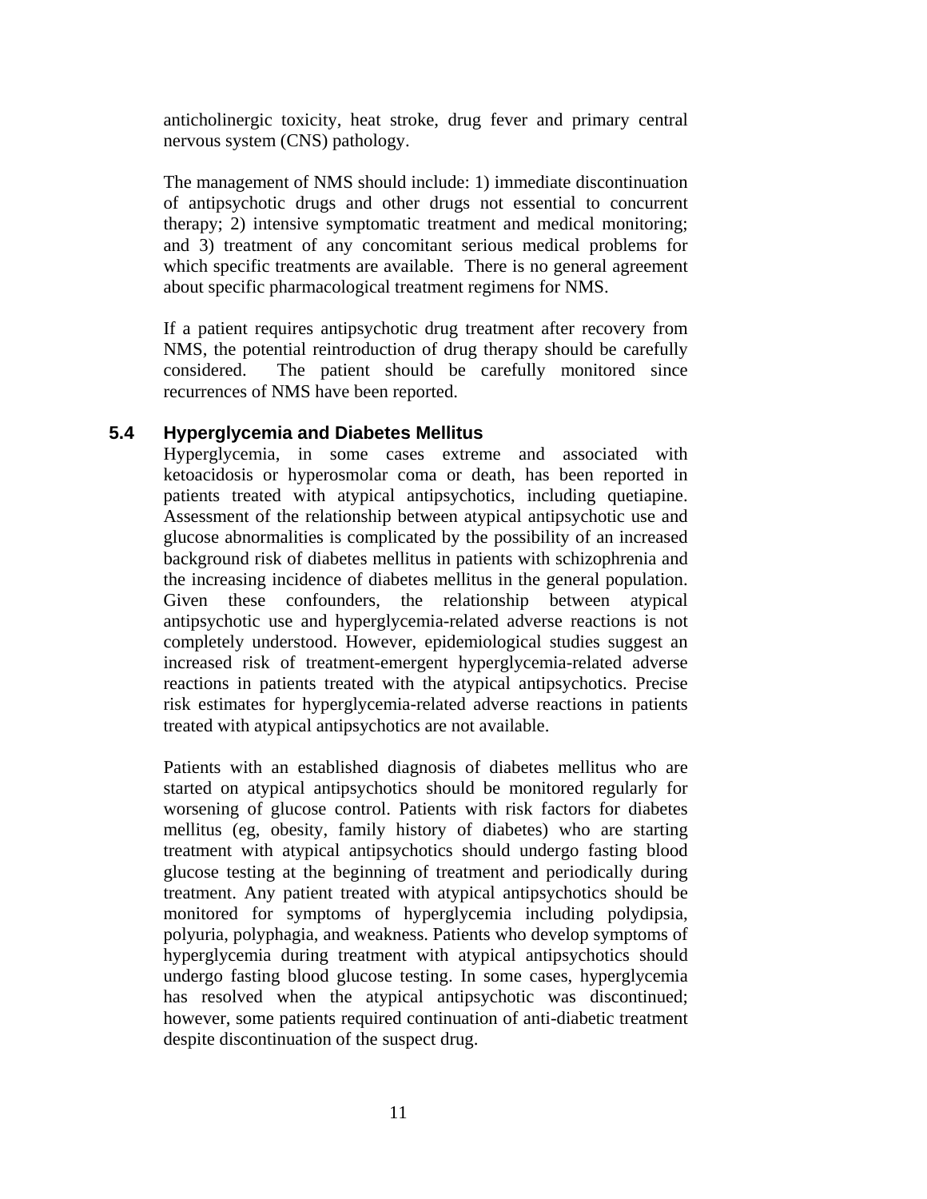anticholinergic toxicity, heat stroke, drug fever and primary central nervous system (CNS) pathology.

The management of NMS should include: 1) immediate discontinuation of antipsychotic drugs and other drugs not essential to concurrent therapy; 2) intensive symptomatic treatment and medical monitoring; and 3) treatment of any concomitant serious medical problems for which specific treatments are available. There is no general agreement about specific pharmacological treatment regimens for NMS.

If a patient requires antipsychotic drug treatment after recovery from NMS, the potential reintroduction of drug therapy should be carefully considered. The patient should be carefully monitored since recurrences of NMS have been reported.

### 5.4 Hyperglycemia and Diabetes Mellitus

Hyperglycemia, in some cases extreme and associated with ketoacidosis or hyperosmolar coma or death, has been reported in patients treated with atypical antipsychotics, including quetiapine. Assessment of the relationship between atypical antipsychotic use and glucose abnormalities is complicated by the possibility of an increased background risk of diabetes mellitus in patients with schizophrenia and the increasing incidence of diabetes mellitus in the general population. Given these confounders, the relationship between atypical antipsychotic use and hyperglycemia-related adverse reactions is not completely understood. However, epidemiological studies suggest an increased risk of treatment-emergent hyperglycemia-related adverse reactions in patients treated with the atypical antipsychotics. Precise risk estimates for hyperglycemia-related adverse reactions in patients treated with atypical antipsychotics are not available.

Patients with an established diagnosis of diabetes mellitus who are started on atypical antipsychotics should be monitored regularly for worsening of glucose control. Patients with risk factors for diabetes mellitus (eg, obesity, family history of diabetes) who are starting treatment with atypical antipsychotics should undergo fasting blood glucose testing at the beginning of treatment and periodically during treatment. Any patient treated with atypical antipsychotics should be monitored for symptoms of hyperglycemia including polydipsia, polyuria, polyphagia, and weakness. Patients who develop symptoms of hyperglycemia during treatment with atypical antipsychotics should undergo fasting blood glucose testing. In some cases, hyperglycemia has resolved when the atypical antipsychotic was discontinued; however, some patients required continuation of anti-diabetic treatment despite discontinuation of the suspect drug.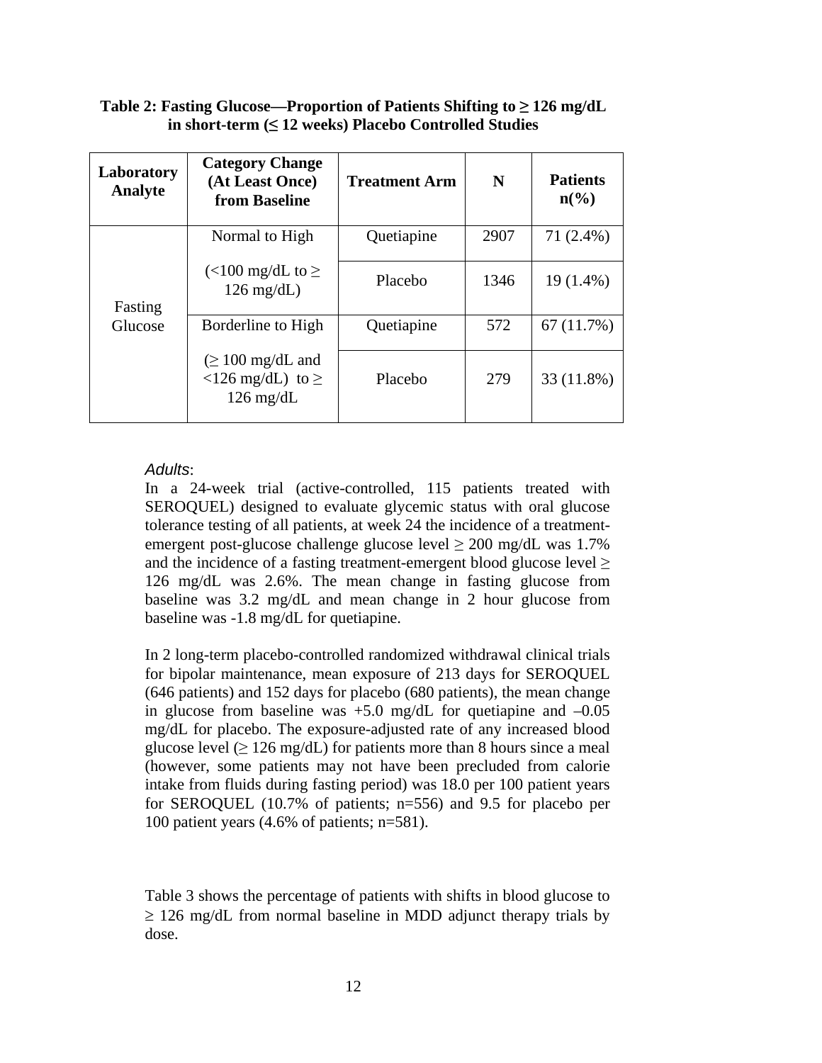**Table 2: Fasting Glucose—Proportion of Patients Shifting to ≥ 126 mg/dL in short-term (≤ 12 weeks) Placebo Controlled Studies**

| Laboratory Analyte | Category Change (At Least Once) from Baseline | Treatment Arm | N | Patients n(%) |
|---|---|---|---|---|
| Fasting Glucose | Normal to High (<100 mg/dL to ≥ 126 mg/dL) | Quetiapine | 2907 | 71 (2.4%) |
| | | Placebo | 1346 | 19 (1.4%) |
| | Borderline to High (≥ 100 mg/dL and <126 mg/dL) to ≥ 126 mg/dL | Quetiapine | 572 | 67 (11.7%) |
| | | Placebo | 279 | 33 (11.8%) |

*Adults*:

In a 24-week trial (active-controlled, 115 patients treated with SEROQUEL) designed to evaluate glycemic status with oral glucose tolerance testing of all patients, at week 24 the incidence of a treatment-emergent post-glucose challenge glucose level ≥ 200 mg/dL was 1.7% and the incidence of a fasting treatment-emergent blood glucose level ≥ 126 mg/dL was 2.6%. The mean change in fasting glucose from baseline was 3.2 mg/dL and mean change in 2 hour glucose from baseline was -1.8 mg/dL for quetiapine.

In 2 long-term placebo-controlled randomized withdrawal clinical trials for bipolar maintenance, mean exposure of 213 days for SEROQUEL (646 patients) and 152 days for placebo (680 patients), the mean change in glucose from baseline was +5.0 mg/dL for quetiapine and –0.05 mg/dL for placebo. The exposure-adjusted rate of any increased blood glucose level (≥ 126 mg/dL) for patients more than 8 hours since a meal (however, some patients may not have been precluded from calorie intake from fluids during fasting period) was 18.0 per 100 patient years for SEROQUEL (10.7% of patients; n=556) and 9.5 for placebo per 100 patient years (4.6% of patients; n=581).

Table 3 shows the percentage of patients with shifts in blood glucose to ≥ 126 mg/dL from normal baseline in MDD adjunct therapy trials by dose.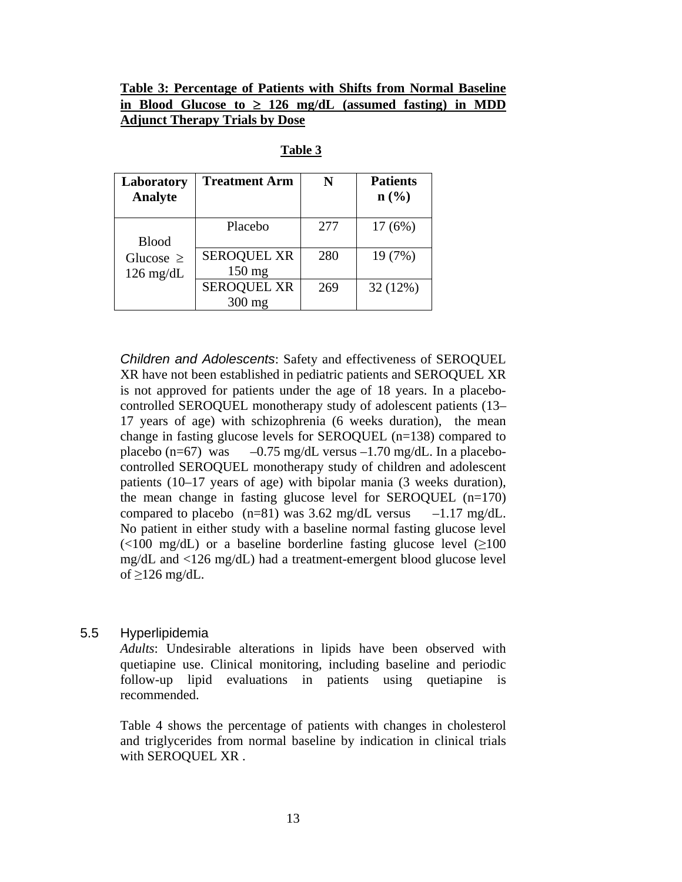**Table 3: Percentage of Patients with Shifts from Normal Baseline in Blood Glucose to ≥ 126 mg/dL (assumed fasting) in MDD Adjunct Therapy Trials by Dose**

**Table 3**

| Laboratory Analyte | Treatment Arm | N | Patients n (%) |
|---|---|---|---|
| Blood Glucose ≥ 126 mg/dL | Placebo | 277 | 17 (6%) |
| | SEROQUEL XR 150 mg | 280 | 19 (7%) |
| | SEROQUEL XR 300 mg | 269 | 32 (12%) |

*Children and Adolescents*: Safety and effectiveness of SEROQUEL XR have not been established in pediatric patients and SEROQUEL XR is not approved for patients under the age of 18 years. In a placebo-controlled SEROQUEL monotherapy study of adolescent patients (13–17 years of age) with schizophrenia (6 weeks duration), the mean change in fasting glucose levels for SEROQUEL (n=138) compared to placebo (n=67) was –0.75 mg/dL versus –1.70 mg/dL. In a placebo-controlled SEROQUEL monotherapy study of children and adolescent patients (10–17 years of age) with bipolar mania (3 weeks duration), the mean change in fasting glucose level for SEROQUEL (n=170) compared to placebo (n=81) was 3.62 mg/dL versus –1.17 mg/dL. No patient in either study with a baseline normal fasting glucose level (<100 mg/dL) or a baseline borderline fasting glucose level (≥100 mg/dL and <126 mg/dL) had a treatment-emergent blood glucose level of ≥126 mg/dL.

### 5.5 Hyperlipidemia

*Adults*: Undesirable alterations in lipids have been observed with quetiapine use. Clinical monitoring, including baseline and periodic follow-up lipid evaluations in patients using quetiapine is recommended.

Table 4 shows the percentage of patients with changes in cholesterol and triglycerides from normal baseline by indication in clinical trials with SEROQUEL XR .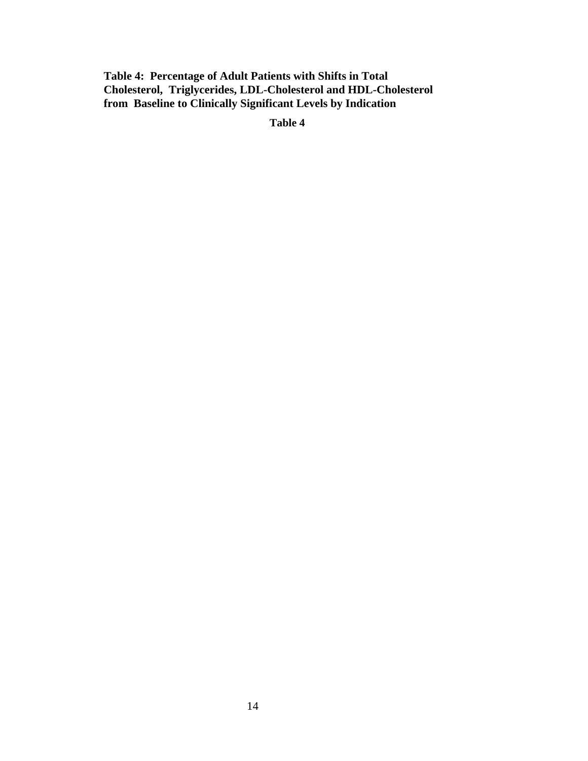**Table 4: Percentage of Adult Patients with Shifts in Total Cholesterol, Triglycerides, LDL-Cholesterol and HDL-Cholesterol from Baseline to Clinically Significant Levels by Indication**

**Table 4**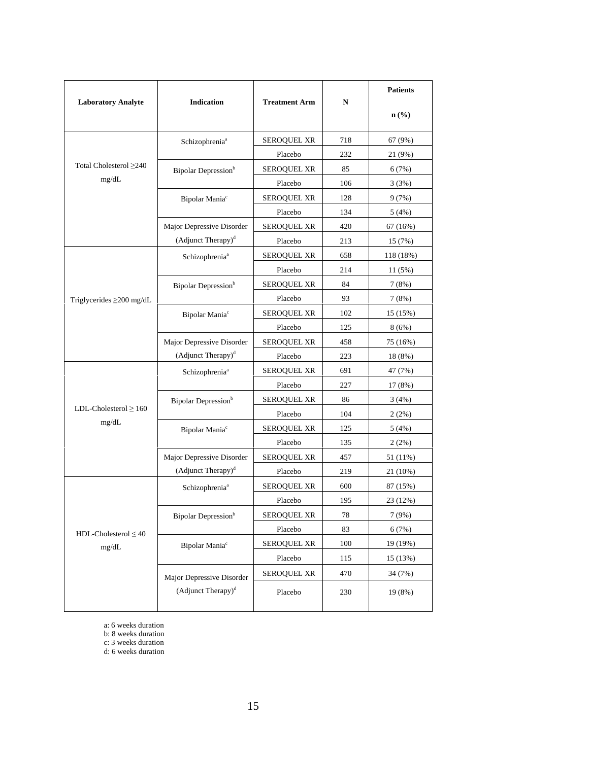| Laboratory Analyte | Indication | Treatment Arm | N | Patients n (%) |
|---|---|---|---|---|
| Total Cholesterol ≥240 mg/dL | Schizophrenia[a] | SEROQUEL XR | 718 | 67 (9%) |
| | | Placebo | 232 | 21 (9%) |
| | Bipolar Depression[b] | SEROQUEL XR | 85 | 6 (7%) |
| | | Placebo | 106 | 3 (3%) |
| | Bipolar Mania[c] | SEROQUEL XR | 128 | 9 (7%) |
| | | Placebo | 134 | 5 (4%) |
| | Major Depressive Disorder (Adjunct Therapy)[d] | SEROQUEL XR | 420 | 67 (16%) |
| | | Placebo | 213 | 15 (7%) |
| Triglycerides ≥200 mg/dL | Schizophrenia[a] | SEROQUEL XR | 658 | 118 (18%) |
| | | Placebo | 214 | 11 (5%) |
| | Bipolar Depression[b] | SEROQUEL XR | 84 | 7 (8%) |
| | | Placebo | 93 | 7 (8%) |
| | Bipolar Mania[c] | SEROQUEL XR | 102 | 15 (15%) |
| | | Placebo | 125 | 8 (6%) |
| | Major Depressive Disorder (Adjunct Therapy)[d] | SEROQUEL XR | 458 | 75 (16%) |
| | | Placebo | 223 | 18 (8%) |
| LDL-Cholesterol ≥ 160 mg/dL | Schizophrenia[a] | SEROQUEL XR | 691 | 47 (7%) |
| | | Placebo | 227 | 17 (8%) |
| | Bipolar Depression[b] | SEROQUEL XR | 86 | 3 (4%) |
| | | Placebo | 104 | 2 (2%) |
| | Bipolar Mania[c] | SEROQUEL XR | 125 | 5 (4%) |
| | | Placebo | 135 | 2 (2%) |
| | Major Depressive Disorder (Adjunct Therapy)[d] | SEROQUEL XR | 457 | 51 (11%) |
| | | Placebo | 219 | 21 (10%) |
| HDL-Cholesterol ≤ 40 mg/dL | Schizophrenia[a] | SEROQUEL XR | 600 | 87 (15%) |
| | | Placebo | 195 | 23 (12%) |
| | Bipolar Depression[b] | SEROQUEL XR | 78 | 7 (9%) |
| | | Placebo | 83 | 6 (7%) |
| | Bipolar Mania[c] | SEROQUEL XR | 100 | 19 (19%) |
| | | Placebo | 115 | 15 (13%) |
| | Major Depressive Disorder (Adjunct Therapy)[d] | SEROQUEL XR | 470 | 34 (7%) |
| | | Placebo | 230 | 19 (8%) |

a: 6 weeks duration
b: 8 weeks duration
c: 3 weeks duration
d: 6 weeks duration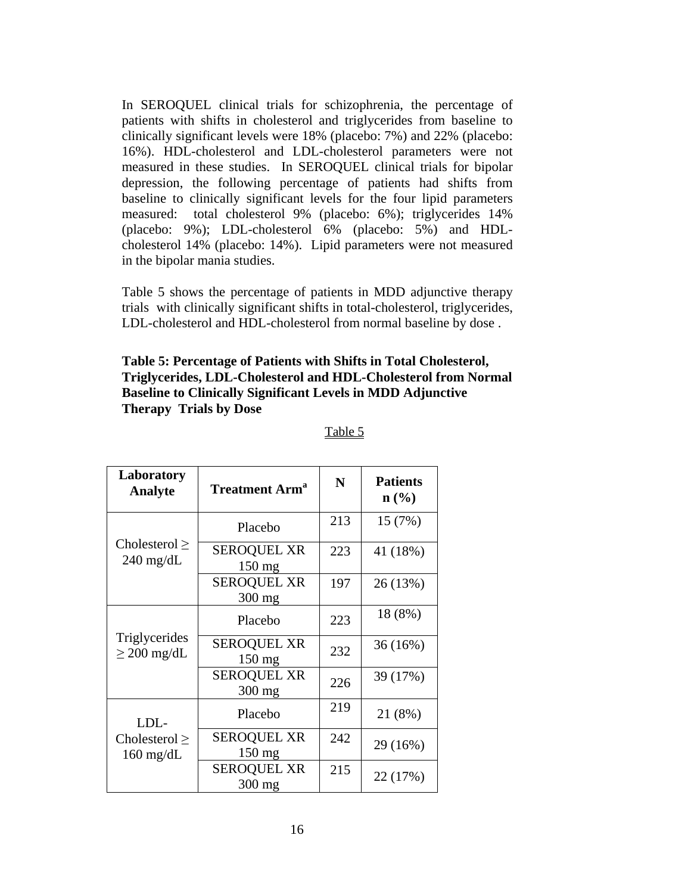In SEROQUEL clinical trials for schizophrenia, the percentage of patients with shifts in cholesterol and triglycerides from baseline to clinically significant levels were 18% (placebo: 7%) and 22% (placebo: 16%). HDL-cholesterol and LDL-cholesterol parameters were not measured in these studies. In SEROQUEL clinical trials for bipolar depression, the following percentage of patients had shifts from baseline to clinically significant levels for the four lipid parameters measured: total cholesterol 9% (placebo: 6%); triglycerides 14% (placebo: 9%); LDL-cholesterol 6% (placebo: 5%) and HDL-cholesterol 14% (placebo: 14%). Lipid parameters were not measured in the bipolar mania studies.

Table 5 shows the percentage of patients in MDD adjunctive therapy trials with clinically significant shifts in total-cholesterol, triglycerides, LDL-cholesterol and HDL-cholesterol from normal baseline by dose .

**Table 5: Percentage of Patients with Shifts in Total Cholesterol, Triglycerides, LDL-Cholesterol and HDL-Cholesterol from Normal Baseline to Clinically Significant Levels in MDD Adjunctive Therapy Trials by Dose**

Table 5

| Laboratory Analyte | Treatment Arm[a] | N | Patients n (%) |
|---|---|---|---|
| Cholesterol ≥ 240 mg/dL | Placebo | 213 | 15 (7%) |
| | SEROQUEL XR 150 mg | 223 | 41 (18%) |
| | SEROQUEL XR 300 mg | 197 | 26 (13%) |
| Triglycerides ≥ 200 mg/dL | Placebo | 223 | 18 (8%) |
| | SEROQUEL XR 150 mg | 232 | 36 (16%) |
| | SEROQUEL XR 300 mg | 226 | 39 (17%) |
| LDL-Cholesterol ≥ 160 mg/dL | Placebo | 219 | 21 (8%) |
| | SEROQUEL XR 150 mg | 242 | 29 (16%) |
| | SEROQUEL XR 300 mg | 215 | 22 (17%) |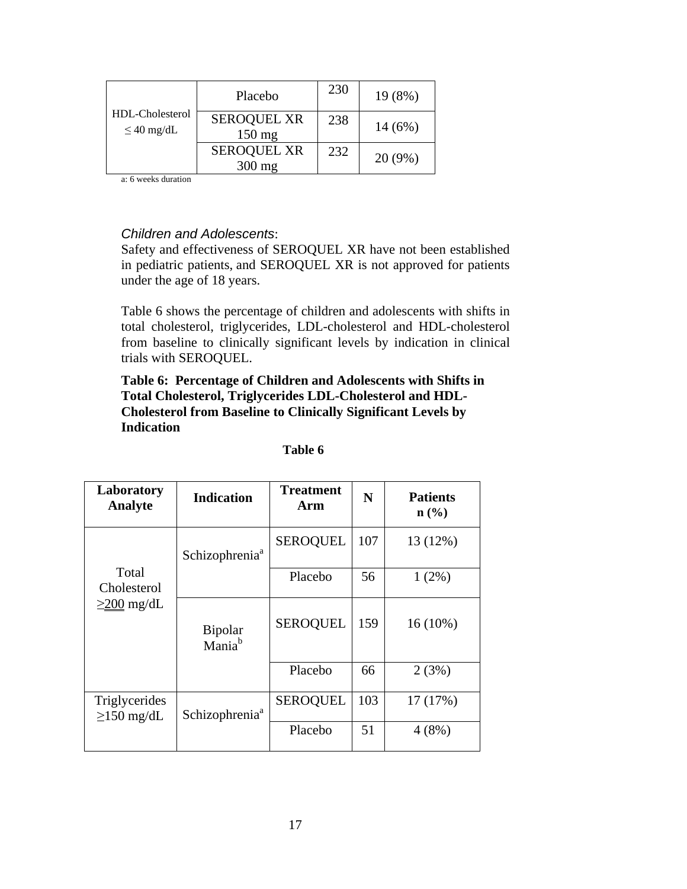| | | | |
|---|---|---|---|
| HDL-Cholesterol ≤ 40 mg/dL | Placebo | 230 | 19 (8%) |
| | SEROQUEL XR 150 mg | 238 | 14 (6%) |
| | SEROQUEL XR 300 mg | 232 | 20 (9%) |

a: 6 weeks duration

*Children and Adolescents*:

Safety and effectiveness of SEROQUEL XR have not been established in pediatric patients, and SEROQUEL XR is not approved for patients under the age of 18 years.

Table 6 shows the percentage of children and adolescents with shifts in total cholesterol, triglycerides, LDL-cholesterol and HDL-cholesterol from baseline to clinically significant levels by indication in clinical trials with SEROQUEL.

**Table 6: Percentage of Children and Adolescents with Shifts in Total Cholesterol, Triglycerides LDL-Cholesterol and HDL-Cholesterol from Baseline to Clinically Significant Levels by Indication**

**Table 6**

| Laboratory Analyte | Indication | Treatment Arm | N | Patients n (%) |
|---|---|---|---|---|
| Total Cholesterol ≥200 mg/dL | Schizophrenia[a] | SEROQUEL | 107 | 13 (12%) |
| | | Placebo | 56 | 1 (2%) |
| | Bipolar Mania[b] | SEROQUEL | 159 | 16 (10%) |
| | | Placebo | 66 | 2 (3%) |
| Triglycerides ≥150 mg/dL | Schizophrenia[a] | SEROQUEL | 103 | 17 (17%) |
| | | Placebo | 51 | 4 (8%) |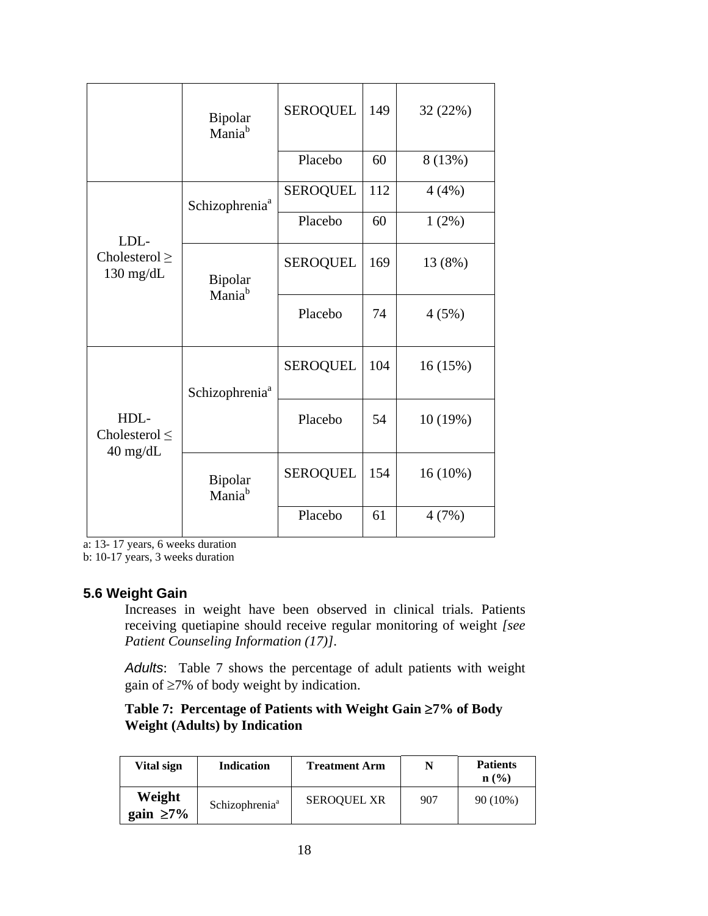| | | | | |
|---|---|---|---|---|
| | Bipolar Mania[b] | SEROQUEL | 149 | 32 (22%) |
| | | Placebo | 60 | 8 (13%) |
| LDL-Cholesterol ≥ 130 mg/dL | Schizophrenia[a] | SEROQUEL | 112 | 4 (4%) |
| | | Placebo | 60 | 1 (2%) |
| | Bipolar Mania[b] | SEROQUEL | 169 | 13 (8%) |
| | | Placebo | 74 | 4 (5%) |
| HDL-Cholesterol ≤ 40 mg/dL | Schizophrenia[a] | SEROQUEL | 104 | 16 (15%) |
| | | Placebo | 54 | 10 (19%) |
| | Bipolar Mania[b] | SEROQUEL | 154 | 16 (10%) |
| | | Placebo | 61 | 4 (7%) |

a: 13- 17 years, 6 weeks duration
b: 10-17 years, 3 weeks duration

### 5.6 Weight Gain

Increases in weight have been observed in clinical trials. Patients receiving quetiapine should receive regular monitoring of weight *[see Patient Counseling Information (17)]*.

*Adults*: Table 7 shows the percentage of adult patients with weight gain of ≥7% of body weight by indication.

**Table 7: Percentage of Patients with Weight Gain ≥7% of Body Weight (Adults) by Indication**

| Vital sign | Indication | Treatment Arm | N | Patients n (%) |
|---|---|---|---|---|
| **Weight gain ≥7%** | Schizophrenia[a] | SEROQUEL XR | 907 | 90 (10%) |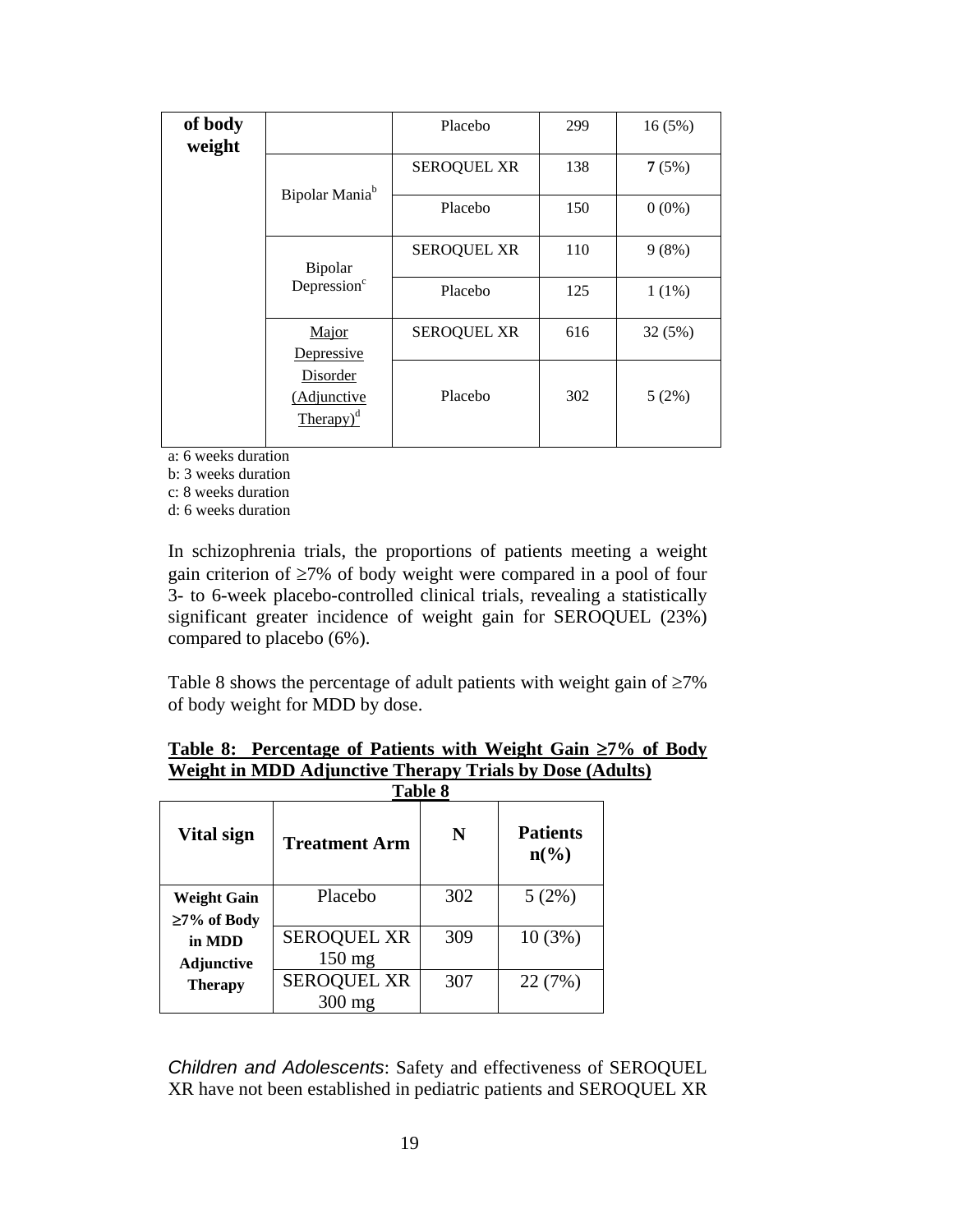| of body weight | | Placebo | 299 | 16 (5%) |
|---|---|---|---|---|
| | Bipolar Mania[b] | SEROQUEL XR | 138 | **7** (5%) |
| | | Placebo | 150 | 0 (0%) |
| | Bipolar Depression[c] | SEROQUEL XR | 110 | 9 (8%) |
| | | Placebo | 125 | 1 (1%) |
| | Major Depressive Disorder (Adjunctive Therapy)[d] | SEROQUEL XR | 616 | 32 (5%) |
| | | Placebo | 302 | 5 (2%) |

a: 6 weeks duration
b: 3 weeks duration
c: 8 weeks duration
d: 6 weeks duration

In schizophrenia trials, the proportions of patients meeting a weight gain criterion of ≥7% of body weight were compared in a pool of four 3- to 6-week placebo-controlled clinical trials, revealing a statistically significant greater incidence of weight gain for SEROQUEL (23%) compared to placebo (6%).

Table 8 shows the percentage of adult patients with weight gain of ≥7% of body weight for MDD by dose.

**Table 8: Percentage of Patients with Weight Gain ≥7% of Body Weight in MDD Adjunctive Therapy Trials by Dose (Adults)**

**Table 8**

| Vital sign | Treatment Arm | N | Patients n(%) |
|---|---|---|---|
| **Weight Gain ≥7% of Body in MDD Adjunctive Therapy** | Placebo | 302 | 5 (2%) |
| | SEROQUEL XR 150 mg | 309 | 10 (3%) |
| | SEROQUEL XR 300 mg | 307 | 22 (7%) |

*Children and Adolescents*: Safety and effectiveness of SEROQUEL XR have not been established in pediatric patients and SEROQUEL XR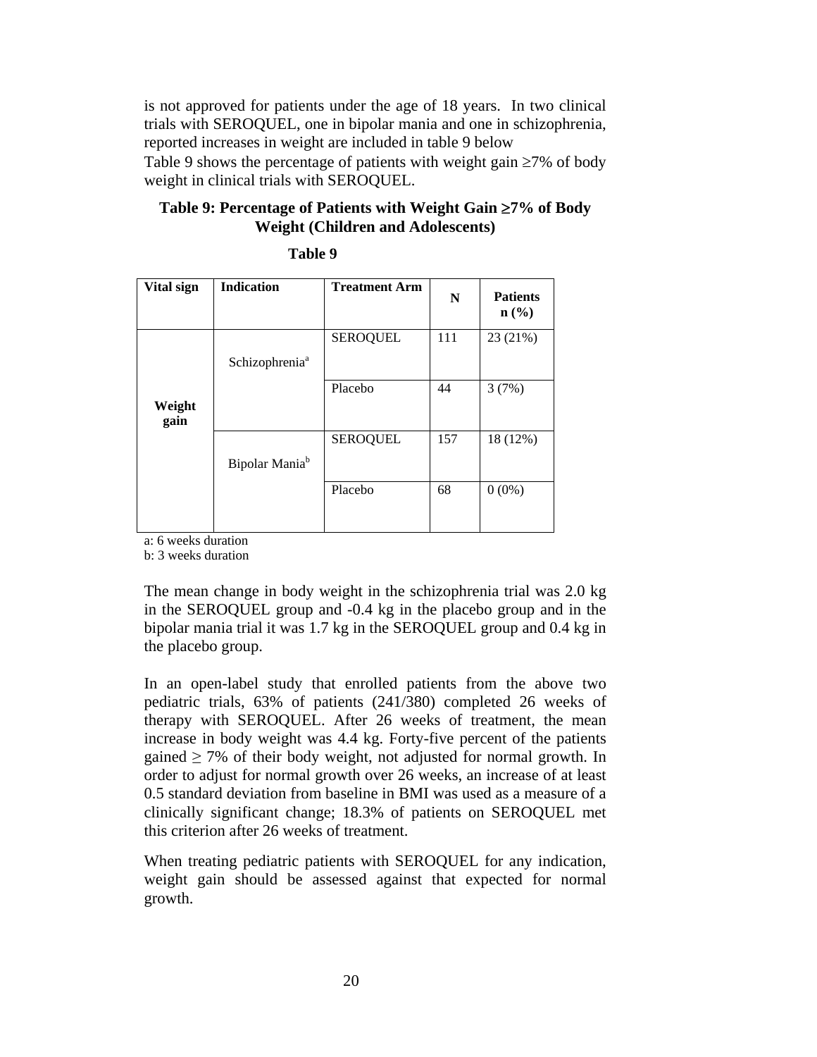is not approved for patients under the age of 18 years. In two clinical trials with SEROQUEL, one in bipolar mania and one in schizophrenia, reported increases in weight are included in table 9 below

Table 9 shows the percentage of patients with weight gain ≥7% of body weight in clinical trials with SEROQUEL.

**Table 9: Percentage of Patients with Weight Gain ≥7% of Body Weight (Children and Adolescents)**

**Table 9**

| Vital sign | Indication | Treatment Arm | N | Patients n (%) |
|---|---|---|---|---|
| **Weight gain** | Schizophrenia[a] | SEROQUEL | 111 | 23 (21%) |
| | | Placebo | 44 | 3 (7%) |
| | Bipolar Mania[b] | SEROQUEL | 157 | 18 (12%) |
| | | Placebo | 68 | 0 (0%) |

a: 6 weeks duration
b: 3 weeks duration

The mean change in body weight in the schizophrenia trial was 2.0 kg in the SEROQUEL group and -0.4 kg in the placebo group and in the bipolar mania trial it was 1.7 kg in the SEROQUEL group and 0.4 kg in the placebo group.

In an open-label study that enrolled patients from the above two pediatric trials, 63% of patients (241/380) completed 26 weeks of therapy with SEROQUEL. After 26 weeks of treatment, the mean increase in body weight was 4.4 kg. Forty-five percent of the patients gained ≥ 7% of their body weight, not adjusted for normal growth. In order to adjust for normal growth over 26 weeks, an increase of at least 0.5 standard deviation from baseline in BMI was used as a measure of a clinically significant change; 18.3% of patients on SEROQUEL met this criterion after 26 weeks of treatment.

When treating pediatric patients with SEROQUEL for any indication, weight gain should be assessed against that expected for normal growth.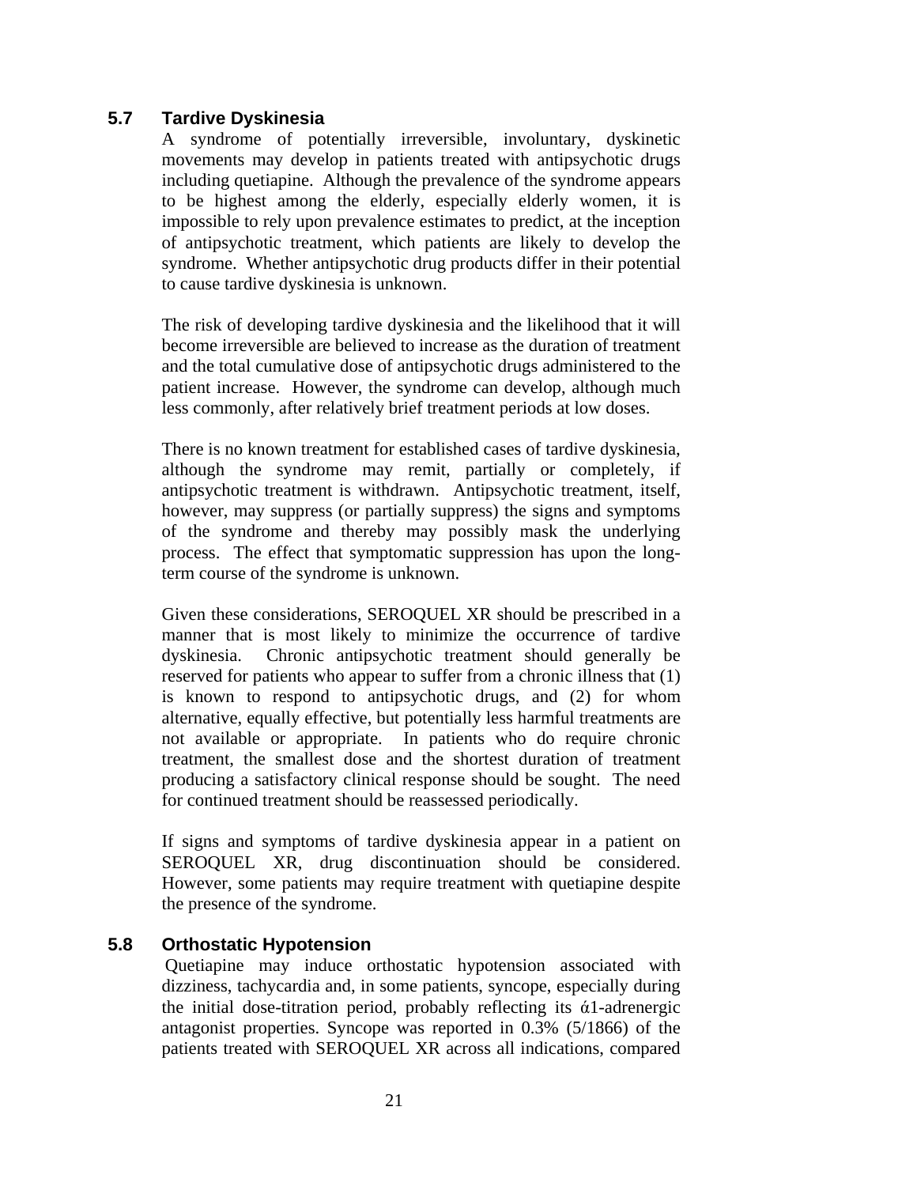### 5.7 Tardive Dyskinesia

A syndrome of potentially irreversible, involuntary, dyskinetic movements may develop in patients treated with antipsychotic drugs including quetiapine. Although the prevalence of the syndrome appears to be highest among the elderly, especially elderly women, it is impossible to rely upon prevalence estimates to predict, at the inception of antipsychotic treatment, which patients are likely to develop the syndrome. Whether antipsychotic drug products differ in their potential to cause tardive dyskinesia is unknown.

The risk of developing tardive dyskinesia and the likelihood that it will become irreversible are believed to increase as the duration of treatment and the total cumulative dose of antipsychotic drugs administered to the patient increase. However, the syndrome can develop, although much less commonly, after relatively brief treatment periods at low doses.

There is no known treatment for established cases of tardive dyskinesia, although the syndrome may remit, partially or completely, if antipsychotic treatment is withdrawn. Antipsychotic treatment, itself, however, may suppress (or partially suppress) the signs and symptoms of the syndrome and thereby may possibly mask the underlying process. The effect that symptomatic suppression has upon the long-term course of the syndrome is unknown.

Given these considerations, SEROQUEL XR should be prescribed in a manner that is most likely to minimize the occurrence of tardive dyskinesia. Chronic antipsychotic treatment should generally be reserved for patients who appear to suffer from a chronic illness that (1) is known to respond to antipsychotic drugs, and (2) for whom alternative, equally effective, but potentially less harmful treatments are not available or appropriate. In patients who do require chronic treatment, the smallest dose and the shortest duration of treatment producing a satisfactory clinical response should be sought. The need for continued treatment should be reassessed periodically.

If signs and symptoms of tardive dyskinesia appear in a patient on SEROQUEL XR, drug discontinuation should be considered. However, some patients may require treatment with quetiapine despite the presence of the syndrome.

### 5.8 Orthostatic Hypotension

Quetiapine may induce orthostatic hypotension associated with dizziness, tachycardia and, in some patients, syncope, especially during the initial dose-titration period, probably reflecting its ά1-adrenergic antagonist properties. Syncope was reported in 0.3% (5/1866) of the patients treated with SEROQUEL XR across all indications, compared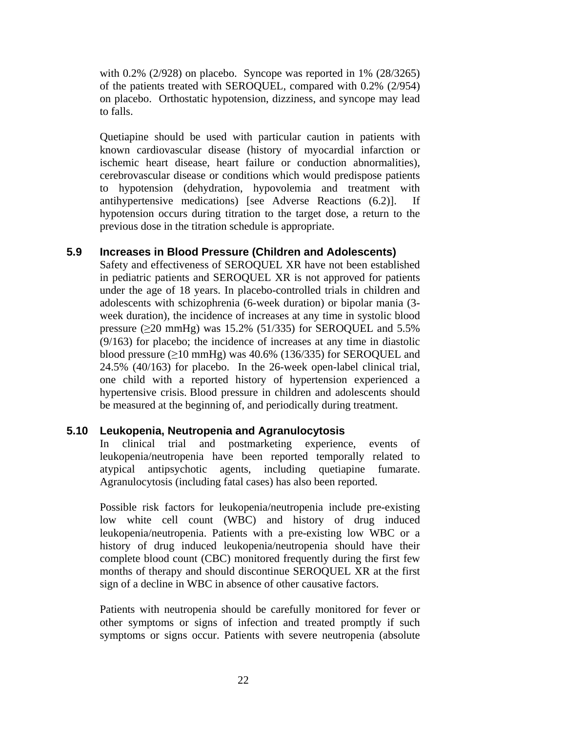with 0.2% (2/928) on placebo. Syncope was reported in 1% (28/3265) of the patients treated with SEROQUEL, compared with 0.2% (2/954) on placebo. Orthostatic hypotension, dizziness, and syncope may lead to falls.

Quetiapine should be used with particular caution in patients with known cardiovascular disease (history of myocardial infarction or ischemic heart disease, heart failure or conduction abnormalities), cerebrovascular disease or conditions which would predispose patients to hypotension (dehydration, hypovolemia and treatment with antihypertensive medications) [see Adverse Reactions (6.2)]. If hypotension occurs during titration to the target dose, a return to the previous dose in the titration schedule is appropriate.

## 5.9 Increases in Blood Pressure (Children and Adolescents)

Safety and effectiveness of SEROQUEL XR have not been established in pediatric patients and SEROQUEL XR is not approved for patients under the age of 18 years. In placebo-controlled trials in children and adolescents with schizophrenia (6-week duration) or bipolar mania (3-week duration), the incidence of increases at any time in systolic blood pressure (≥20 mmHg) was 15.2% (51/335) for SEROQUEL and 5.5% (9/163) for placebo; the incidence of increases at any time in diastolic blood pressure (≥10 mmHg) was 40.6% (136/335) for SEROQUEL and 24.5% (40/163) for placebo. In the 26-week open-label clinical trial, one child with a reported history of hypertension experienced a hypertensive crisis. Blood pressure in children and adolescents should be measured at the beginning of, and periodically during treatment.

## 5.10 Leukopenia, Neutropenia and Agranulocytosis

In clinical trial and postmarketing experience, events of leukopenia/neutropenia have been reported temporally related to atypical antipsychotic agents, including quetiapine fumarate. Agranulocytosis (including fatal cases) has also been reported.

Possible risk factors for leukopenia/neutropenia include pre-existing low white cell count (WBC) and history of drug induced leukopenia/neutropenia. Patients with a pre-existing low WBC or a history of drug induced leukopenia/neutropenia should have their complete blood count (CBC) monitored frequently during the first few months of therapy and should discontinue SEROQUEL XR at the first sign of a decline in WBC in absence of other causative factors.

Patients with neutropenia should be carefully monitored for fever or other symptoms or signs of infection and treated promptly if such symptoms or signs occur. Patients with severe neutropenia (absolute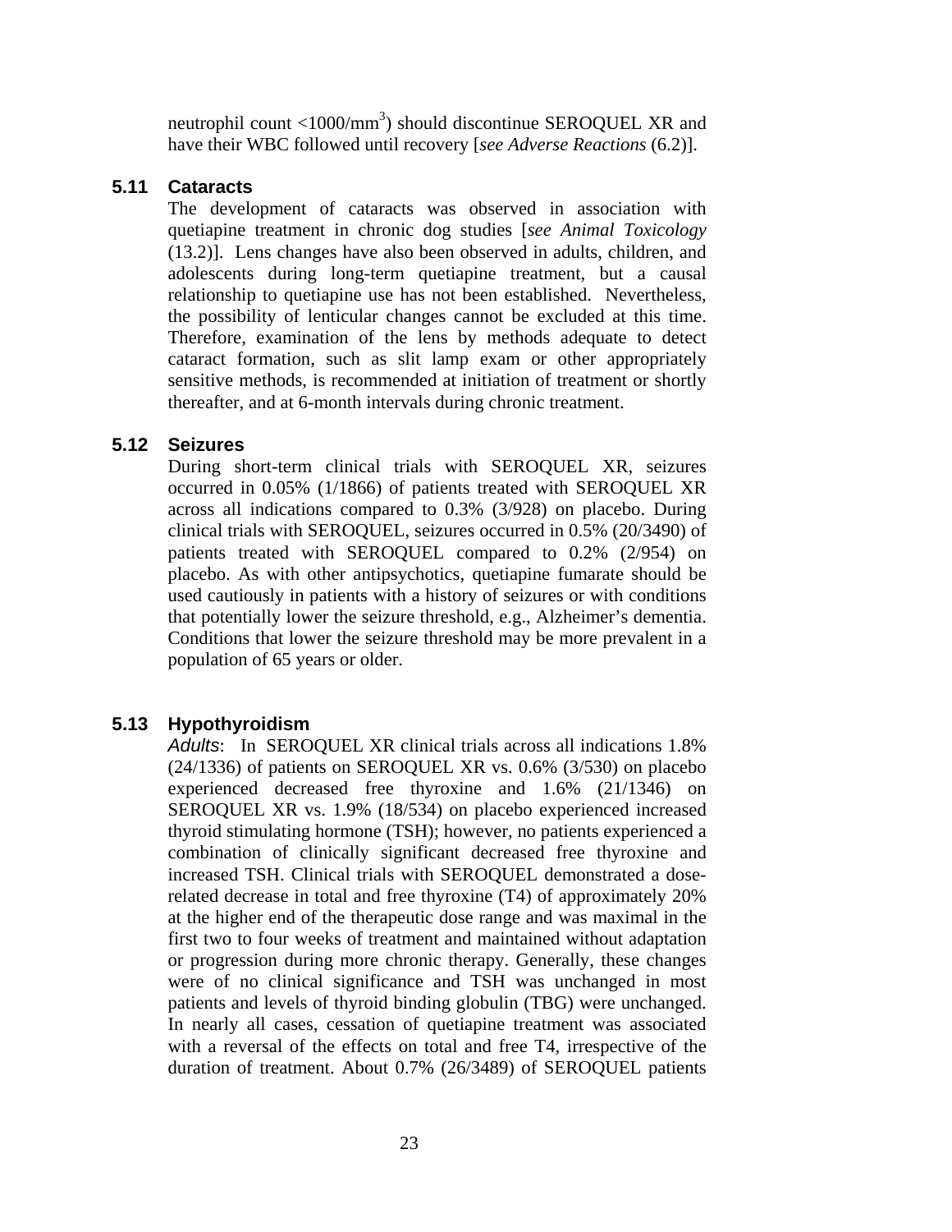neutrophil count <1000/mm$^3$) should discontinue SEROQUEL XR and have their WBC followed until recovery [*see Adverse Reactions* (6.2)].

### 5.11 Cataracts

The development of cataracts was observed in association with quetiapine treatment in chronic dog studies [*see Animal Toxicology* (13.2)]. Lens changes have also been observed in adults, children, and adolescents during long-term quetiapine treatment, but a causal relationship to quetiapine use has not been established. Nevertheless, the possibility of lenticular changes cannot be excluded at this time. Therefore, examination of the lens by methods adequate to detect cataract formation, such as slit lamp exam or other appropriately sensitive methods, is recommended at initiation of treatment or shortly thereafter, and at 6-month intervals during chronic treatment.

### 5.12 Seizures

During short-term clinical trials with SEROQUEL XR, seizures occurred in 0.05% (1/1866) of patients treated with SEROQUEL XR across all indications compared to 0.3% (3/928) on placebo. During clinical trials with SEROQUEL, seizures occurred in 0.5% (20/3490) of patients treated with SEROQUEL compared to 0.2% (2/954) on placebo. As with other antipsychotics, quetiapine fumarate should be used cautiously in patients with a history of seizures or with conditions that potentially lower the seizure threshold, e.g., Alzheimer's dementia. Conditions that lower the seizure threshold may be more prevalent in a population of 65 years or older.

### 5.13 Hypothyroidism

*Adults*: In SEROQUEL XR clinical trials across all indications 1.8% (24/1336) of patients on SEROQUEL XR vs. 0.6% (3/530) on placebo experienced decreased free thyroxine and 1.6% (21/1346) on SEROQUEL XR vs. 1.9% (18/534) on placebo experienced increased thyroid stimulating hormone (TSH); however, no patients experienced a combination of clinically significant decreased free thyroxine and increased TSH. Clinical trials with SEROQUEL demonstrated a dose-related decrease in total and free thyroxine (T4) of approximately 20% at the higher end of the therapeutic dose range and was maximal in the first two to four weeks of treatment and maintained without adaptation or progression during more chronic therapy. Generally, these changes were of no clinical significance and TSH was unchanged in most patients and levels of thyroid binding globulin (TBG) were unchanged. In nearly all cases, cessation of quetiapine treatment was associated with a reversal of the effects on total and free T4, irrespective of the duration of treatment. About 0.7% (26/3489) of SEROQUEL patients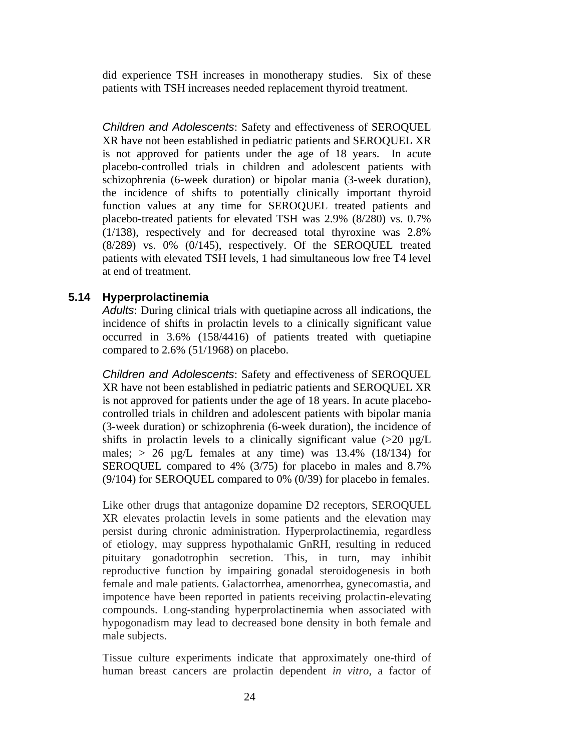did experience TSH increases in monotherapy studies. Six of these patients with TSH increases needed replacement thyroid treatment.

*Children and Adolescents*: Safety and effectiveness of SEROQUEL XR have not been established in pediatric patients and SEROQUEL XR is not approved for patients under the age of 18 years. In acute placebo-controlled trials in children and adolescent patients with schizophrenia (6-week duration) or bipolar mania (3-week duration), the incidence of shifts to potentially clinically important thyroid function values at any time for SEROQUEL treated patients and placebo-treated patients for elevated TSH was 2.9% (8/280) vs. 0.7% (1/138), respectively and for decreased total thyroxine was 2.8% (8/289) vs. 0% (0/145), respectively. Of the SEROQUEL treated patients with elevated TSH levels, 1 had simultaneous low free T4 level at end of treatment.

### 5.14 Hyperprolactinemia

*Adults*: During clinical trials with quetiapine across all indications, the incidence of shifts in prolactin levels to a clinically significant value occurred in 3.6% (158/4416) of patients treated with quetiapine compared to 2.6% (51/1968) on placebo.

*Children and Adolescents*: Safety and effectiveness of SEROQUEL XR have not been established in pediatric patients and SEROQUEL XR is not approved for patients under the age of 18 years. In acute placebo-controlled trials in children and adolescent patients with bipolar mania (3-week duration) or schizophrenia (6-week duration), the incidence of shifts in prolactin levels to a clinically significant value (>20 µg/L males; > 26 µg/L females at any time) was 13.4% (18/134) for SEROQUEL compared to 4% (3/75) for placebo in males and 8.7% (9/104) for SEROQUEL compared to 0% (0/39) for placebo in females.

Like other drugs that antagonize dopamine D2 receptors, SEROQUEL XR elevates prolactin levels in some patients and the elevation may persist during chronic administration. Hyperprolactinemia, regardless of etiology, may suppress hypothalamic GnRH, resulting in reduced pituitary gonadotrophin secretion. This, in turn, may inhibit reproductive function by impairing gonadal steroidogenesis in both female and male patients. Galactorrhea, amenorrhea, gynecomastia, and impotence have been reported in patients receiving prolactin-elevating compounds. Long-standing hyperprolactinemia when associated with hypogonadism may lead to decreased bone density in both female and male subjects.

Tissue culture experiments indicate that approximately one-third of human breast cancers are prolactin dependent *in vitro*, a factor of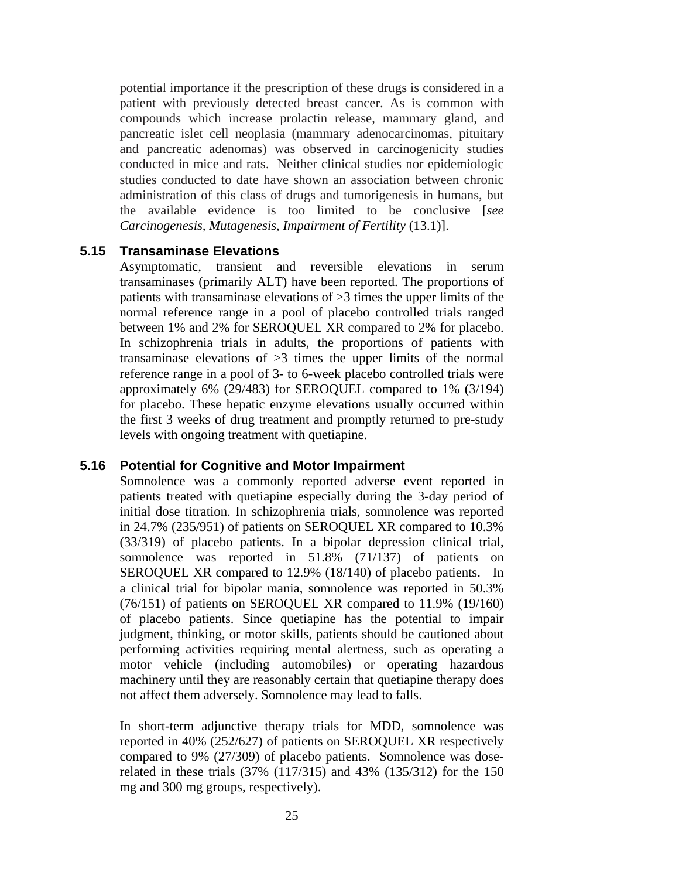potential importance if the prescription of these drugs is considered in a patient with previously detected breast cancer. As is common with compounds which increase prolactin release, mammary gland, and pancreatic islet cell neoplasia (mammary adenocarcinomas, pituitary and pancreatic adenomas) was observed in carcinogenicity studies conducted in mice and rats. Neither clinical studies nor epidemiologic studies conducted to date have shown an association between chronic administration of this class of drugs and tumorigenesis in humans, but the available evidence is too limited to be conclusive [*see Carcinogenesis, Mutagenesis, Impairment of Fertility* (13.1)].

### 5.15 Transaminase Elevations

Asymptomatic, transient and reversible elevations in serum transaminases (primarily ALT) have been reported. The proportions of patients with transaminase elevations of >3 times the upper limits of the normal reference range in a pool of placebo controlled trials ranged between 1% and 2% for SEROQUEL XR compared to 2% for placebo. In schizophrenia trials in adults, the proportions of patients with transaminase elevations of >3 times the upper limits of the normal reference range in a pool of 3- to 6-week placebo controlled trials were approximately 6% (29/483) for SEROQUEL compared to 1% (3/194) for placebo. These hepatic enzyme elevations usually occurred within the first 3 weeks of drug treatment and promptly returned to pre-study levels with ongoing treatment with quetiapine.

### 5.16 Potential for Cognitive and Motor Impairment

Somnolence was a commonly reported adverse event reported in patients treated with quetiapine especially during the 3-day period of initial dose titration. In schizophrenia trials, somnolence was reported in 24.7% (235/951) of patients on SEROQUEL XR compared to 10.3% (33/319) of placebo patients. In a bipolar depression clinical trial, somnolence was reported in 51.8% (71/137) of patients on SEROQUEL XR compared to 12.9% (18/140) of placebo patients. In a clinical trial for bipolar mania, somnolence was reported in 50.3% (76/151) of patients on SEROQUEL XR compared to 11.9% (19/160) of placebo patients. Since quetiapine has the potential to impair judgment, thinking, or motor skills, patients should be cautioned about performing activities requiring mental alertness, such as operating a motor vehicle (including automobiles) or operating hazardous machinery until they are reasonably certain that quetiapine therapy does not affect them adversely. Somnolence may lead to falls.

In short-term adjunctive therapy trials for MDD, somnolence was reported in 40% (252/627) of patients on SEROQUEL XR respectively compared to 9% (27/309) of placebo patients. Somnolence was dose-related in these trials (37% (117/315) and 43% (135/312) for the 150 mg and 300 mg groups, respectively).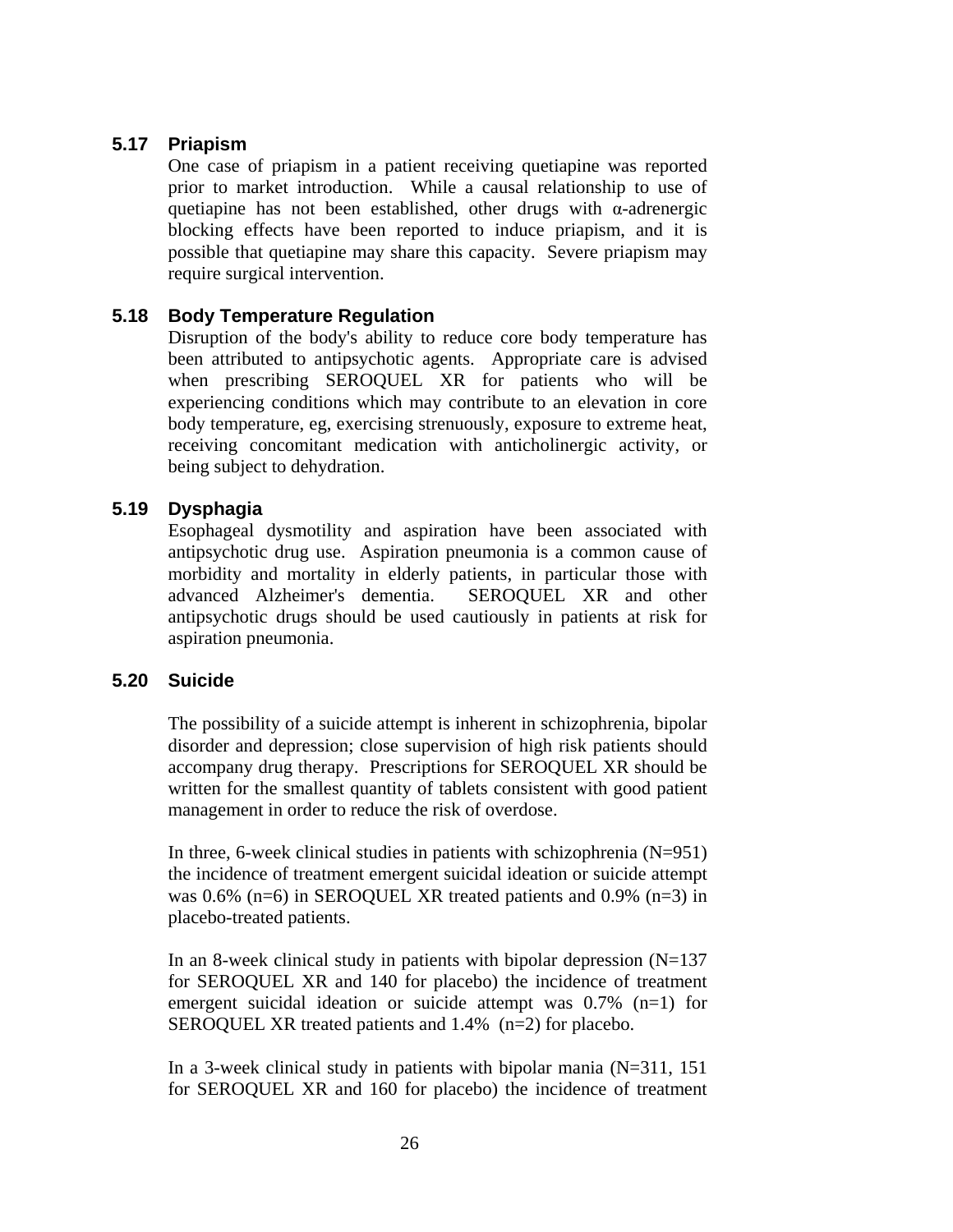### 5.17 Priapism

One case of priapism in a patient receiving quetiapine was reported prior to market introduction. While a causal relationship to use of quetiapine has not been established, other drugs with α-adrenergic blocking effects have been reported to induce priapism, and it is possible that quetiapine may share this capacity. Severe priapism may require surgical intervention.

### 5.18 Body Temperature Regulation

Disruption of the body's ability to reduce core body temperature has been attributed to antipsychotic agents. Appropriate care is advised when prescribing SEROQUEL XR for patients who will be experiencing conditions which may contribute to an elevation in core body temperature, eg, exercising strenuously, exposure to extreme heat, receiving concomitant medication with anticholinergic activity, or being subject to dehydration.

### 5.19 Dysphagia

Esophageal dysmotility and aspiration have been associated with antipsychotic drug use. Aspiration pneumonia is a common cause of morbidity and mortality in elderly patients, in particular those with advanced Alzheimer's dementia. SEROQUEL XR and other antipsychotic drugs should be used cautiously in patients at risk for aspiration pneumonia.

### 5.20 Suicide

The possibility of a suicide attempt is inherent in schizophrenia, bipolar disorder and depression; close supervision of high risk patients should accompany drug therapy. Prescriptions for SEROQUEL XR should be written for the smallest quantity of tablets consistent with good patient management in order to reduce the risk of overdose.

In three, 6-week clinical studies in patients with schizophrenia (N=951) the incidence of treatment emergent suicidal ideation or suicide attempt was 0.6% (n=6) in SEROQUEL XR treated patients and 0.9% (n=3) in placebo-treated patients.

In an 8-week clinical study in patients with bipolar depression (N=137 for SEROQUEL XR and 140 for placebo) the incidence of treatment emergent suicidal ideation or suicide attempt was 0.7% (n=1) for SEROQUEL XR treated patients and 1.4% (n=2) for placebo.

In a 3-week clinical study in patients with bipolar mania (N=311, 151 for SEROQUEL XR and 160 for placebo) the incidence of treatment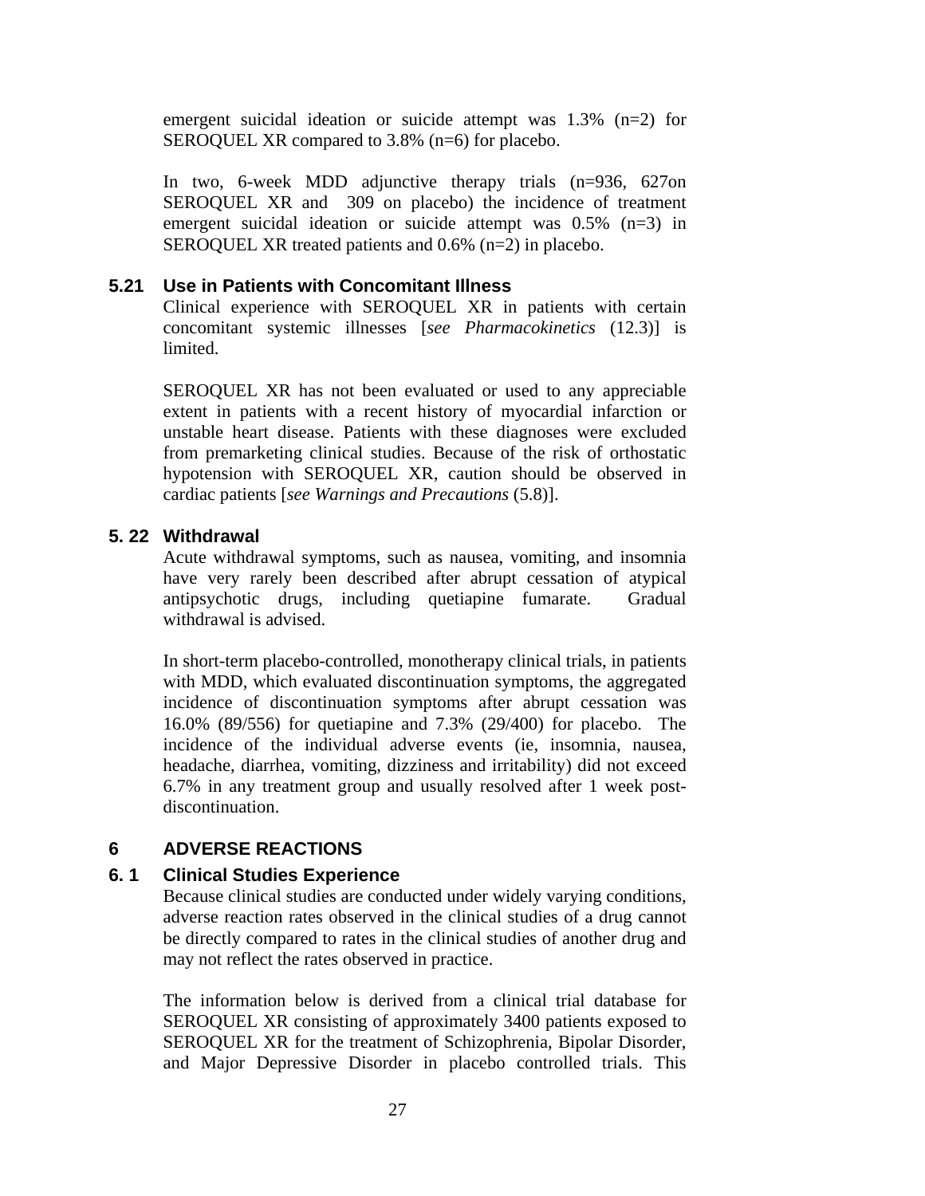emergent suicidal ideation or suicide attempt was 1.3% (n=2) for SEROQUEL XR compared to 3.8% (n=6) for placebo.

In two, 6-week MDD adjunctive therapy trials (n=936, 627on SEROQUEL XR and 309 on placebo) the incidence of treatment emergent suicidal ideation or suicide attempt was 0.5% (n=3) in SEROQUEL XR treated patients and 0.6% (n=2) in placebo.

### 5.21 Use in Patients with Concomitant Illness

Clinical experience with SEROQUEL XR in patients with certain concomitant systemic illnesses [*see Pharmacokinetics* (12.3)] is limited.

SEROQUEL XR has not been evaluated or used to any appreciable extent in patients with a recent history of myocardial infarction or unstable heart disease. Patients with these diagnoses were excluded from premarketing clinical studies. Because of the risk of orthostatic hypotension with SEROQUEL XR, caution should be observed in cardiac patients [*see Warnings and Precautions* (5.8)].

### 5. 22 Withdrawal

Acute withdrawal symptoms, such as nausea, vomiting, and insomnia have very rarely been described after abrupt cessation of atypical antipsychotic drugs, including quetiapine fumarate. Gradual withdrawal is advised.

In short-term placebo-controlled, monotherapy clinical trials, in patients with MDD, which evaluated discontinuation symptoms, the aggregated incidence of discontinuation symptoms after abrupt cessation was 16.0% (89/556) for quetiapine and 7.3% (29/400) for placebo. The incidence of the individual adverse events (ie, insomnia, nausea, headache, diarrhea, vomiting, dizziness and irritability) did not exceed 6.7% in any treatment group and usually resolved after 1 week post-discontinuation.

## 6 ADVERSE REACTIONS

### 6. 1 Clinical Studies Experience

Because clinical studies are conducted under widely varying conditions, adverse reaction rates observed in the clinical studies of a drug cannot be directly compared to rates in the clinical studies of another drug and may not reflect the rates observed in practice.

The information below is derived from a clinical trial database for SEROQUEL XR consisting of approximately 3400 patients exposed to SEROQUEL XR for the treatment of Schizophrenia, Bipolar Disorder, and Major Depressive Disorder in placebo controlled trials. This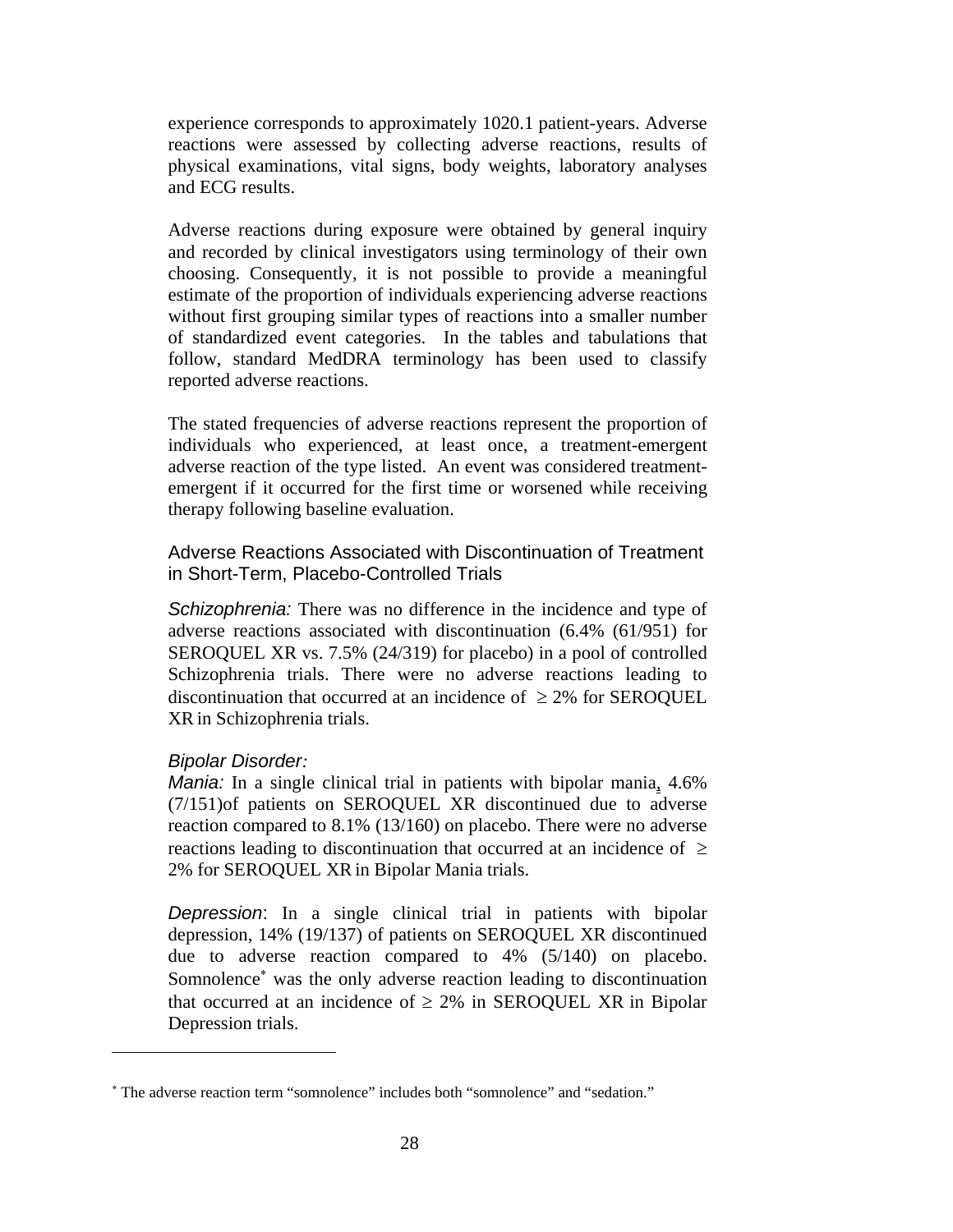experience corresponds to approximately 1020.1 patient-years. Adverse reactions were assessed by collecting adverse reactions, results of physical examinations, vital signs, body weights, laboratory analyses and ECG results.

Adverse reactions during exposure were obtained by general inquiry and recorded by clinical investigators using terminology of their own choosing. Consequently, it is not possible to provide a meaningful estimate of the proportion of individuals experiencing adverse reactions without first grouping similar types of reactions into a smaller number of standardized event categories. In the tables and tabulations that follow, standard MedDRA terminology has been used to classify reported adverse reactions.

The stated frequencies of adverse reactions represent the proportion of individuals who experienced, at least once, a treatment-emergent adverse reaction of the type listed. An event was considered treatment-emergent if it occurred for the first time or worsened while receiving therapy following baseline evaluation.

### Adverse Reactions Associated with Discontinuation of Treatment in Short-Term, Placebo-Controlled Trials

*Schizophrenia:* There was no difference in the incidence and type of adverse reactions associated with discontinuation (6.4% (61/951) for SEROQUEL XR vs. 7.5% (24/319) for placebo) in a pool of controlled Schizophrenia trials. There were no adverse reactions leading to discontinuation that occurred at an incidence of ≥ 2% for SEROQUEL XR in Schizophrenia trials.

*Bipolar Disorder:*
*Mania:* In a single clinical trial in patients with bipolar mania, 4.6% (7/151)of patients on SEROQUEL XR discontinued due to adverse reaction compared to 8.1% (13/160) on placebo. There were no adverse reactions leading to discontinuation that occurred at an incidence of ≥ 2% for SEROQUEL XR in Bipolar Mania trials.

*Depression*: In a single clinical trial in patients with bipolar depression, 14% (19/137) of patients on SEROQUEL XR discontinued due to adverse reaction compared to 4% (5/140) on placebo. Somnolence[*] was the only adverse reaction leading to discontinuation that occurred at an incidence of ≥ 2% in SEROQUEL XR in Bipolar Depression trials.

---

[*] The adverse reaction term "somnolence" includes both "somnolence" and "sedation."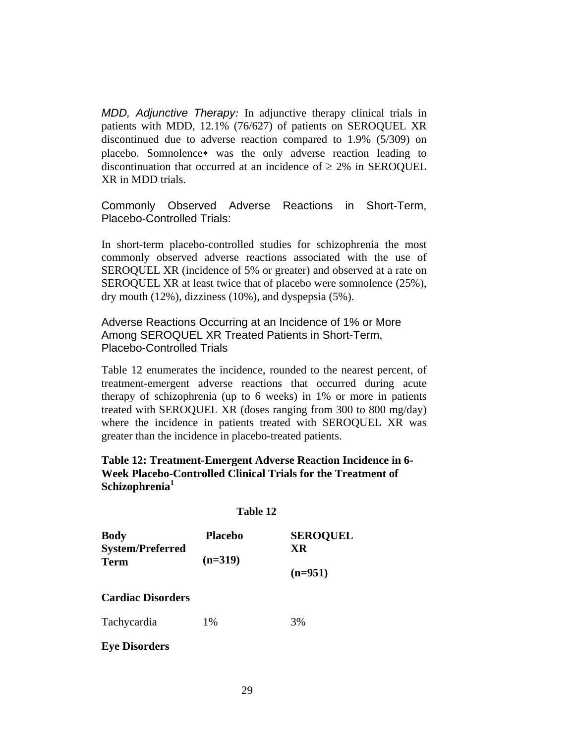*MDD, Adjunctive Therapy:* In adjunctive therapy clinical trials in patients with MDD, 12.1% (76/627) of patients on SEROQUEL XR discontinued due to adverse reaction compared to 1.9% (5/309) on placebo. Somnolence∗ was the only adverse reaction leading to discontinuation that occurred at an incidence of ≥ 2% in SEROQUEL XR in MDD trials.

Commonly Observed Adverse Reactions in Short-Term, Placebo-Controlled Trials:

In short-term placebo-controlled studies for schizophrenia the most commonly observed adverse reactions associated with the use of SEROQUEL XR (incidence of 5% or greater) and observed at a rate on SEROQUEL XR at least twice that of placebo were somnolence (25%), dry mouth (12%), dizziness (10%), and dyspepsia (5%).

Adverse Reactions Occurring at an Incidence of 1% or More Among SEROQUEL XR Treated Patients in Short-Term, Placebo-Controlled Trials

Table 12 enumerates the incidence, rounded to the nearest percent, of treatment-emergent adverse reactions that occurred during acute therapy of schizophrenia (up to 6 weeks) in 1% or more in patients treated with SEROQUEL XR (doses ranging from 300 to 800 mg/day) where the incidence in patients treated with SEROQUEL XR was greater than the incidence in placebo-treated patients.

**Table 12: Treatment-Emergent Adverse Reaction Incidence in 6-Week Placebo-Controlled Clinical Trials for the Treatment of Schizophrenia[1]**

**Table 12**

| Body System/Preferred Term | Placebo (n=319) | SEROQUEL XR (n=951) |
|---|---|---|
| **Cardiac Disorders** | | |
| Tachycardia | 1% | 3% |
| **Eye Disorders** | | |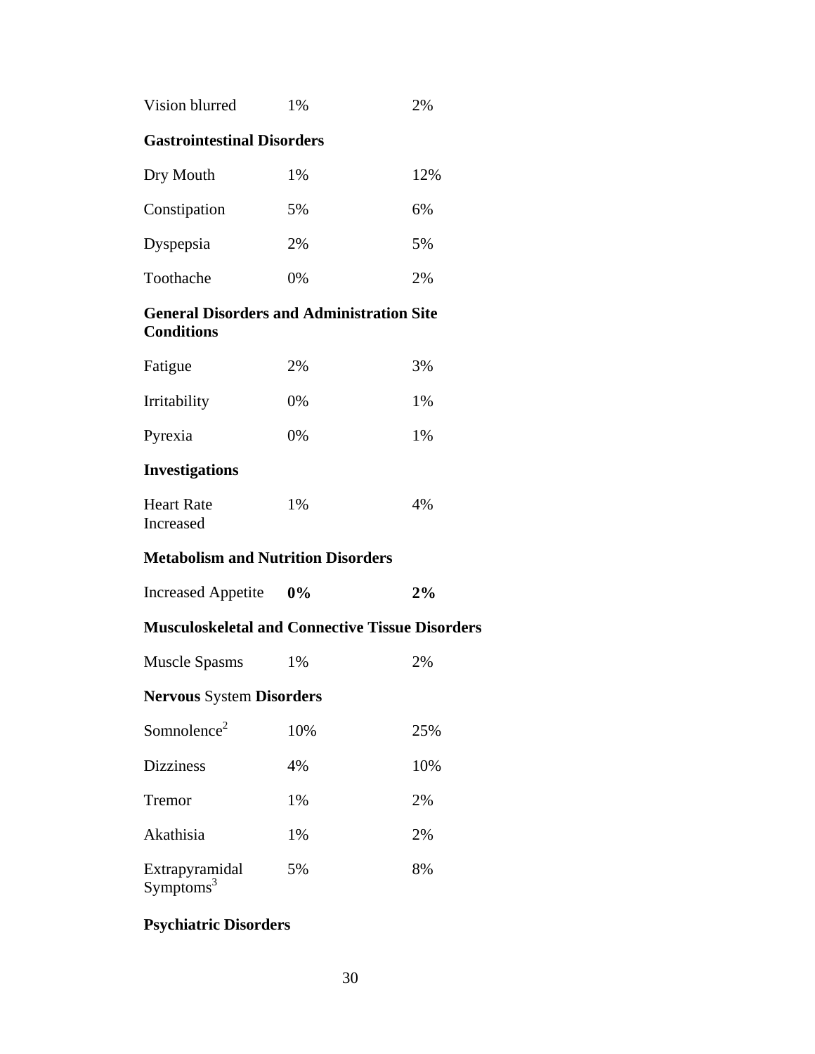| | | |
|---|---|---|
| Vision blurred | 1% | 2% |
| **Gastrointestinal Disorders** | | |
| Dry Mouth | 1% | 12% |
| Constipation | 5% | 6% |
| Dyspepsia | 2% | 5% |
| Toothache | 0% | 2% |
| **General Disorders and Administration Site Conditions** | | |
| Fatigue | 2% | 3% |
| Irritability | 0% | 1% |
| Pyrexia | 0% | 1% |
| **Investigations** | | |
| Heart Rate Increased | 1% | 4% |
| **Metabolism and Nutrition Disorders** | | |
| Increased Appetite | **0%** | **2%** |
| **Musculoskeletal and Connective Tissue Disorders** | | |
| Muscle Spasms | 1% | 2% |
| **Nervous** System **Disorders** | | |
| Somnolence[2] | 10% | 25% |
| Dizziness | 4% | 10% |
| Tremor | 1% | 2% |
| Akathisia | 1% | 2% |
| Extrapyramidal Symptoms[3] | 5% | 8% |
| **Psychiatric Disorders** | | |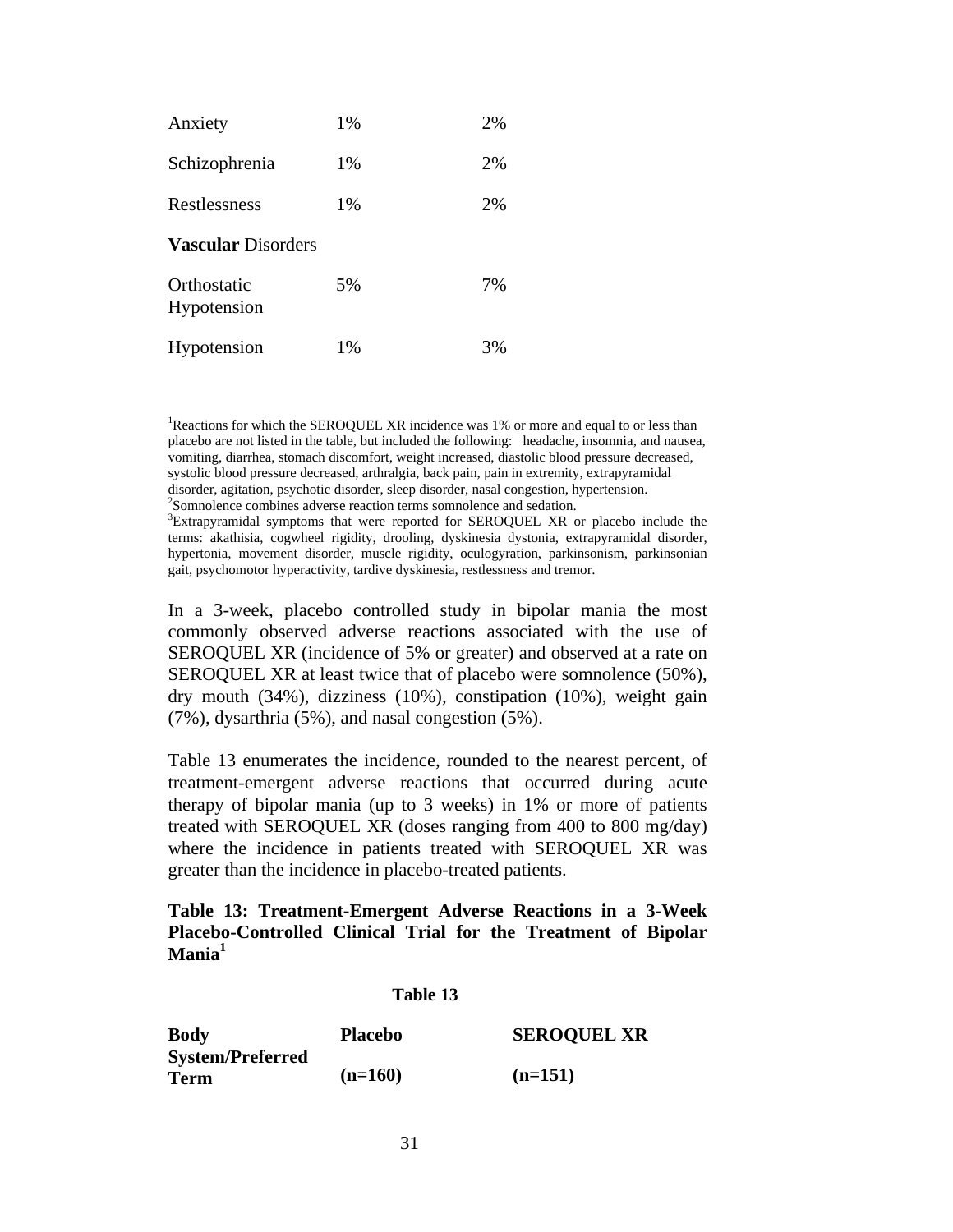| | | |
|---|---|---|
| Anxiety | 1% | 2% |
| Schizophrenia | 1% | 2% |
| Restlessness | 1% | 2% |
| **Vascular** Disorders | | |
| Orthostatic Hypotension | 5% | 7% |
| Hypotension | 1% | 3% |

[1]Reactions for which the SEROQUEL XR incidence was 1% or more and equal to or less than placebo are not listed in the table, but included the following: headache, insomnia, and nausea, vomiting, diarrhea, stomach discomfort, weight increased, diastolic blood pressure decreased, systolic blood pressure decreased, arthralgia, back pain, pain in extremity, extrapyramidal disorder, agitation, psychotic disorder, sleep disorder, nasal congestion, hypertension.
[2]Somnolence combines adverse reaction terms somnolence and sedation.
[3]Extrapyramidal symptoms that were reported for SEROQUEL XR or placebo include the terms: akathisia, cogwheel rigidity, drooling, dyskinesia dystonia, extrapyramidal disorder, hypertonia, movement disorder, muscle rigidity, oculogyration, parkinsonism, parkinsonian gait, psychomotor hyperactivity, tardive dyskinesia, restlessness and tremor.

In a 3-week, placebo controlled study in bipolar mania the most commonly observed adverse reactions associated with the use of SEROQUEL XR (incidence of 5% or greater) and observed at a rate on SEROQUEL XR at least twice that of placebo were somnolence (50%), dry mouth (34%), dizziness (10%), constipation (10%), weight gain (7%), dysarthria (5%), and nasal congestion (5%).

Table 13 enumerates the incidence, rounded to the nearest percent, of treatment-emergent adverse reactions that occurred during acute therapy of bipolar mania (up to 3 weeks) in 1% or more of patients treated with SEROQUEL XR (doses ranging from 400 to 800 mg/day) where the incidence in patients treated with SEROQUEL XR was greater than the incidence in placebo-treated patients.

**Table 13: Treatment-Emergent Adverse Reactions in a 3-Week Placebo-Controlled Clinical Trial for the Treatment of Bipolar Mania[1]**

**Table 13**

| **Body System/Preferred Term** | **Placebo (n=160)** | **SEROQUEL XR (n=151)** |
|---|---|---|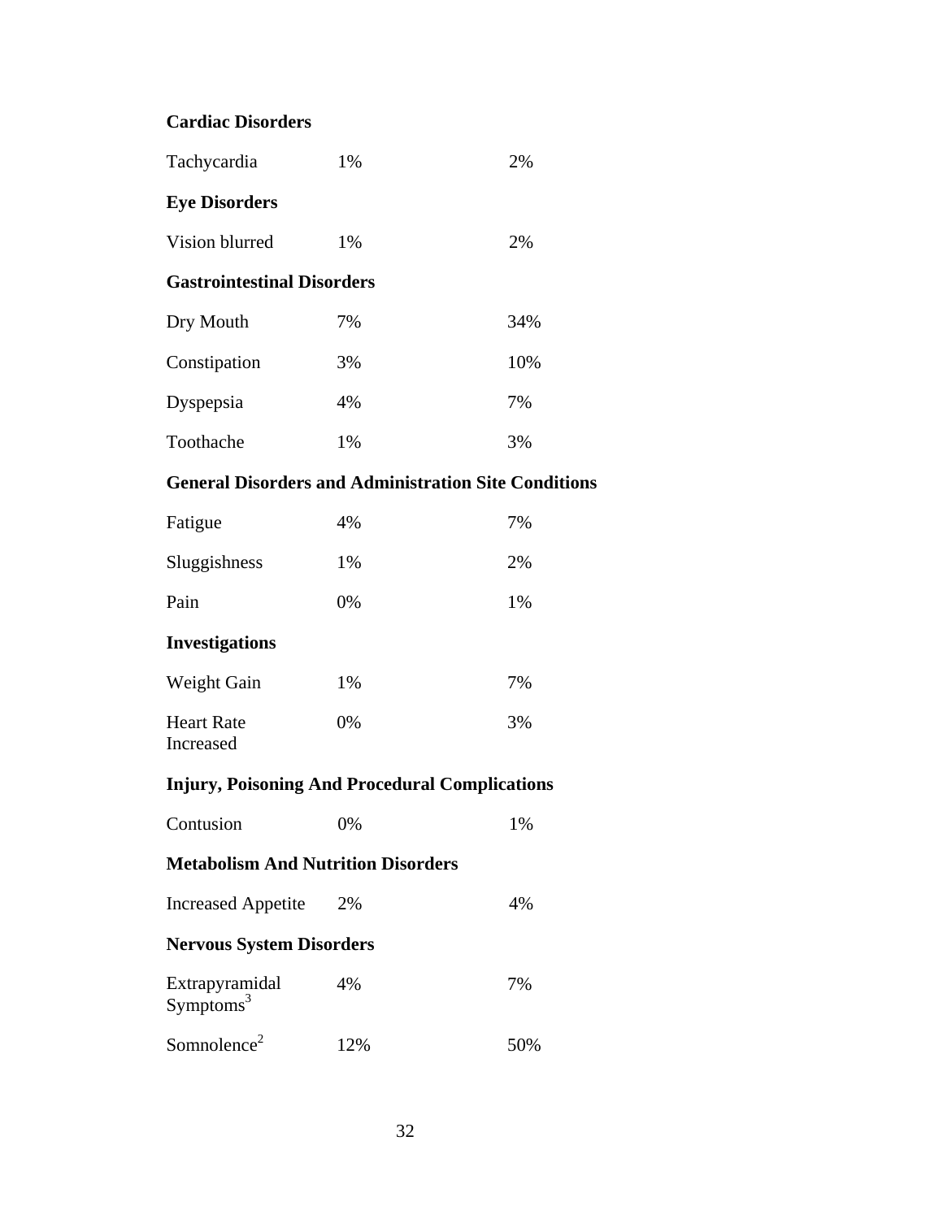| | | |
|---|---|---|
| **Cardiac Disorders** | | |
| Tachycardia | 1% | 2% |
| **Eye Disorders** | | |
| Vision blurred | 1% | 2% |
| **Gastrointestinal Disorders** | | |
| Dry Mouth | 7% | 34% |
| Constipation | 3% | 10% |
| Dyspepsia | 4% | 7% |
| Toothache | 1% | 3% |
| **General Disorders and Administration Site Conditions** | | |
| Fatigue | 4% | 7% |
| Sluggishness | 1% | 2% |
| Pain | 0% | 1% |
| **Investigations** | | |
| Weight Gain | 1% | 7% |
| Heart Rate Increased | 0% | 3% |
| **Injury, Poisoning And Procedural Complications** | | |
| Contusion | 0% | 1% |
| **Metabolism And Nutrition Disorders** | | |
| Increased Appetite | 2% | 4% |
| **Nervous System Disorders** | | |
| Extrapyramidal Symptoms[3] | 4% | 7% |
| Somnolence[2] | 12% | 50% |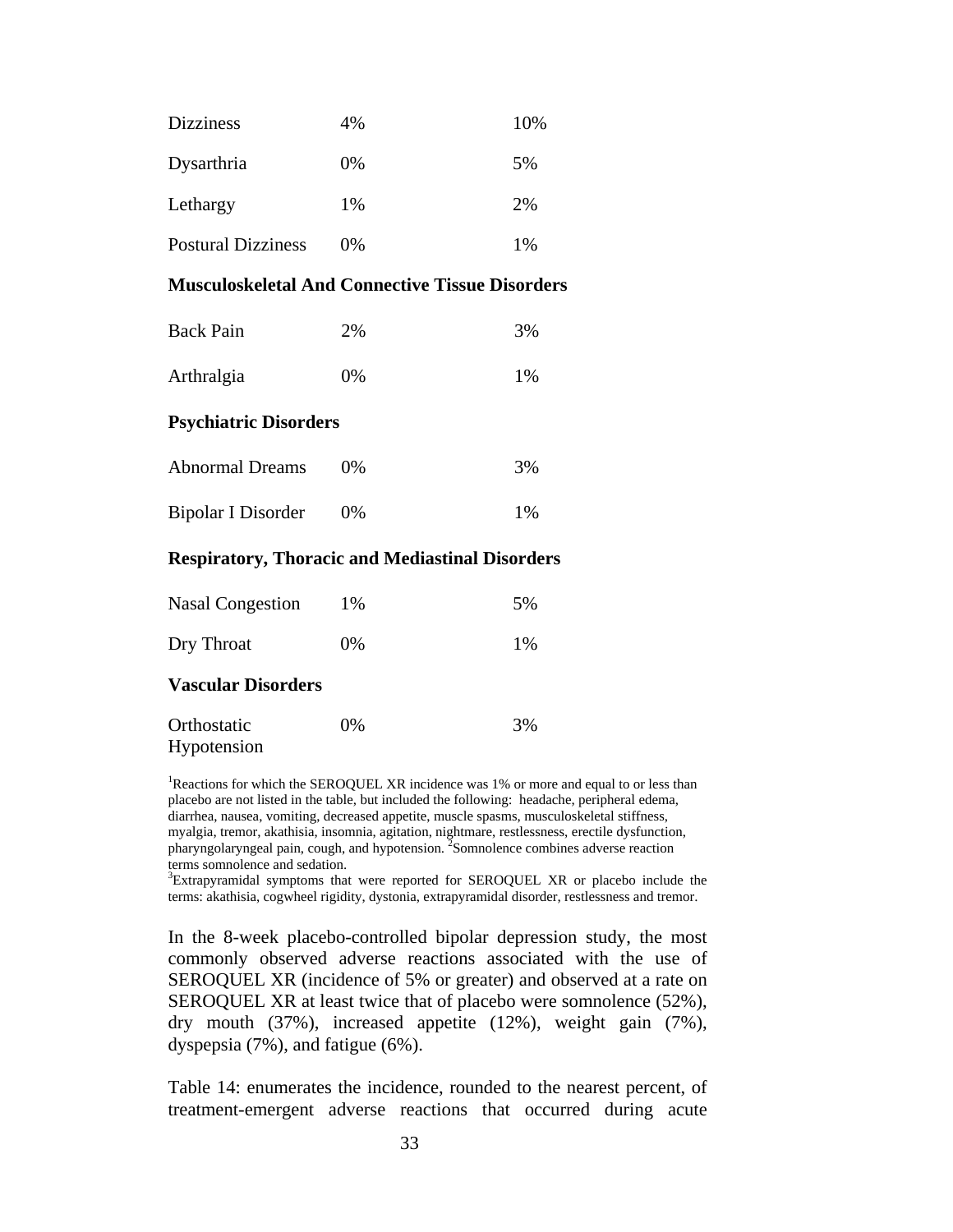| | | |
|---|---|---|
| Dizziness | 4% | 10% |
| Dysarthria | 0% | 5% |
| Lethargy | 1% | 2% |
| Postural Dizziness | 0% | 1% |
| **Musculoskeletal And Connective Tissue Disorders** | | |
| Back Pain | 2% | 3% |
| Arthralgia | 0% | 1% |
| **Psychiatric Disorders** | | |
| Abnormal Dreams | 0% | 3% |
| Bipolar I Disorder | 0% | 1% |
| **Respiratory, Thoracic and Mediastinal Disorders** | | |
| Nasal Congestion | 1% | 5% |
| Dry Throat | 0% | 1% |
| **Vascular Disorders** | | |
| Orthostatic Hypotension | 0% | 3% |

[1]Reactions for which the SEROQUEL XR incidence was 1% or more and equal to or less than placebo are not listed in the table, but included the following: headache, peripheral edema, diarrhea, nausea, vomiting, decreased appetite, muscle spasms, musculoskeletal stiffness, myalgia, tremor, akathisia, insomnia, agitation, nightmare, restlessness, erectile dysfunction, pharyngolaryngeal pain, cough, and hypotension. [2]Somnolence combines adverse reaction terms somnolence and sedation.
[3]Extrapyramidal symptoms that were reported for SEROQUEL XR or placebo include the terms: akathisia, cogwheel rigidity, dystonia, extrapyramidal disorder, restlessness and tremor.

In the 8-week placebo-controlled bipolar depression study, the most commonly observed adverse reactions associated with the use of SEROQUEL XR (incidence of 5% or greater) and observed at a rate on SEROQUEL XR at least twice that of placebo were somnolence (52%), dry mouth (37%), increased appetite (12%), weight gain (7%), dyspepsia (7%), and fatigue (6%).

Table 14: enumerates the incidence, rounded to the nearest percent, of treatment-emergent adverse reactions that occurred during acute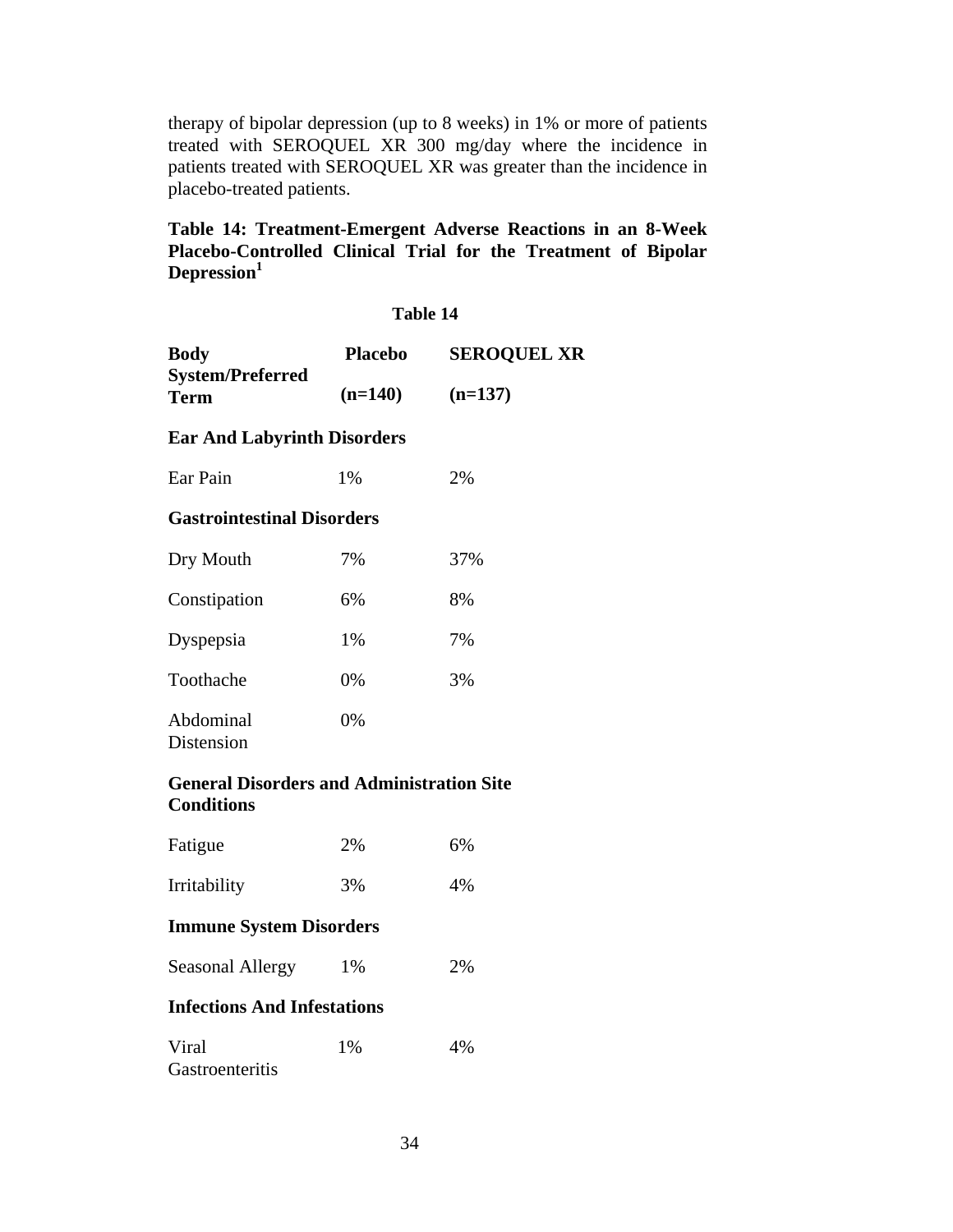therapy of bipolar depression (up to 8 weeks) in 1% or more of patients treated with SEROQUEL XR 300 mg/day where the incidence in patients treated with SEROQUEL XR was greater than the incidence in placebo-treated patients.

**Table 14: Treatment-Emergent Adverse Reactions in an 8-Week Placebo-Controlled Clinical Trial for the Treatment of Bipolar Depression[1]**

**Table 14**

| Body System/Preferred Term | Placebo (n=140) | SEROQUEL XR (n=137) |
|---|---|---|
| **Ear And Labyrinth Disorders** | | |
| Ear Pain | 1% | 2% |
| **Gastrointestinal Disorders** | | |
| Dry Mouth | 7% | 37% |
| Constipation | 6% | 8% |
| Dyspepsia | 1% | 7% |
| Toothache | 0% | 3% |
| Abdominal Distension | 0% | |
| **General Disorders and Administration Site Conditions** | | |
| Fatigue | 2% | 6% |
| Irritability | 3% | 4% |
| **Immune System Disorders** | | |
| Seasonal Allergy | 1% | 2% |
| **Infections And Infestations** | | |
| Viral Gastroenteritis | 1% | 4% |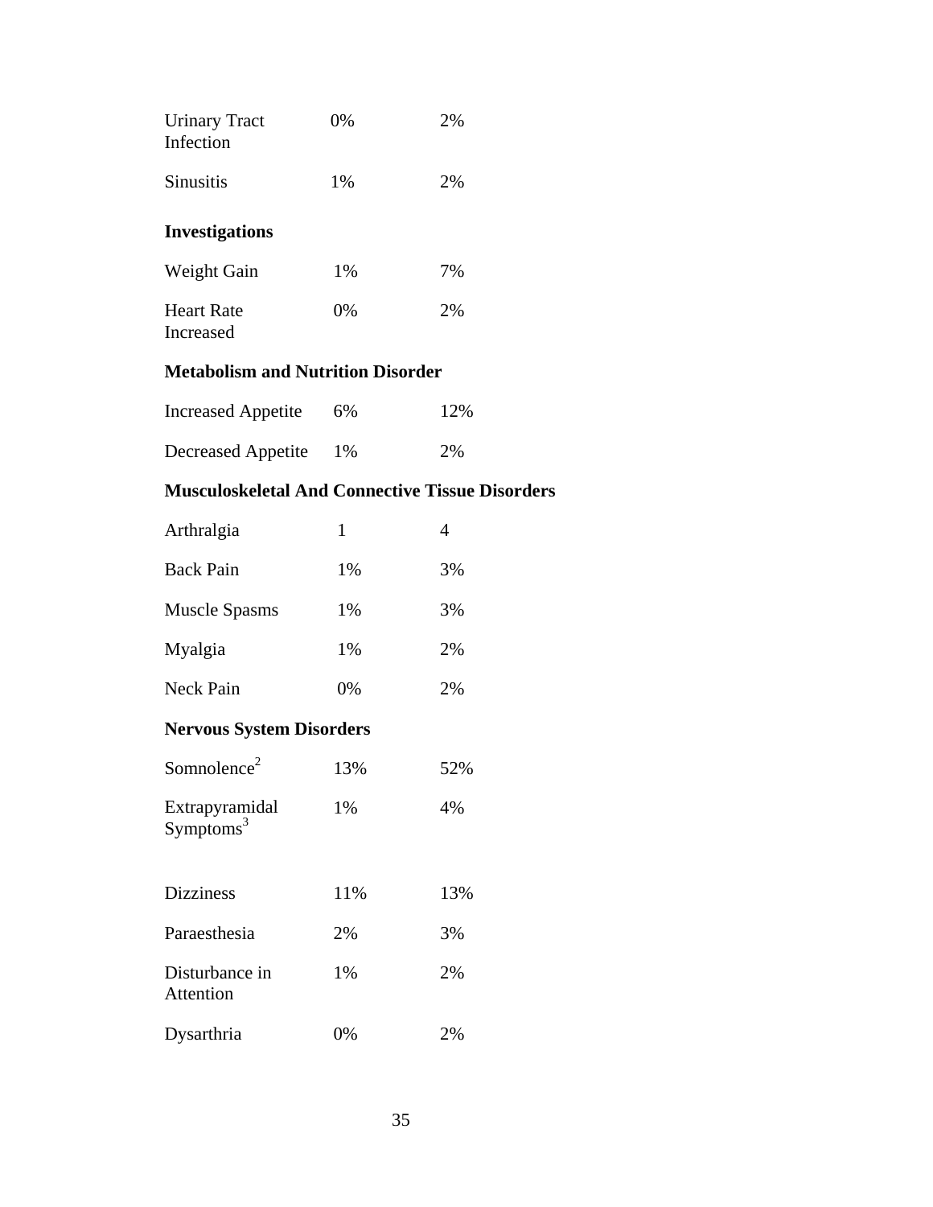| | | |
|---|---|---|
| Urinary Tract Infection | 0% | 2% |
| Sinusitis | 1% | 2% |
| **Investigations** | | |
| Weight Gain | 1% | 7% |
| Heart Rate Increased | 0% | 2% |
| **Metabolism and Nutrition Disorder** | | |
| Increased Appetite | 6% | 12% |
| Decreased Appetite | 1% | 2% |
| **Musculoskeletal And Connective Tissue Disorders** | | |
| Arthralgia | 1 | 4 |
| Back Pain | 1% | 3% |
| Muscle Spasms | 1% | 3% |
| Myalgia | 1% | 2% |
| Neck Pain | 0% | 2% |
| **Nervous System Disorders** | | |
| Somnolence[2] | 13% | 52% |
| Extrapyramidal Symptoms[3] | 1% | 4% |
| Dizziness | 11% | 13% |
| Paraesthesia | 2% | 3% |
| Disturbance in Attention | 1% | 2% |
| Dysarthria | 0% | 2% |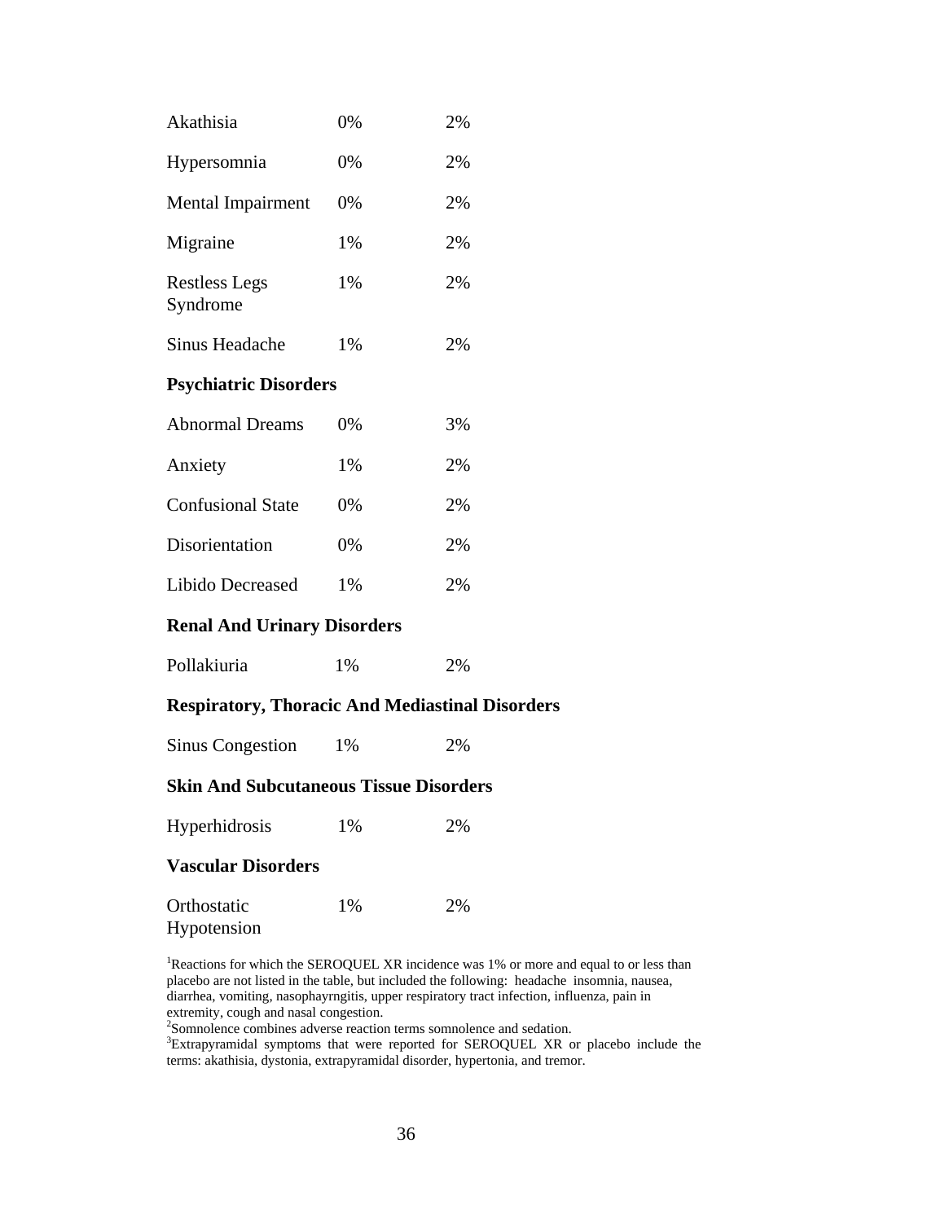| | | |
|---|---|---|
| Akathisia | 0% | 2% |
| Hypersomnia | 0% | 2% |
| Mental Impairment | 0% | 2% |
| Migraine | 1% | 2% |
| Restless Legs Syndrome | 1% | 2% |
| Sinus Headache | 1% | 2% |
| **Psychiatric Disorders** | | |
| Abnormal Dreams | 0% | 3% |
| Anxiety | 1% | 2% |
| Confusional State | 0% | 2% |
| Disorientation | 0% | 2% |
| Libido Decreased | 1% | 2% |
| **Renal And Urinary Disorders** | | |
| Pollakiuria | 1% | 2% |
| **Respiratory, Thoracic And Mediastinal Disorders** | | |
| Sinus Congestion | 1% | 2% |
| **Skin And Subcutaneous Tissue Disorders** | | |
| Hyperhidrosis | 1% | 2% |
| **Vascular Disorders** | | |
| Orthostatic Hypotension | 1% | 2% |

[1]Reactions for which the SEROQUEL XR incidence was 1% or more and equal to or less than placebo are not listed in the table, but included the following: headache insomnia, nausea, diarrhea, vomiting, nasophayrngitis, upper respiratory tract infection, influenza, pain in extremity, cough and nasal congestion.

[2]Somnolence combines adverse reaction terms somnolence and sedation.

[3]Extrapyramidal symptoms that were reported for SEROQUEL XR or placebo include the terms: akathisia, dystonia, extrapyramidal disorder, hypertonia, and tremor.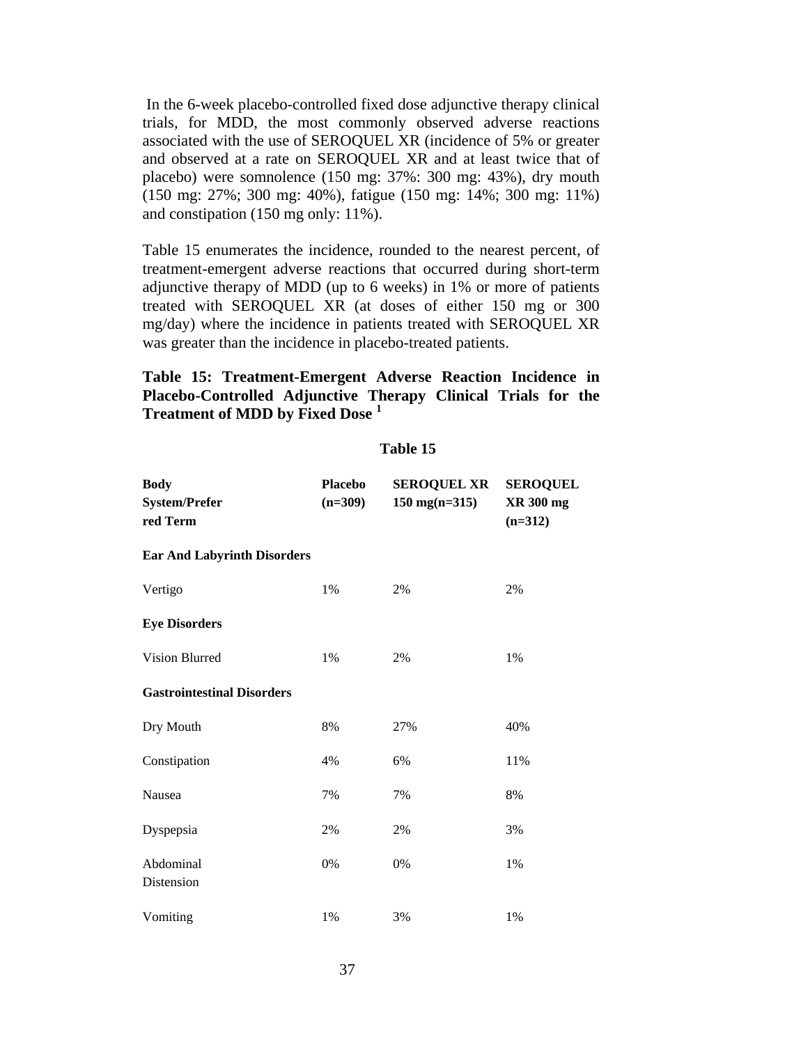In the 6-week placebo-controlled fixed dose adjunctive therapy clinical trials, for MDD, the most commonly observed adverse reactions associated with the use of SEROQUEL XR (incidence of 5% or greater and observed at a rate on SEROQUEL XR and at least twice that of placebo) were somnolence (150 mg: 37%: 300 mg: 43%), dry mouth (150 mg: 27%; 300 mg: 40%), fatigue (150 mg: 14%; 300 mg: 11%) and constipation (150 mg only: 11%).

Table 15 enumerates the incidence, rounded to the nearest percent, of treatment-emergent adverse reactions that occurred during short-term adjunctive therapy of MDD (up to 6 weeks) in 1% or more of patients treated with SEROQUEL XR (at doses of either 150 mg or 300 mg/day) where the incidence in patients treated with SEROQUEL XR was greater than the incidence in placebo-treated patients.

**Table 15: Treatment-Emergent Adverse Reaction Incidence in Placebo-Controlled Adjunctive Therapy Clinical Trials for the Treatment of MDD by Fixed Dose [1]**

**Table 15**

| Body System/Preferred Term | Placebo (n=309) | SEROQUEL XR 150 mg(n=315) | SEROQUEL XR 300 mg (n=312) |
|---|---|---|---|
| **Ear And Labyrinth Disorders** | | | |
| Vertigo | 1% | 2% | 2% |
| **Eye Disorders** | | | |
| Vision Blurred | 1% | 2% | 1% |
| **Gastrointestinal Disorders** | | | |
| Dry Mouth | 8% | 27% | 40% |
| Constipation | 4% | 6% | 11% |
| Nausea | 7% | 7% | 8% |
| Dyspepsia | 2% | 2% | 3% |
| Abdominal Distension | 0% | 0% | 1% |
| Vomiting | 1% | 3% | 1% |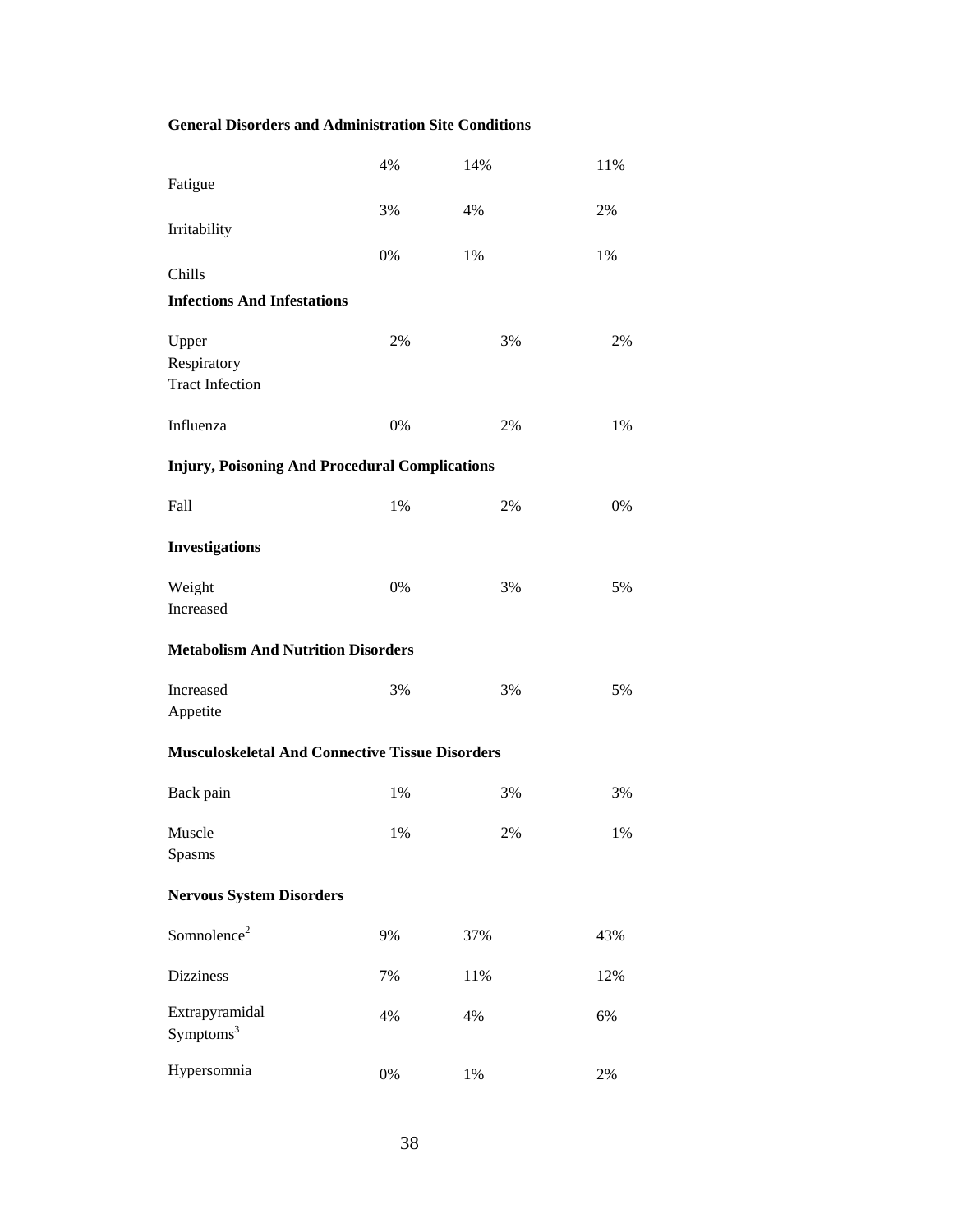| | | | |
|---|---|---|---|
| **General Disorders and Administration Site Conditions** | | | |
| Fatigue | 4% | 14% | 11% |
| Irritability | 3% | 4% | 2% |
| Chills | 0% | 1% | 1% |
| **Infections And Infestations** | | | |
| Upper Respiratory Tract Infection | 2% | 3% | 2% |
| Influenza | 0% | 2% | 1% |
| **Injury, Poisoning And Procedural Complications** | | | |
| Fall | 1% | 2% | 0% |
| **Investigations** | | | |
| Weight Increased | 0% | 3% | 5% |
| **Metabolism And Nutrition Disorders** | | | |
| Increased Appetite | 3% | 3% | 5% |
| **Musculoskeletal And Connective Tissue Disorders** | | | |
| Back pain | 1% | 3% | 3% |
| Muscle Spasms | 1% | 2% | 1% |
| **Nervous System Disorders** | | | |
| Somnolence[2] | 9% | 37% | 43% |
| Dizziness | 7% | 11% | 12% |
| Extrapyramidal Symptoms[3] | 4% | 4% | 6% |
| Hypersomnia | 0% | 1% | 2% |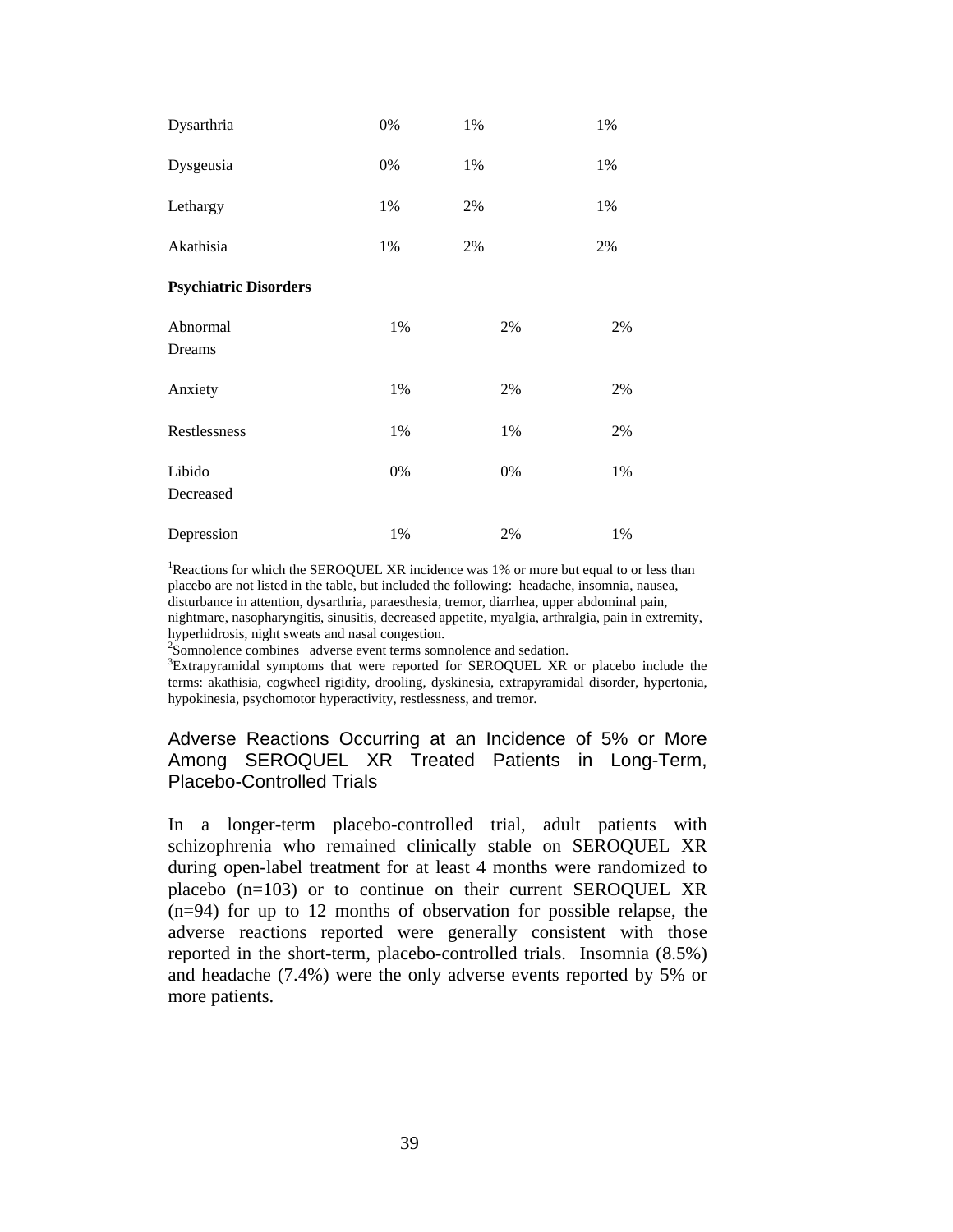| | | | |
|---|---|---|---|
| Dysarthria | 0% | 1% | 1% |
| Dysgeusia | 0% | 1% | 1% |
| Lethargy | 1% | 2% | 1% |
| Akathisia | 1% | 2% | 2% |
| **Psychiatric Disorders** | | | |
| Abnormal Dreams | 1% | 2% | 2% |
| Anxiety | 1% | 2% | 2% |
| Restlessness | 1% | 1% | 2% |
| Libido Decreased | 0% | 0% | 1% |
| Depression | 1% | 2% | 1% |

[1]Reactions for which the SEROQUEL XR incidence was 1% or more but equal to or less than placebo are not listed in the table, but included the following: headache, insomnia, nausea, disturbance in attention, dysarthria, paraesthesia, tremor, diarrhea, upper abdominal pain, nightmare, nasopharyngitis, sinusitis, decreased appetite, myalgia, arthralgia, pain in extremity, hyperhidrosis, night sweats and nasal congestion.
[2]Somnolence combines adverse event terms somnolence and sedation.
[3]Extrapyramidal symptoms that were reported for SEROQUEL XR or placebo include the terms: akathisia, cogwheel rigidity, drooling, dyskinesia, extrapyramidal disorder, hypertonia, hypokinesia, psychomotor hyperactivity, restlessness, and tremor.

### Adverse Reactions Occurring at an Incidence of 5% or More Among SEROQUEL XR Treated Patients in Long-Term, Placebo-Controlled Trials

In a longer-term placebo-controlled trial, adult patients with schizophrenia who remained clinically stable on SEROQUEL XR during open-label treatment for at least 4 months were randomized to placebo (n=103) or to continue on their current SEROQUEL XR (n=94) for up to 12 months of observation for possible relapse, the adverse reactions reported were generally consistent with those reported in the short-term, placebo-controlled trials. Insomnia (8.5%) and headache (7.4%) were the only adverse events reported by 5% or more patients.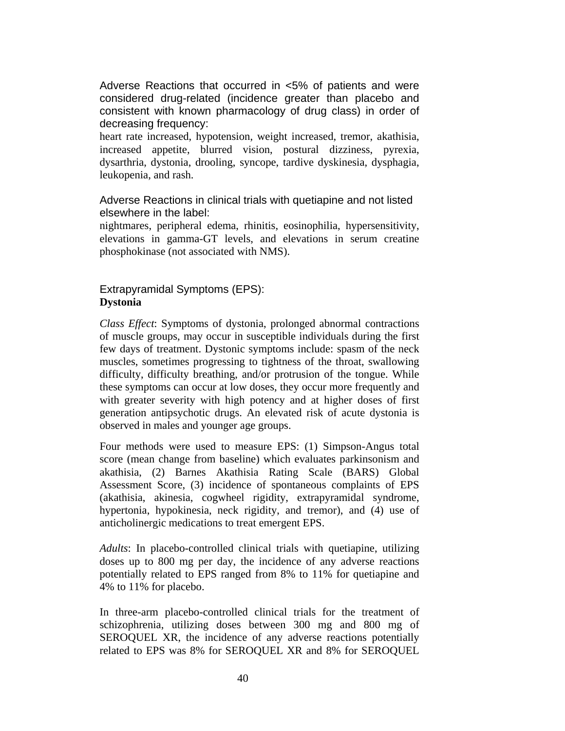Adverse Reactions that occurred in <5% of patients and were considered drug-related (incidence greater than placebo and consistent with known pharmacology of drug class) in order of decreasing frequency:

heart rate increased, hypotension, weight increased, tremor, akathisia, increased appetite, blurred vision, postural dizziness, pyrexia, dysarthria, dystonia, drooling, syncope, tardive dyskinesia, dysphagia, leukopenia, and rash.

Adverse Reactions in clinical trials with quetiapine and not listed elsewhere in the label:

nightmares, peripheral edema, rhinitis, eosinophilia, hypersensitivity, elevations in gamma-GT levels, and elevations in serum creatine phosphokinase (not associated with NMS).

Extrapyramidal Symptoms (EPS):

**Dystonia**

*Class Effect*: Symptoms of dystonia, prolonged abnormal contractions of muscle groups, may occur in susceptible individuals during the first few days of treatment. Dystonic symptoms include: spasm of the neck muscles, sometimes progressing to tightness of the throat, swallowing difficulty, difficulty breathing, and/or protrusion of the tongue. While these symptoms can occur at low doses, they occur more frequently and with greater severity with high potency and at higher doses of first generation antipsychotic drugs. An elevated risk of acute dystonia is observed in males and younger age groups.

Four methods were used to measure EPS: (1) Simpson-Angus total score (mean change from baseline) which evaluates parkinsonism and akathisia, (2) Barnes Akathisia Rating Scale (BARS) Global Assessment Score, (3) incidence of spontaneous complaints of EPS (akathisia, akinesia, cogwheel rigidity, extrapyramidal syndrome, hypertonia, hypokinesia, neck rigidity, and tremor), and (4) use of anticholinergic medications to treat emergent EPS.

*Adults*: In placebo-controlled clinical trials with quetiapine, utilizing doses up to 800 mg per day, the incidence of any adverse reactions potentially related to EPS ranged from 8% to 11% for quetiapine and 4% to 11% for placebo.

In three-arm placebo-controlled clinical trials for the treatment of schizophrenia, utilizing doses between 300 mg and 800 mg of SEROQUEL XR, the incidence of any adverse reactions potentially related to EPS was 8% for SEROQUEL XR and 8% for SEROQUEL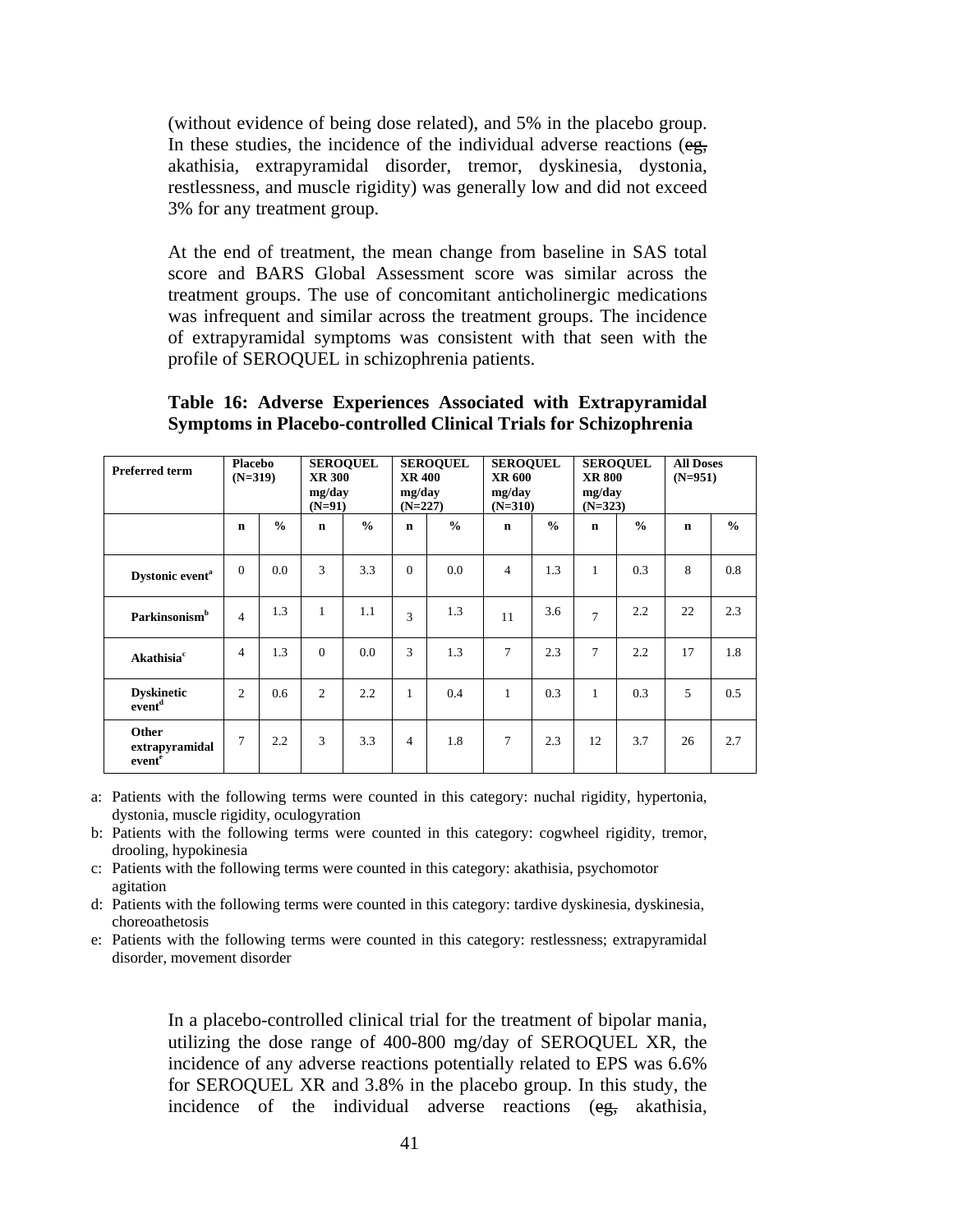(without evidence of being dose related), and 5% in the placebo group. In these studies, the incidence of the individual adverse reactions (~~eg,~~ akathisia, extrapyramidal disorder, tremor, dyskinesia, dystonia, restlessness, and muscle rigidity) was generally low and did not exceed 3% for any treatment group.

At the end of treatment, the mean change from baseline in SAS total score and BARS Global Assessment score was similar across the treatment groups. The use of concomitant anticholinergic medications was infrequent and similar across the treatment groups. The incidence of extrapyramidal symptoms was consistent with that seen with the profile of SEROQUEL in schizophrenia patients.

**Table 16: Adverse Experiences Associated with Extrapyramidal Symptoms in Placebo-controlled Clinical Trials for Schizophrenia**

| Preferred term | Placebo (N=319) | | SEROQUEL XR 300 mg/day (N=91) | | SEROQUEL XR 400 mg/day (N=227) | | SEROQUEL XR 600 mg/day (N=310) | | SEROQUEL XR 800 mg/day (N=323) | | All Doses (N=951) | |
|---|---|---|---|---|---|---|---|---|---|---|---|---|
| | n | % | n | % | n | % | n | % | n | % | n | % |
| **Dystonic event**[a] | 0 | 0.0 | 3 | 3.3 | 0 | 0.0 | 4 | 1.3 | 1 | 0.3 | 8 | 0.8 |
| **Parkinsonism**[b] | 4 | 1.3 | 1 | 1.1 | 3 | 1.3 | 11 | 3.6 | 7 | 2.2 | 22 | 2.3 |
| **Akathisia**[c] | 4 | 1.3 | 0 | 0.0 | 3 | 1.3 | 7 | 2.3 | 7 | 2.2 | 17 | 1.8 |
| **Dyskinetic event**[d] | 2 | 0.6 | 2 | 2.2 | 1 | 0.4 | 1 | 0.3 | 1 | 0.3 | 5 | 0.5 |
| **Other extrapyramidal event**[e] | 7 | 2.2 | 3 | 3.3 | 4 | 1.8 | 7 | 2.3 | 12 | 3.7 | 26 | 2.7 |

a: Patients with the following terms were counted in this category: nuchal rigidity, hypertonia, dystonia, muscle rigidity, oculogyration

b: Patients with the following terms were counted in this category: cogwheel rigidity, tremor, drooling, hypokinesia

c: Patients with the following terms were counted in this category: akathisia, psychomotor agitation

d: Patients with the following terms were counted in this category: tardive dyskinesia, dyskinesia, choreoathetosis

e: Patients with the following terms were counted in this category: restlessness; extrapyramidal disorder, movement disorder

In a placebo-controlled clinical trial for the treatment of bipolar mania, utilizing the dose range of 400-800 mg/day of SEROQUEL XR, the incidence of any adverse reactions potentially related to EPS was 6.6% for SEROQUEL XR and 3.8% in the placebo group. In this study, the incidence of the individual adverse reactions (~~eg,~~ akathisia,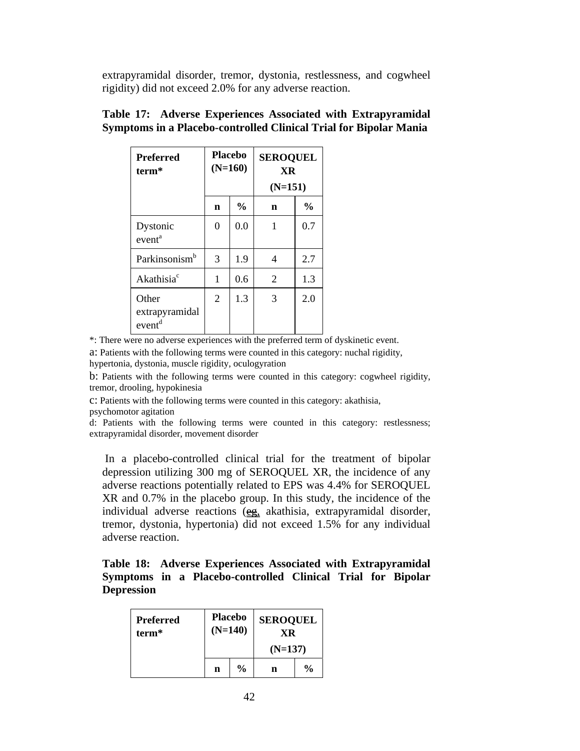extrapyramidal disorder, tremor, dystonia, restlessness, and cogwheel rigidity) did not exceed 2.0% for any adverse reaction.

**Table 17: Adverse Experiences Associated with Extrapyramidal Symptoms in a Placebo-controlled Clinical Trial for Bipolar Mania**

| Preferred term* | Placebo (N=160) | | SEROQUEL XR (N=151) | |
|---|---|---|---|---|
| | **n** | **%** | **n** | **%** |
| Dystonic event[a] | 0 | 0.0 | 1 | 0.7 |
| Parkinsonism[b] | 3 | 1.9 | 4 | 2.7 |
| Akathisia[c] | 1 | 0.6 | 2 | 1.3 |
| Other extrapyramidal event[d] | 2 | 1.3 | 3 | 2.0 |

*: There were no adverse experiences with the preferred term of dyskinetic event.

a: Patients with the following terms were counted in this category: nuchal rigidity, hypertonia, dystonia, muscle rigidity, oculogyration

b: Patients with the following terms were counted in this category: cogwheel rigidity, tremor, drooling, hypokinesia

c: Patients with the following terms were counted in this category: akathisia, psychomotor agitation

d: Patients with the following terms were counted in this category: restlessness; extrapyramidal disorder, movement disorder

In a placebo-controlled clinical trial for the treatment of bipolar depression utilizing 300 mg of SEROQUEL XR, the incidence of any adverse reactions potentially related to EPS was 4.4% for SEROQUEL XR and 0.7% in the placebo group. In this study, the incidence of the individual adverse reactions (eg. akathisia, extrapyramidal disorder, tremor, dystonia, hypertonia) did not exceed 1.5% for any individual adverse reaction.

**Table 18: Adverse Experiences Associated with Extrapyramidal Symptoms in a Placebo-controlled Clinical Trial for Bipolar Depression**

| Preferred term* | Placebo (N=140) | | SEROQUEL XR (N=137) | |
|---|---|---|---|---|
| | **n** | **%** | **n** | **%** |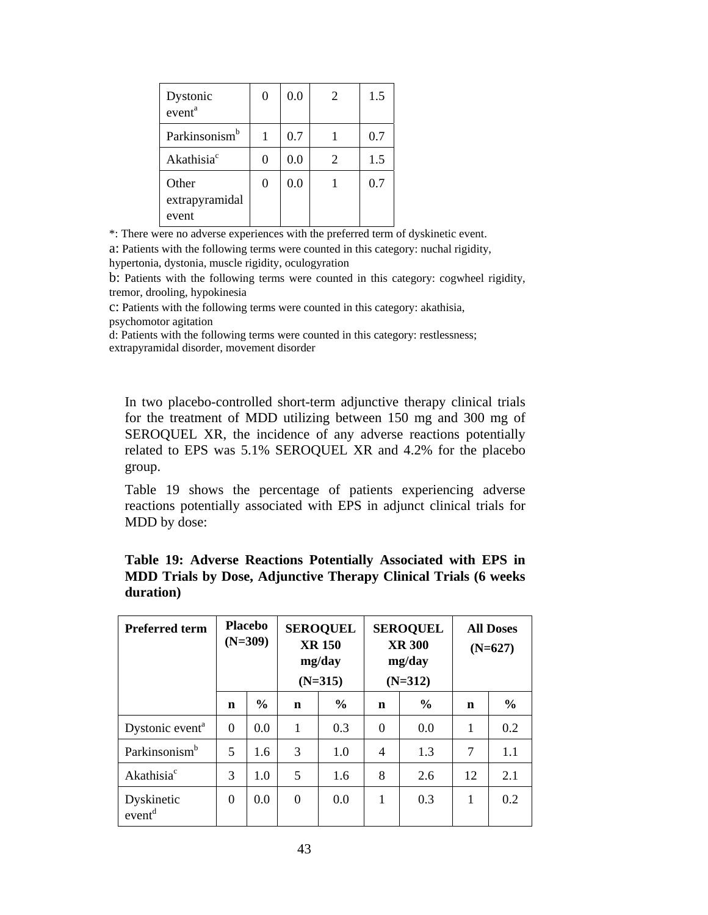| Dystonic event[a] | 0 | 0.0 | 2 | 1.5 |
|---|---|---|---|---|
| Parkinsonism[b] | 1 | 0.7 | 1 | 0.7 |
| Akathisia[c] | 0 | 0.0 | 2 | 1.5 |
| Other extrapyramidal event | 0 | 0.0 | 1 | 0.7 |

*: There were no adverse experiences with the preferred term of dyskinetic event.

a: Patients with the following terms were counted in this category: nuchal rigidity, hypertonia, dystonia, muscle rigidity, oculogyration

b: Patients with the following terms were counted in this category: cogwheel rigidity, tremor, drooling, hypokinesia

c: Patients with the following terms were counted in this category: akathisia, psychomotor agitation

d: Patients with the following terms were counted in this category: restlessness; extrapyramidal disorder, movement disorder

In two placebo-controlled short-term adjunctive therapy clinical trials for the treatment of MDD utilizing between 150 mg and 300 mg of SEROQUEL XR, the incidence of any adverse reactions potentially related to EPS was 5.1% SEROQUEL XR and 4.2% for the placebo group.

Table 19 shows the percentage of patients experiencing adverse reactions potentially associated with EPS in adjunct clinical trials for MDD by dose:

**Table 19: Adverse Reactions Potentially Associated with EPS in MDD Trials by Dose, Adjunctive Therapy Clinical Trials (6 weeks duration)**

| Preferred term | Placebo (N=309) | | SEROQUEL XR 150 mg/day (N=315) | | SEROQUEL XR 300 mg/day (N=312) | | All Doses (N=627) | |
|---|---|---|---|---|---|---|---|---|
| | n | % | n | % | n | % | n | % |
| Dystonic event[a] | 0 | 0.0 | 1 | 0.3 | 0 | 0.0 | 1 | 0.2 |
| Parkinsonism[b] | 5 | 1.6 | 3 | 1.0 | 4 | 1.3 | 7 | 1.1 |
| Akathisia[c] | 3 | 1.0 | 5 | 1.6 | 8 | 2.6 | 12 | 2.1 |
| Dyskinetic event[d] | 0 | 0.0 | 0 | 0.0 | 1 | 0.3 | 1 | 0.2 |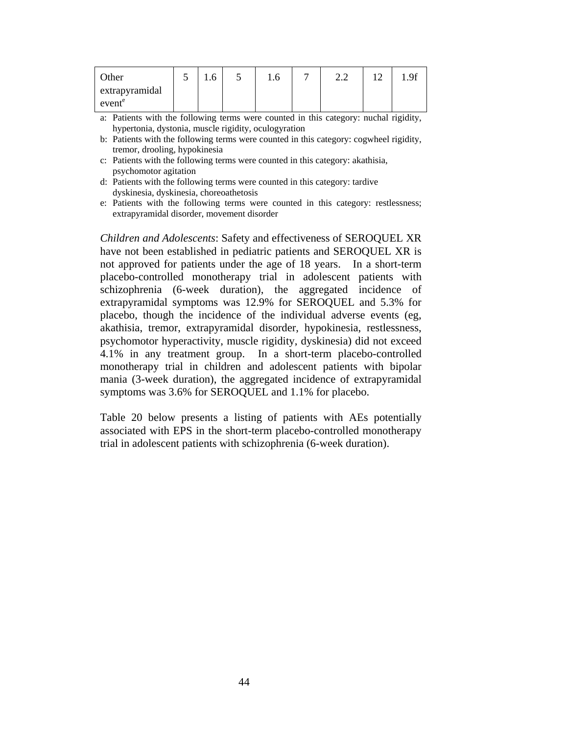| Other extrapyramidal event[e] | 5 | 1.6 | 5 | 1.6 | 7 | 2.2 | 12 | 1.9f |
|---|---|---|---|---|---|---|---|---|

a: Patients with the following terms were counted in this category: nuchal rigidity, hypertonia, dystonia, muscle rigidity, oculogyration

b: Patients with the following terms were counted in this category: cogwheel rigidity, tremor, drooling, hypokinesia

c: Patients with the following terms were counted in this category: akathisia, psychomotor agitation

d: Patients with the following terms were counted in this category: tardive dyskinesia, dyskinesia, choreoathetosis

e: Patients with the following terms were counted in this category: restlessness; extrapyramidal disorder, movement disorder

*Children and Adolescents*: Safety and effectiveness of SEROQUEL XR have not been established in pediatric patients and SEROQUEL XR is not approved for patients under the age of 18 years. In a short-term placebo-controlled monotherapy trial in adolescent patients with schizophrenia (6-week duration), the aggregated incidence of extrapyramidal symptoms was 12.9% for SEROQUEL and 5.3% for placebo, though the incidence of the individual adverse events (eg, akathisia, tremor, extrapyramidal disorder, hypokinesia, restlessness, psychomotor hyperactivity, muscle rigidity, dyskinesia) did not exceed 4.1% in any treatment group. In a short-term placebo-controlled monotherapy trial in children and adolescent patients with bipolar mania (3-week duration), the aggregated incidence of extrapyramidal symptoms was 3.6% for SEROQUEL and 1.1% for placebo.

Table 20 below presents a listing of patients with AEs potentially associated with EPS in the short-term placebo-controlled monotherapy trial in adolescent patients with schizophrenia (6-week duration).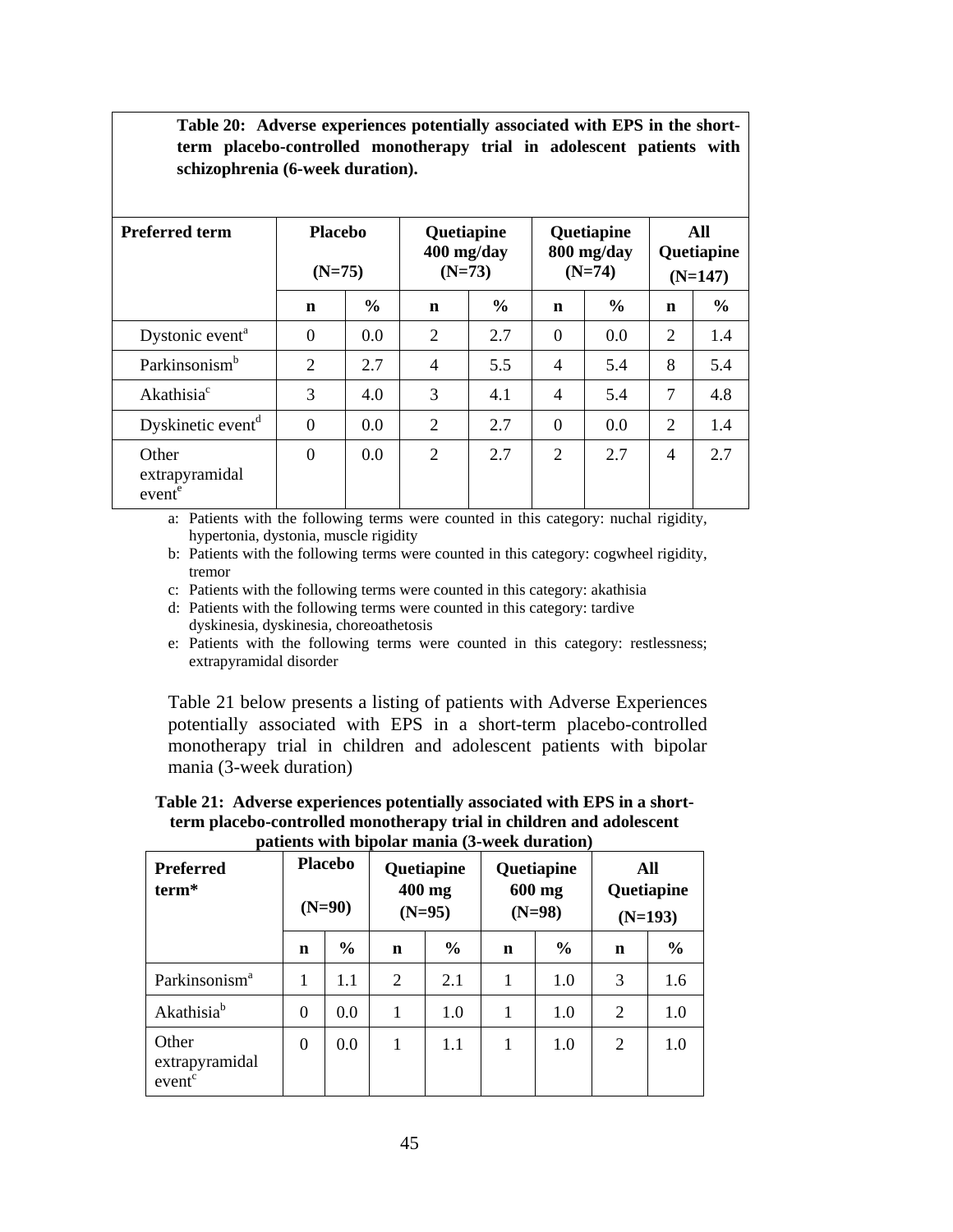**Table 20: Adverse experiences potentially associated with EPS in the short-term placebo-controlled monotherapy trial in adolescent patients with schizophrenia (6-week duration).**

| Preferred term | Placebo (N=75) | | Quetiapine 400 mg/day (N=73) | | Quetiapine 800 mg/day (N=74) | | All Quetiapine (N=147) | |
|---|---|---|---|---|---|---|---|---|
| | n | % | n | % | n | % | n | % |
| Dystonic event[a] | 0 | 0.0 | 2 | 2.7 | 0 | 0.0 | 2 | 1.4 |
| Parkinsonism[b] | 2 | 2.7 | 4 | 5.5 | 4 | 5.4 | 8 | 5.4 |
| Akathisia[c] | 3 | 4.0 | 3 | 4.1 | 4 | 5.4 | 7 | 4.8 |
| Dyskinetic event[d] | 0 | 0.0 | 2 | 2.7 | 0 | 0.0 | 2 | 1.4 |
| Other extrapyramidal event[e] | 0 | 0.0 | 2 | 2.7 | 2 | 2.7 | 4 | 2.7 |

a: Patients with the following terms were counted in this category: nuchal rigidity, hypertonia, dystonia, muscle rigidity

b: Patients with the following terms were counted in this category: cogwheel rigidity, tremor

c: Patients with the following terms were counted in this category: akathisia

d: Patients with the following terms were counted in this category: tardive dyskinesia, dyskinesia, choreoathetosis

e: Patients with the following terms were counted in this category: restlessness; extrapyramidal disorder

Table 21 below presents a listing of patients with Adverse Experiences potentially associated with EPS in a short-term placebo-controlled monotherapy trial in children and adolescent patients with bipolar mania (3-week duration)

**Table 21: Adverse experiences potentially associated with EPS in a short-term placebo-controlled monotherapy trial in children and adolescent patients with bipolar mania (3-week duration)**

| Preferred term* | Placebo (N=90) | | Quetiapine 400 mg (N=95) | | Quetiapine 600 mg (N=98) | | All Quetiapine (N=193) | |
|---|---|---|---|---|---|---|---|---|
| | n | % | n | % | n | % | n | % |
| Parkinsonism[a] | 1 | 1.1 | 2 | 2.1 | 1 | 1.0 | 3 | 1.6 |
| Akathisia[b] | 0 | 0.0 | 1 | 1.0 | 1 | 1.0 | 2 | 1.0 |
| Other extrapyramidal event[c] | 0 | 0.0 | 1 | 1.1 | 1 | 1.0 | 2 | 1.0 |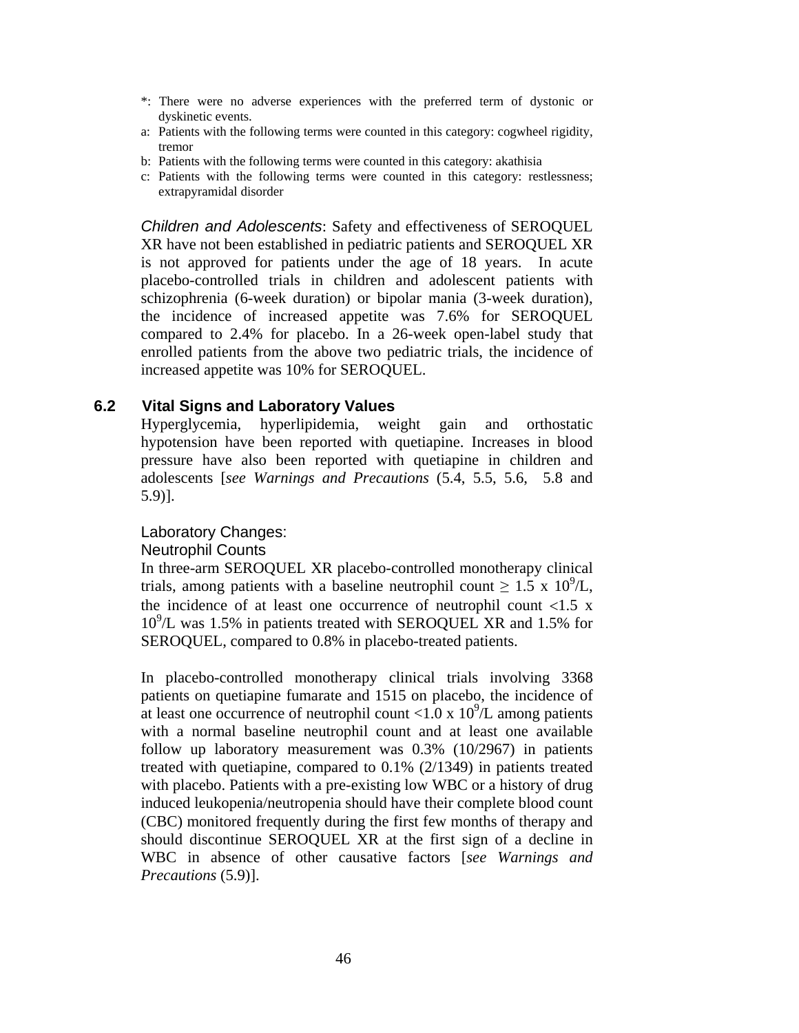*: There were no adverse experiences with the preferred term of dystonic or dyskinetic events.

a: Patients with the following terms were counted in this category: cogwheel rigidity, tremor

b: Patients with the following terms were counted in this category: akathisia

c: Patients with the following terms were counted in this category: restlessness; extrapyramidal disorder

*Children and Adolescents*: Safety and effectiveness of SEROQUEL XR have not been established in pediatric patients and SEROQUEL XR is not approved for patients under the age of 18 years. In acute placebo-controlled trials in children and adolescent patients with schizophrenia (6-week duration) or bipolar mania (3-week duration), the incidence of increased appetite was 7.6% for SEROQUEL compared to 2.4% for placebo. In a 26-week open-label study that enrolled patients from the above two pediatric trials, the incidence of increased appetite was 10% for SEROQUEL.

## 6.2 Vital Signs and Laboratory Values

Hyperglycemia, hyperlipidemia, weight gain and orthostatic hypotension have been reported with quetiapine. Increases in blood pressure have also been reported with quetiapine in children and adolescents [*see Warnings and Precautions* (5.4, 5.5, 5.6, 5.8 and 5.9)].

Laboratory Changes:

Neutrophil Counts

In three-arm SEROQUEL XR placebo-controlled monotherapy clinical trials, among patients with a baseline neutrophil count $\geq 1.5 \times 10^9$/L, the incidence of at least one occurrence of neutrophil count $<1.5 \times 10^9$/L was 1.5% in patients treated with SEROQUEL XR and 1.5% for SEROQUEL, compared to 0.8% in placebo-treated patients.

In placebo-controlled monotherapy clinical trials involving 3368 patients on quetiapine fumarate and 1515 on placebo, the incidence of at least one occurrence of neutrophil count $<1.0 \times 10^9$/L among patients with a normal baseline neutrophil count and at least one available follow up laboratory measurement was 0.3% (10/2967) in patients treated with quetiapine, compared to 0.1% (2/1349) in patients treated with placebo. Patients with a pre-existing low WBC or a history of drug induced leukopenia/neutropenia should have their complete blood count (CBC) monitored frequently during the first few months of therapy and should discontinue SEROQUEL XR at the first sign of a decline in WBC in absence of other causative factors [*see Warnings and Precautions* (5.9)].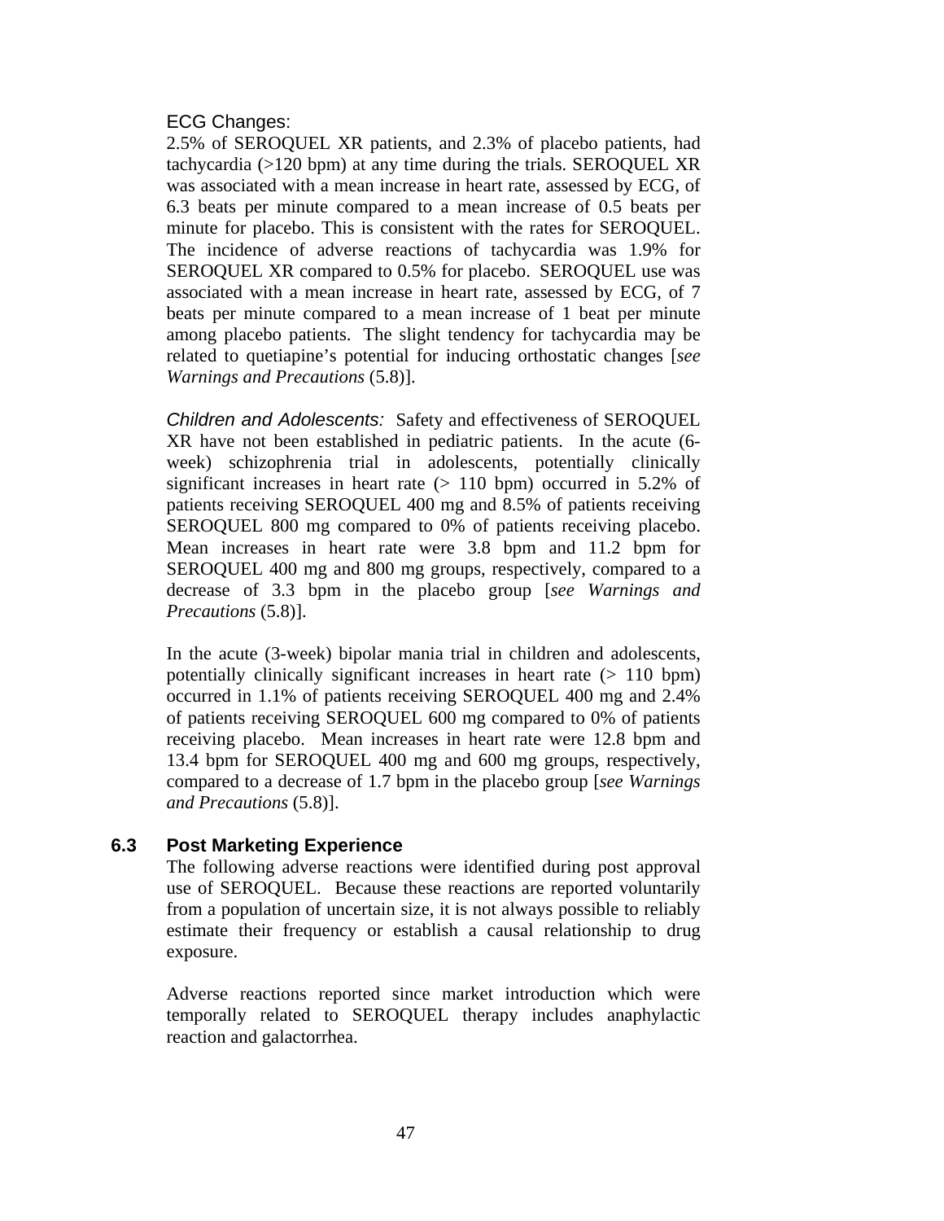ECG Changes:

2.5% of SEROQUEL XR patients, and 2.3% of placebo patients, had tachycardia (>120 bpm) at any time during the trials. SEROQUEL XR was associated with a mean increase in heart rate, assessed by ECG, of 6.3 beats per minute compared to a mean increase of 0.5 beats per minute for placebo. This is consistent with the rates for SEROQUEL. The incidence of adverse reactions of tachycardia was 1.9% for SEROQUEL XR compared to 0.5% for placebo. SEROQUEL use was associated with a mean increase in heart rate, assessed by ECG, of 7 beats per minute compared to a mean increase of 1 beat per minute among placebo patients. The slight tendency for tachycardia may be related to quetiapine's potential for inducing orthostatic changes [*see Warnings and Precautions* (5.8)].

*Children and Adolescents:* Safety and effectiveness of SEROQUEL XR have not been established in pediatric patients. In the acute (6-week) schizophrenia trial in adolescents, potentially clinically significant increases in heart rate (> 110 bpm) occurred in 5.2% of patients receiving SEROQUEL 400 mg and 8.5% of patients receiving SEROQUEL 800 mg compared to 0% of patients receiving placebo. Mean increases in heart rate were 3.8 bpm and 11.2 bpm for SEROQUEL 400 mg and 800 mg groups, respectively, compared to a decrease of 3.3 bpm in the placebo group [*see Warnings and Precautions* (5.8)].

In the acute (3-week) bipolar mania trial in children and adolescents, potentially clinically significant increases in heart rate (> 110 bpm) occurred in 1.1% of patients receiving SEROQUEL 400 mg and 2.4% of patients receiving SEROQUEL 600 mg compared to 0% of patients receiving placebo. Mean increases in heart rate were 12.8 bpm and 13.4 bpm for SEROQUEL 400 mg and 600 mg groups, respectively, compared to a decrease of 1.7 bpm in the placebo group [*see Warnings and Precautions* (5.8)].

## 6.3 Post Marketing Experience

The following adverse reactions were identified during post approval use of SEROQUEL. Because these reactions are reported voluntarily from a population of uncertain size, it is not always possible to reliably estimate their frequency or establish a causal relationship to drug exposure.

Adverse reactions reported since market introduction which were temporally related to SEROQUEL therapy includes anaphylactic reaction and galactorrhea.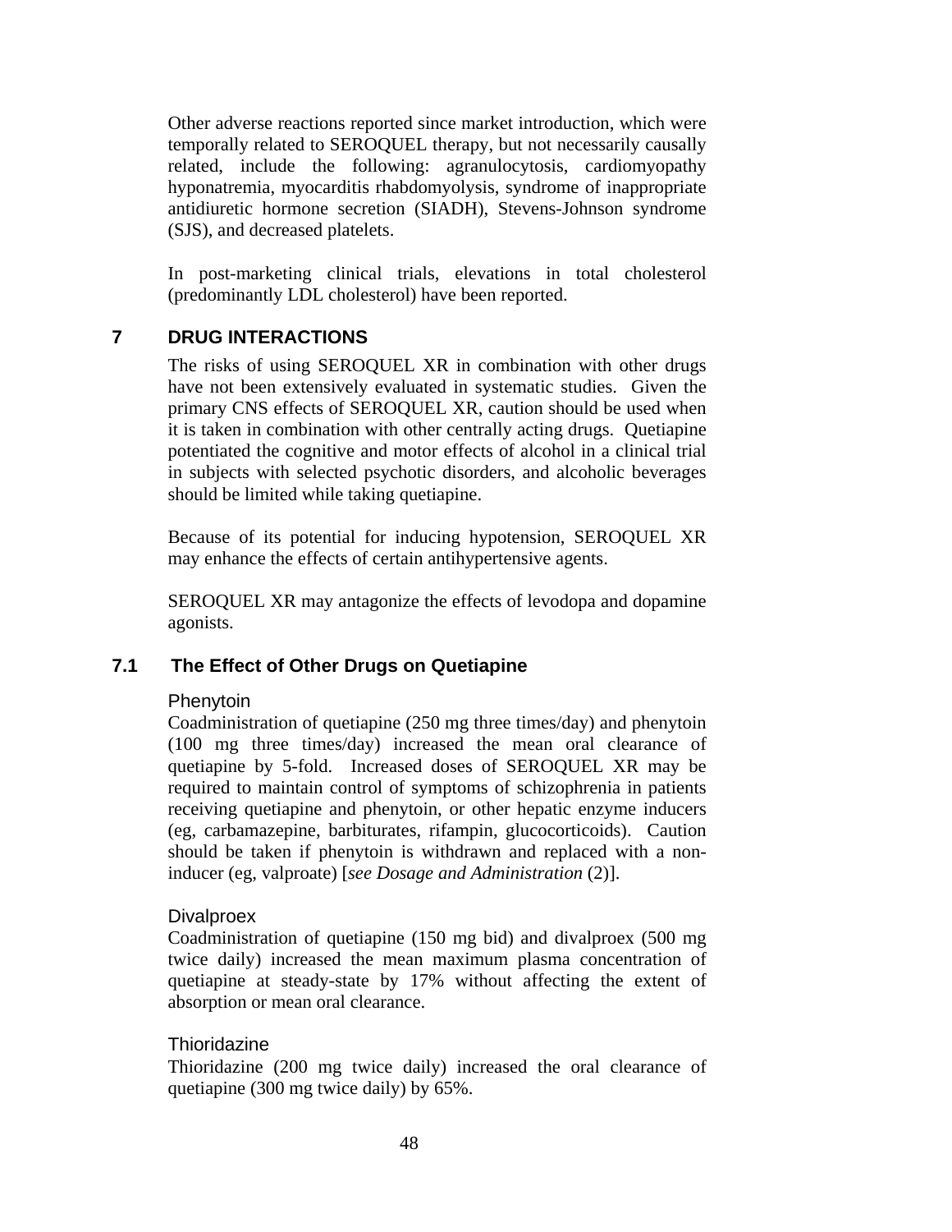Other adverse reactions reported since market introduction, which were temporally related to SEROQUEL therapy, but not necessarily causally related, include the following: agranulocytosis, cardiomyopathy hyponatremia, myocarditis rhabdomyolysis, syndrome of inappropriate antidiuretic hormone secretion (SIADH), Stevens-Johnson syndrome (SJS), and decreased platelets.

In post-marketing clinical trials, elevations in total cholesterol (predominantly LDL cholesterol) have been reported.

## 7 DRUG INTERACTIONS

The risks of using SEROQUEL XR in combination with other drugs have not been extensively evaluated in systematic studies. Given the primary CNS effects of SEROQUEL XR, caution should be used when it is taken in combination with other centrally acting drugs. Quetiapine potentiated the cognitive and motor effects of alcohol in a clinical trial in subjects with selected psychotic disorders, and alcoholic beverages should be limited while taking quetiapine.

Because of its potential for inducing hypotension, SEROQUEL XR may enhance the effects of certain antihypertensive agents.

SEROQUEL XR may antagonize the effects of levodopa and dopamine agonists.

### 7.1 The Effect of Other Drugs on Quetiapine

#### Phenytoin

Coadministration of quetiapine (250 mg three times/day) and phenytoin (100 mg three times/day) increased the mean oral clearance of quetiapine by 5-fold. Increased doses of SEROQUEL XR may be required to maintain control of symptoms of schizophrenia in patients receiving quetiapine and phenytoin, or other hepatic enzyme inducers (eg, carbamazepine, barbiturates, rifampin, glucocorticoids). Caution should be taken if phenytoin is withdrawn and replaced with a non-inducer (eg, valproate) [*see Dosage and Administration* (2)].

#### Divalproex

Coadministration of quetiapine (150 mg bid) and divalproex (500 mg twice daily) increased the mean maximum plasma concentration of quetiapine at steady-state by 17% without affecting the extent of absorption or mean oral clearance.

#### Thioridazine

Thioridazine (200 mg twice daily) increased the oral clearance of quetiapine (300 mg twice daily) by 65%.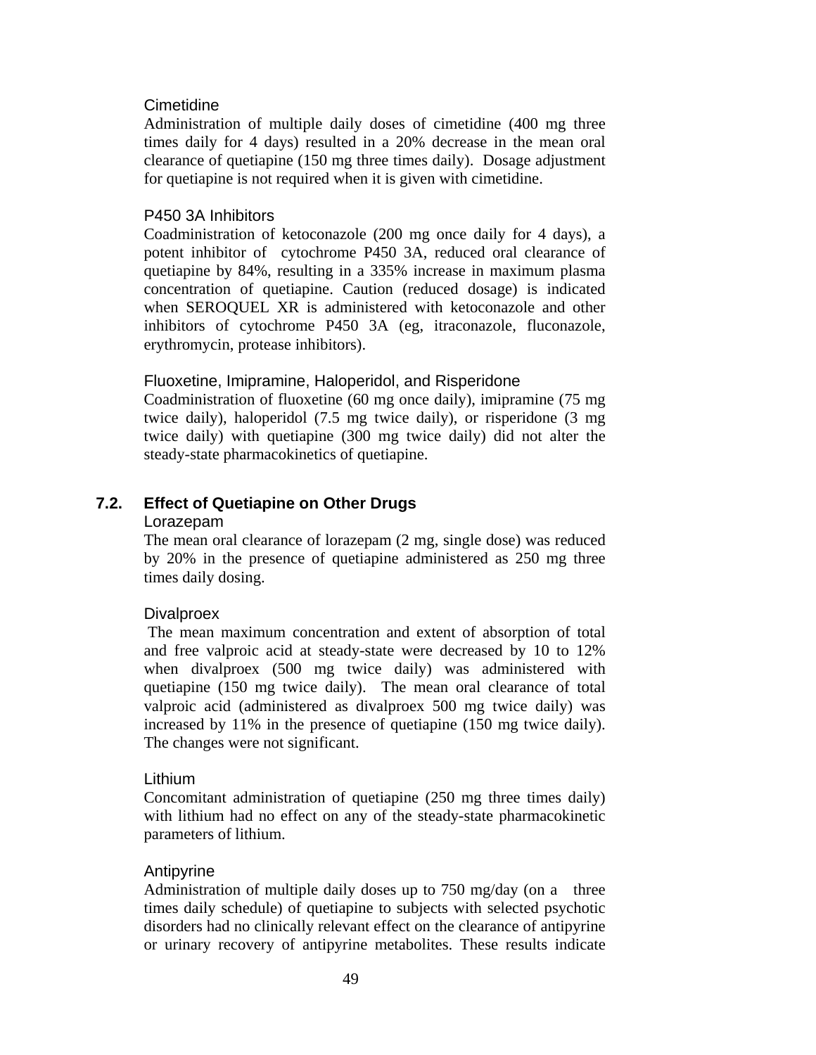#### Cimetidine

Administration of multiple daily doses of cimetidine (400 mg three times daily for 4 days) resulted in a 20% decrease in the mean oral clearance of quetiapine (150 mg three times daily). Dosage adjustment for quetiapine is not required when it is given with cimetidine.

#### P450 3A Inhibitors

Coadministration of ketoconazole (200 mg once daily for 4 days), a potent inhibitor of cytochrome P450 3A, reduced oral clearance of quetiapine by 84%, resulting in a 335% increase in maximum plasma concentration of quetiapine. Caution (reduced dosage) is indicated when SEROQUEL XR is administered with ketoconazole and other inhibitors of cytochrome P450 3A (eg, itraconazole, fluconazole, erythromycin, protease inhibitors).

#### Fluoxetine, Imipramine, Haloperidol, and Risperidone

Coadministration of fluoxetine (60 mg once daily), imipramine (75 mg twice daily), haloperidol (7.5 mg twice daily), or risperidone (3 mg twice daily) with quetiapine (300 mg twice daily) did not alter the steady-state pharmacokinetics of quetiapine.

### 7.2. Effect of Quetiapine on Other Drugs

#### Lorazepam

The mean oral clearance of lorazepam (2 mg, single dose) was reduced by 20% in the presence of quetiapine administered as 250 mg three times daily dosing.

#### Divalproex

The mean maximum concentration and extent of absorption of total and free valproic acid at steady-state were decreased by 10 to 12% when divalproex (500 mg twice daily) was administered with quetiapine (150 mg twice daily). The mean oral clearance of total valproic acid (administered as divalproex 500 mg twice daily) was increased by 11% in the presence of quetiapine (150 mg twice daily). The changes were not significant.

#### Lithium

Concomitant administration of quetiapine (250 mg three times daily) with lithium had no effect on any of the steady-state pharmacokinetic parameters of lithium.

#### Antipyrine

Administration of multiple daily doses up to 750 mg/day (on a three times daily schedule) of quetiapine to subjects with selected psychotic disorders had no clinically relevant effect on the clearance of antipyrine or urinary recovery of antipyrine metabolites. These results indicate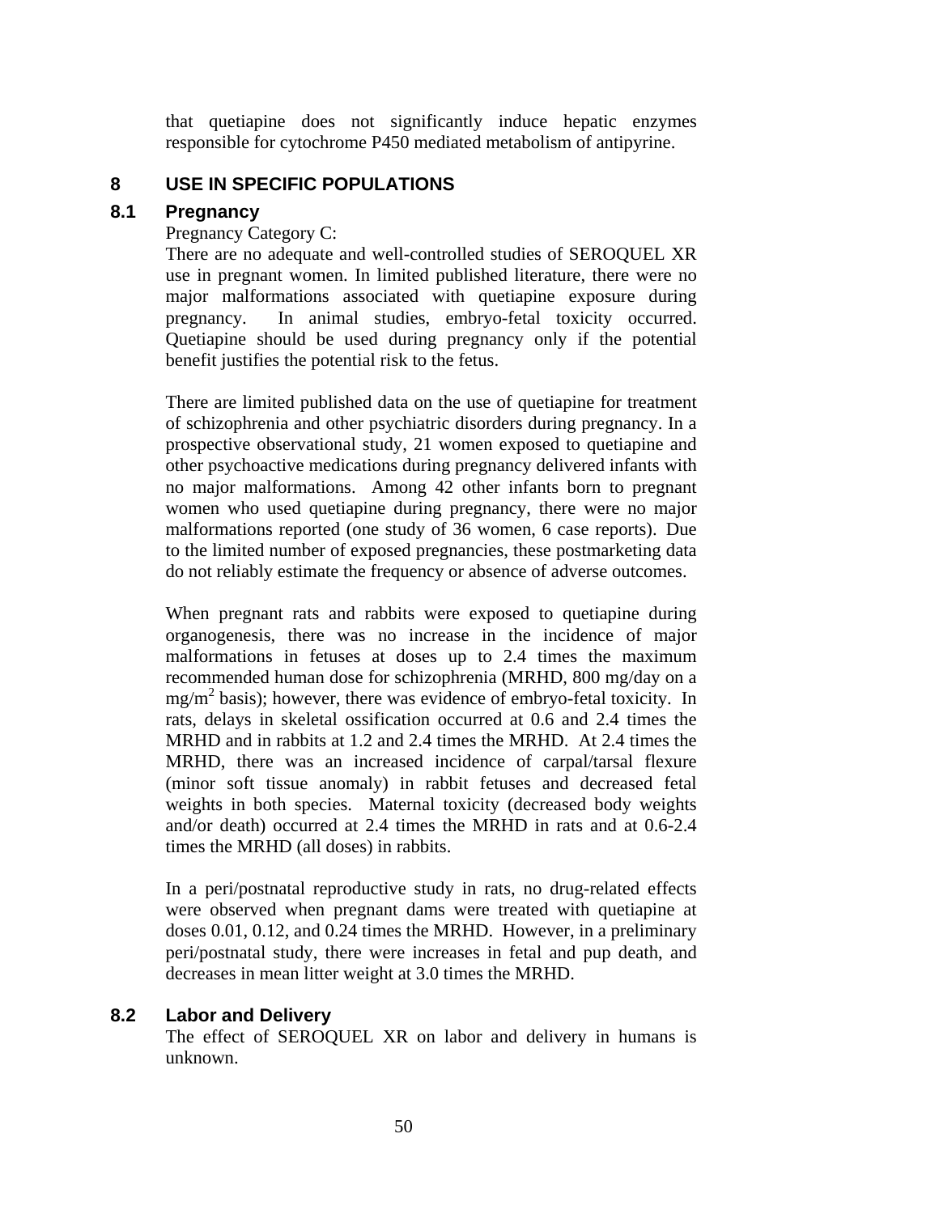that quetiapine does not significantly induce hepatic enzymes responsible for cytochrome P450 mediated metabolism of antipyrine.

# 8 USE IN SPECIFIC POPULATIONS

## 8.1 Pregnancy

Pregnancy Category C:

There are no adequate and well-controlled studies of SEROQUEL XR use in pregnant women. In limited published literature, there were no major malformations associated with quetiapine exposure during pregnancy. In animal studies, embryo-fetal toxicity occurred. Quetiapine should be used during pregnancy only if the potential benefit justifies the potential risk to the fetus.

There are limited published data on the use of quetiapine for treatment of schizophrenia and other psychiatric disorders during pregnancy. In a prospective observational study, 21 women exposed to quetiapine and other psychoactive medications during pregnancy delivered infants with no major malformations. Among 42 other infants born to pregnant women who used quetiapine during pregnancy, there were no major malformations reported (one study of 36 women, 6 case reports). Due to the limited number of exposed pregnancies, these postmarketing data do not reliably estimate the frequency or absence of adverse outcomes.

When pregnant rats and rabbits were exposed to quetiapine during organogenesis, there was no increase in the incidence of major malformations in fetuses at doses up to 2.4 times the maximum recommended human dose for schizophrenia (MRHD, 800 mg/day on a $mg/m^2$ basis); however, there was evidence of embryo-fetal toxicity. In rats, delays in skeletal ossification occurred at 0.6 and 2.4 times the MRHD and in rabbits at 1.2 and 2.4 times the MRHD. At 2.4 times the MRHD, there was an increased incidence of carpal/tarsal flexure (minor soft tissue anomaly) in rabbit fetuses and decreased fetal weights in both species. Maternal toxicity (decreased body weights and/or death) occurred at 2.4 times the MRHD in rats and at 0.6-2.4 times the MRHD (all doses) in rabbits.

In a peri/postnatal reproductive study in rats, no drug-related effects were observed when pregnant dams were treated with quetiapine at doses 0.01, 0.12, and 0.24 times the MRHD. However, in a preliminary peri/postnatal study, there were increases in fetal and pup death, and decreases in mean litter weight at 3.0 times the MRHD.

## 8.2 Labor and Delivery

The effect of SEROQUEL XR on labor and delivery in humans is unknown.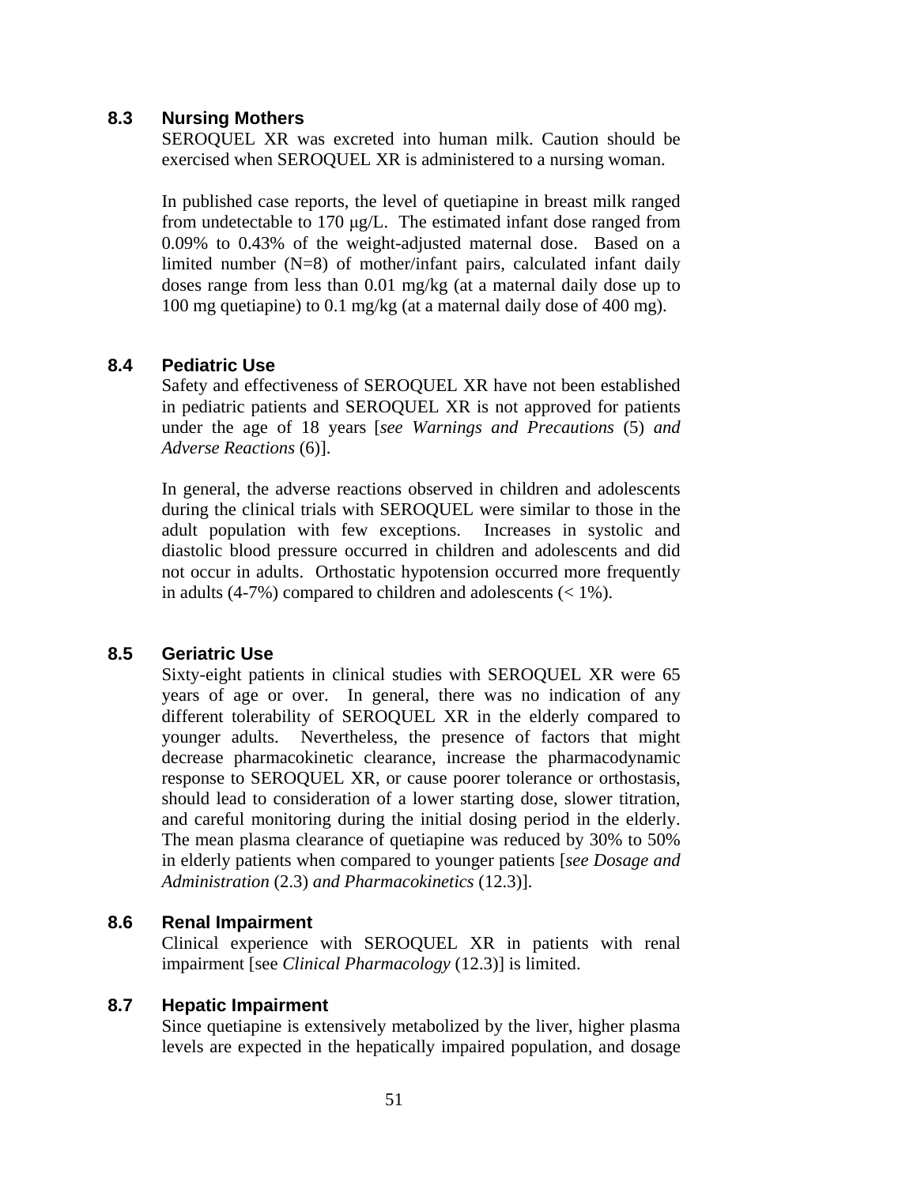### 8.3 Nursing Mothers

SEROQUEL XR was excreted into human milk. Caution should be exercised when SEROQUEL XR is administered to a nursing woman.

In published case reports, the level of quetiapine in breast milk ranged from undetectable to 170 μg/L. The estimated infant dose ranged from 0.09% to 0.43% of the weight-adjusted maternal dose. Based on a limited number (N=8) of mother/infant pairs, calculated infant daily doses range from less than 0.01 mg/kg (at a maternal daily dose up to 100 mg quetiapine) to 0.1 mg/kg (at a maternal daily dose of 400 mg).

### 8.4 Pediatric Use

Safety and effectiveness of SEROQUEL XR have not been established in pediatric patients and SEROQUEL XR is not approved for patients under the age of 18 years [*see Warnings and Precautions* (5) *and Adverse Reactions* (6)].

In general, the adverse reactions observed in children and adolescents during the clinical trials with SEROQUEL were similar to those in the adult population with few exceptions. Increases in systolic and diastolic blood pressure occurred in children and adolescents and did not occur in adults. Orthostatic hypotension occurred more frequently in adults (4-7%) compared to children and adolescents (< 1%).

### 8.5 Geriatric Use

Sixty-eight patients in clinical studies with SEROQUEL XR were 65 years of age or over. In general, there was no indication of any different tolerability of SEROQUEL XR in the elderly compared to younger adults. Nevertheless, the presence of factors that might decrease pharmacokinetic clearance, increase the pharmacodynamic response to SEROQUEL XR, or cause poorer tolerance or orthostasis, should lead to consideration of a lower starting dose, slower titration, and careful monitoring during the initial dosing period in the elderly. The mean plasma clearance of quetiapine was reduced by 30% to 50% in elderly patients when compared to younger patients [*see Dosage and Administration* (2.3) *and Pharmacokinetics* (12.3)].

### 8.6 Renal Impairment

Clinical experience with SEROQUEL XR in patients with renal impairment [see *Clinical Pharmacology* (12.3)] is limited.

### 8.7 Hepatic Impairment

Since quetiapine is extensively metabolized by the liver, higher plasma levels are expected in the hepatically impaired population, and dosage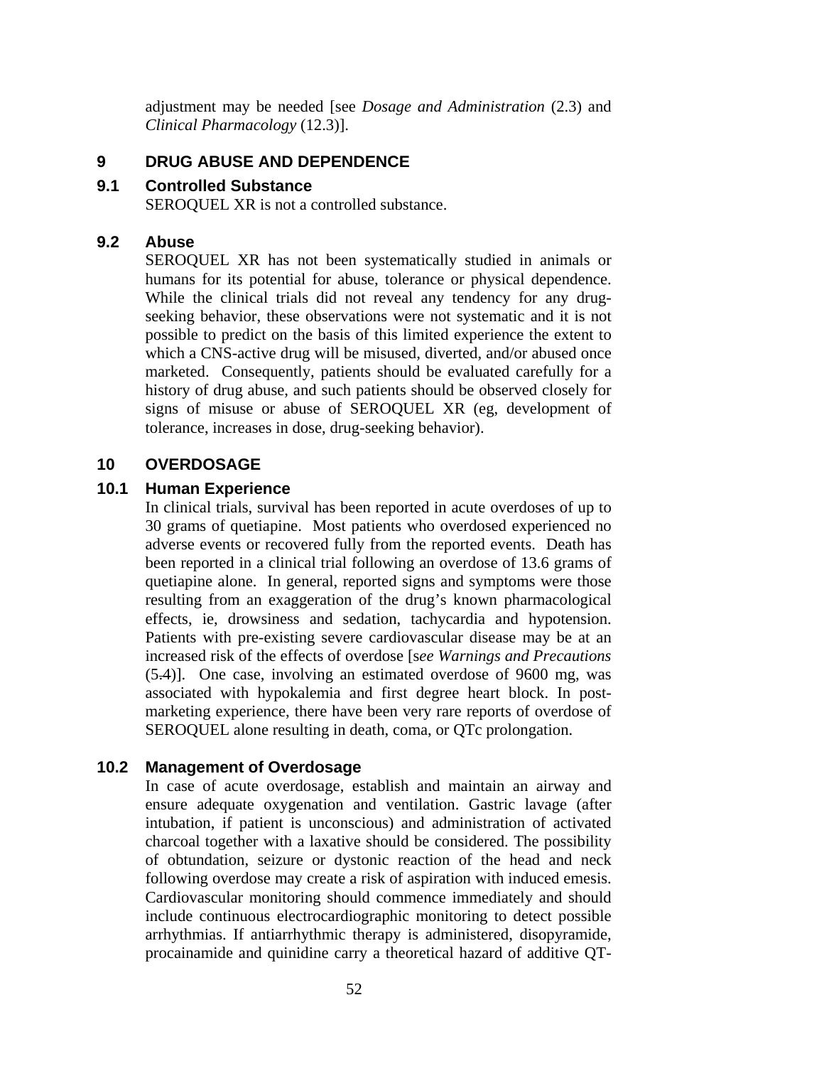adjustment may be needed [see *Dosage and Administration* (2.3) and *Clinical Pharmacology* (12.3)].

# 9 DRUG ABUSE AND DEPENDENCE

## 9.1 Controlled Substance

SEROQUEL XR is not a controlled substance.

## 9.2 Abuse

SEROQUEL XR has not been systematically studied in animals or humans for its potential for abuse, tolerance or physical dependence. While the clinical trials did not reveal any tendency for any drug-seeking behavior, these observations were not systematic and it is not possible to predict on the basis of this limited experience the extent to which a CNS-active drug will be misused, diverted, and/or abused once marketed. Consequently, patients should be evaluated carefully for a history of drug abuse, and such patients should be observed closely for signs of misuse or abuse of SEROQUEL XR (eg, development of tolerance, increases in dose, drug-seeking behavior).

# 10 OVERDOSAGE

## 10.1 Human Experience

In clinical trials, survival has been reported in acute overdoses of up to 30 grams of quetiapine. Most patients who overdosed experienced no adverse events or recovered fully from the reported events. Death has been reported in a clinical trial following an overdose of 13.6 grams of quetiapine alone. In general, reported signs and symptoms were those resulting from an exaggeration of the drug's known pharmacological effects, ie, drowsiness and sedation, tachycardia and hypotension. Patients with pre-existing severe cardiovascular disease may be at an increased risk of the effects of overdose [*see Warnings and Precautions* (5.4)]. One case, involving an estimated overdose of 9600 mg, was associated with hypokalemia and first degree heart block. In post-marketing experience, there have been very rare reports of overdose of SEROQUEL alone resulting in death, coma, or QTc prolongation.

## 10.2 Management of Overdosage

In case of acute overdosage, establish and maintain an airway and ensure adequate oxygenation and ventilation. Gastric lavage (after intubation, if patient is unconscious) and administration of activated charcoal together with a laxative should be considered. The possibility of obtundation, seizure or dystonic reaction of the head and neck following overdose may create a risk of aspiration with induced emesis. Cardiovascular monitoring should commence immediately and should include continuous electrocardiographic monitoring to detect possible arrhythmias. If antiarrhythmic therapy is administered, disopyramide, procainamide and quinidine carry a theoretical hazard of additive QT-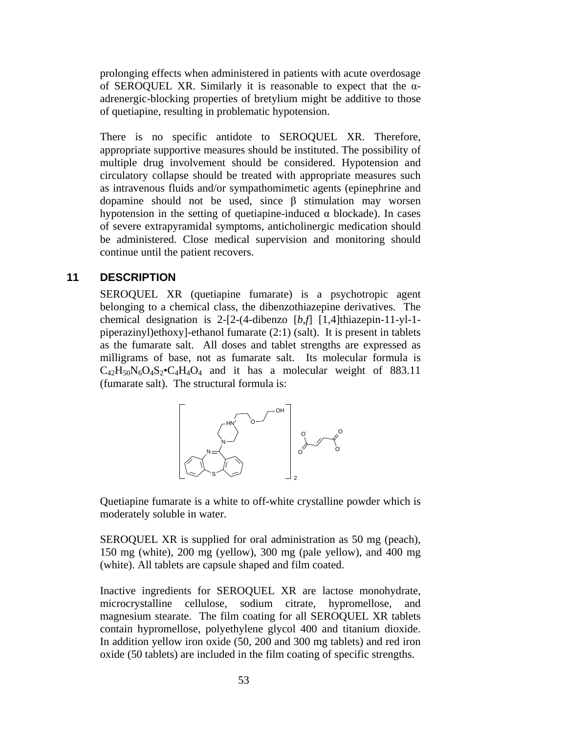prolonging effects when administered in patients with acute overdosage of SEROQUEL XR. Similarly it is reasonable to expect that the α-adrenergic-blocking properties of bretylium might be additive to those of quetiapine, resulting in problematic hypotension.

There is no specific antidote to SEROQUEL XR. Therefore, appropriate supportive measures should be instituted. The possibility of multiple drug involvement should be considered. Hypotension and circulatory collapse should be treated with appropriate measures such as intravenous fluids and/or sympathomimetic agents (epinephrine and dopamine should not be used, since β stimulation may worsen hypotension in the setting of quetiapine-induced α blockade). In cases of severe extrapyramidal symptoms, anticholinergic medication should be administered. Close medical supervision and monitoring should continue until the patient recovers.

## 11 DESCRIPTION

SEROQUEL XR (quetiapine fumarate) is a psychotropic agent belonging to a chemical class, the dibenzothiazepine derivatives. The chemical designation is 2-[2-(4-dibenzo [*b*,*f*] [1,4]thiazepin-11-yl-1-piperazinyl)ethoxy]-ethanol fumarate (2:1) (salt). It is present in tablets as the fumarate salt. All doses and tablet strengths are expressed as milligrams of base, not as fumarate salt. Its molecular formula is $C_{42}H_{50}N_6O_4S_2 \cdot C_4H_4O_4$ and it has a molecular weight of 883.11 (fumarate salt). The structural formula is:

Quetiapine fumarate is a white to off-white crystalline powder which is moderately soluble in water.

SEROQUEL XR is supplied for oral administration as 50 mg (peach), 150 mg (white), 200 mg (yellow), 300 mg (pale yellow), and 400 mg (white). All tablets are capsule shaped and film coated.

Inactive ingredients for SEROQUEL XR are lactose monohydrate, microcrystalline cellulose, sodium citrate, hypromellose, and magnesium stearate. The film coating for all SEROQUEL XR tablets contain hypromellose, polyethylene glycol 400 and titanium dioxide. In addition yellow iron oxide (50, 200 and 300 mg tablets) and red iron oxide (50 tablets) are included in the film coating of specific strengths.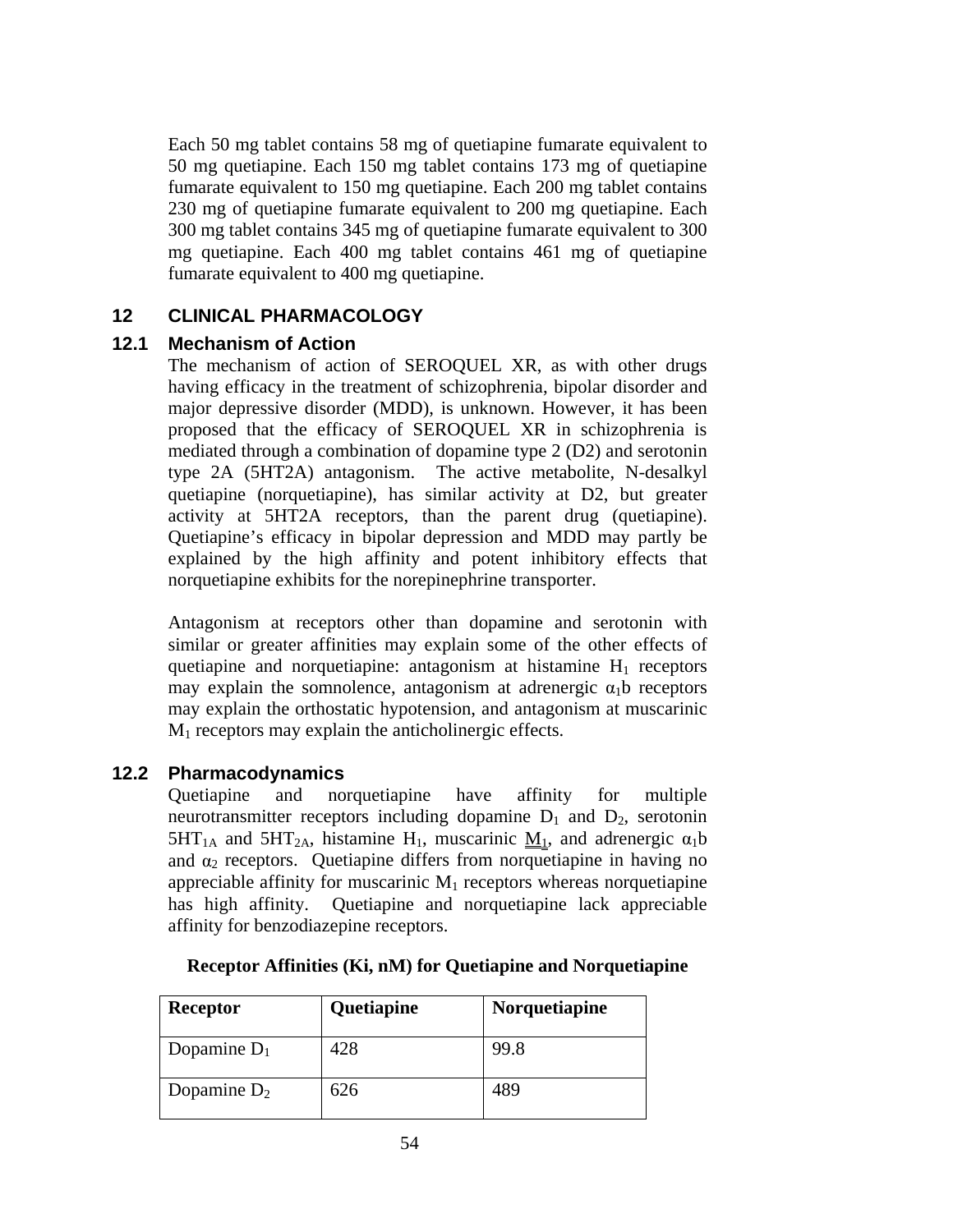Each 50 mg tablet contains 58 mg of quetiapine fumarate equivalent to 50 mg quetiapine. Each 150 mg tablet contains 173 mg of quetiapine fumarate equivalent to 150 mg quetiapine. Each 200 mg tablet contains 230 mg of quetiapine fumarate equivalent to 200 mg quetiapine. Each 300 mg tablet contains 345 mg of quetiapine fumarate equivalent to 300 mg quetiapine. Each 400 mg tablet contains 461 mg of quetiapine fumarate equivalent to 400 mg quetiapine.

## 12 CLINICAL PHARMACOLOGY

### 12.1 Mechanism of Action

The mechanism of action of SEROQUEL XR, as with other drugs having efficacy in the treatment of schizophrenia, bipolar disorder and major depressive disorder (MDD), is unknown. However, it has been proposed that the efficacy of SEROQUEL XR in schizophrenia is mediated through a combination of dopamine type 2 (D2) and serotonin type 2A (5HT2A) antagonism. The active metabolite, N-desalkyl quetiapine (norquetiapine), has similar activity at D2, but greater activity at 5HT2A receptors, than the parent drug (quetiapine). Quetiapine's efficacy in bipolar depression and MDD may partly be explained by the high affinity and potent inhibitory effects that norquetiapine exhibits for the norepinephrine transporter.

Antagonism at receptors other than dopamine and serotonin with similar or greater affinities may explain some of the other effects of quetiapine and norquetiapine: antagonism at histamine $H_1$ receptors may explain the somnolence, antagonism at adrenergic $\alpha_1$b receptors may explain the orthostatic hypotension, and antagonism at muscarinic $M_1$ receptors may explain the anticholinergic effects.

### 12.2 Pharmacodynamics

Quetiapine and norquetiapine have affinity for multiple neurotransmitter receptors including dopamine $D_1$ and $D_2$, serotonin $5HT_{1A}$ and $5HT_{2A}$, histamine $H_1$, muscarinic $M_1$, and adrenergic $\alpha_1$b and $\alpha_2$ receptors. Quetiapine differs from norquetiapine in having no appreciable affinity for muscarinic $M_1$ receptors whereas norquetiapine has high affinity. Quetiapine and norquetiapine lack appreciable affinity for benzodiazepine receptors.

**Receptor Affinities (Ki, nM) for Quetiapine and Norquetiapine**

| Receptor | Quetiapine | Norquetiapine |
|---|---|---|
| Dopamine $D_1$ | 428 | 99.8 |
| Dopamine $D_2$ | 626 | 489 |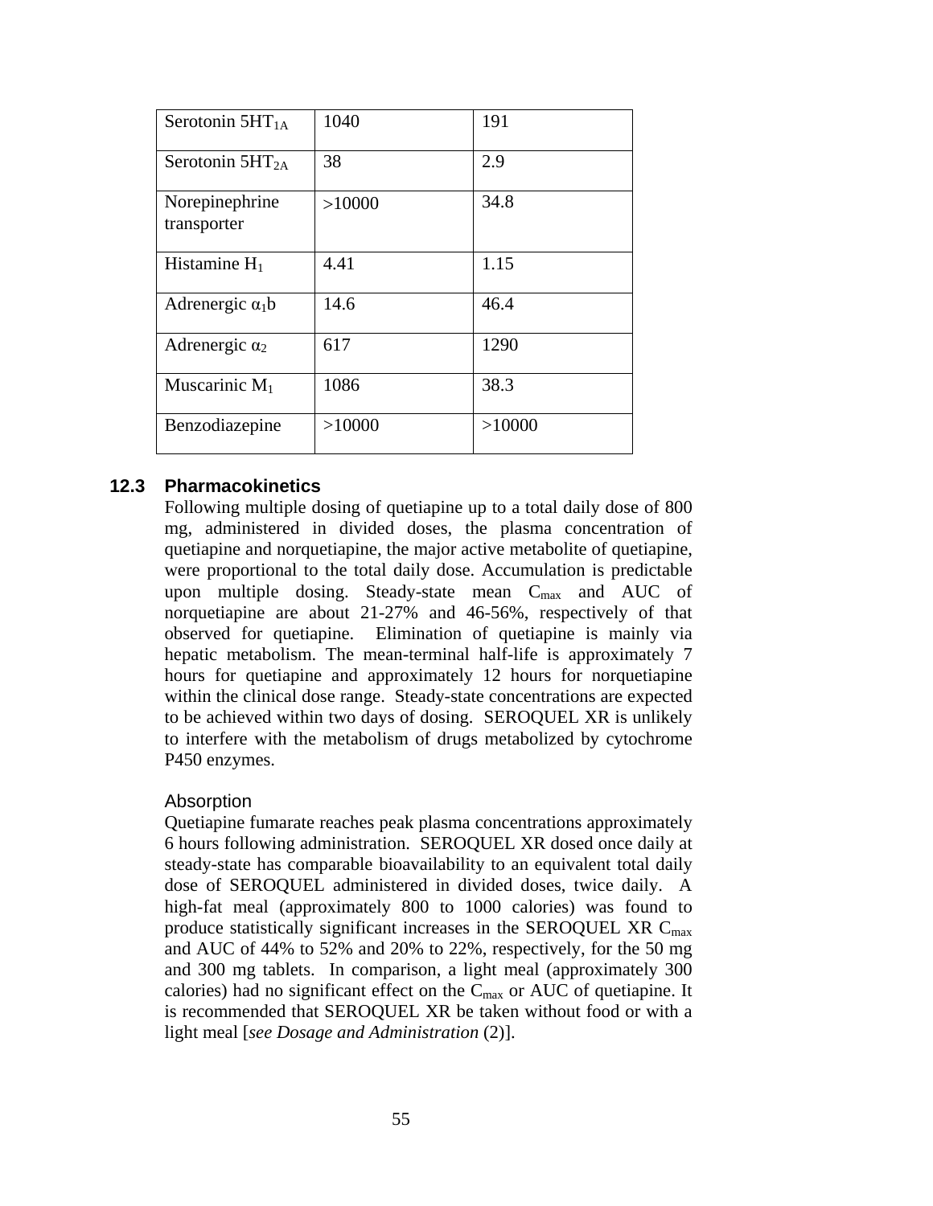| | | |
|---|---|---|
| Serotonin $5HT_{1A}$ | 1040 | 191 |
| Serotonin $5HT_{2A}$ | 38 | 2.9 |
| Norepinephrine transporter | >10000 | 34.8 |
| Histamine $H_1$ | 4.41 | 1.15 |
| Adrenergic $\alpha_1$b | 14.6 | 46.4 |
| Adrenergic $\alpha_2$ | 617 | 1290 |
| Muscarinic $M_1$ | 1086 | 38.3 |
| Benzodiazepine | >10000 | >10000 |

## 12.3 Pharmacokinetics

Following multiple dosing of quetiapine up to a total daily dose of 800 mg, administered in divided doses, the plasma concentration of quetiapine and norquetiapine, the major active metabolite of quetiapine, were proportional to the total daily dose. Accumulation is predictable upon multiple dosing. Steady-state mean $C_{max}$ and AUC of norquetiapine are about 21-27% and 46-56%, respectively of that observed for quetiapine. Elimination of quetiapine is mainly via hepatic metabolism. The mean-terminal half-life is approximately 7 hours for quetiapine and approximately 12 hours for norquetiapine within the clinical dose range. Steady-state concentrations are expected to be achieved within two days of dosing. SEROQUEL XR is unlikely to interfere with the metabolism of drugs metabolized by cytochrome P450 enzymes.

Absorption

Quetiapine fumarate reaches peak plasma concentrations approximately 6 hours following administration. SEROQUEL XR dosed once daily at steady-state has comparable bioavailability to an equivalent total daily dose of SEROQUEL administered in divided doses, twice daily. A high-fat meal (approximately 800 to 1000 calories) was found to produce statistically significant increases in the SEROQUEL XR $C_{max}$ and AUC of 44% to 52% and 20% to 22%, respectively, for the 50 mg and 300 mg tablets. In comparison, a light meal (approximately 300 calories) had no significant effect on the $C_{max}$ or AUC of quetiapine. It is recommended that SEROQUEL XR be taken without food or with a light meal [*see Dosage and Administration* (2)].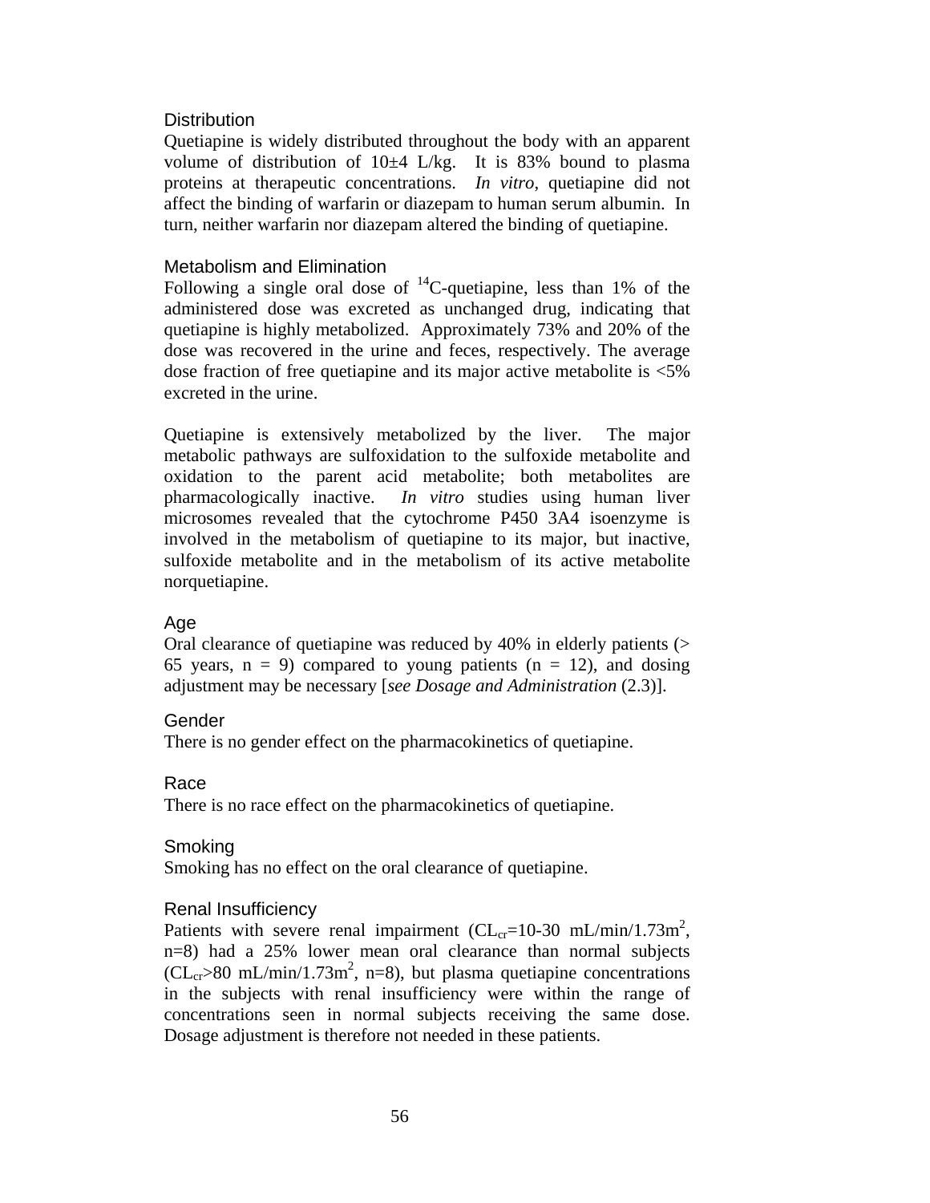### Distribution

Quetiapine is widely distributed throughout the body with an apparent volume of distribution of 10±4 L/kg. It is 83% bound to plasma proteins at therapeutic concentrations. *In vitro*, quetiapine did not affect the binding of warfarin or diazepam to human serum albumin. In turn, neither warfarin nor diazepam altered the binding of quetiapine.

### Metabolism and Elimination

Following a single oral dose of $^{14}C$-quetiapine, less than 1% of the administered dose was excreted as unchanged drug, indicating that quetiapine is highly metabolized. Approximately 73% and 20% of the dose was recovered in the urine and feces, respectively. The average dose fraction of free quetiapine and its major active metabolite is <5% excreted in the urine.

Quetiapine is extensively metabolized by the liver. The major metabolic pathways are sulfoxidation to the sulfoxide metabolite and oxidation to the parent acid metabolite; both metabolites are pharmacologically inactive. *In vitro* studies using human liver microsomes revealed that the cytochrome P450 3A4 isoenzyme is involved in the metabolism of quetiapine to its major, but inactive, sulfoxide metabolite and in the metabolism of its active metabolite norquetiapine.

### Age

Oral clearance of quetiapine was reduced by 40% in elderly patients (> 65 years, n = 9) compared to young patients (n = 12), and dosing adjustment may be necessary [*see Dosage and Administration* (2.3)].

### Gender

There is no gender effect on the pharmacokinetics of quetiapine.

### Race

There is no race effect on the pharmacokinetics of quetiapine.

### Smoking

Smoking has no effect on the oral clearance of quetiapine.

### Renal Insufficiency

Patients with severe renal impairment ($CL_{cr}$=10-30 mL/min/1.73m$^2$, n=8) had a 25% lower mean oral clearance than normal subjects ($CL_{cr}$>80 mL/min/1.73m$^2$, n=8), but plasma quetiapine concentrations in the subjects with renal insufficiency were within the range of concentrations seen in normal subjects receiving the same dose. Dosage adjustment is therefore not needed in these patients.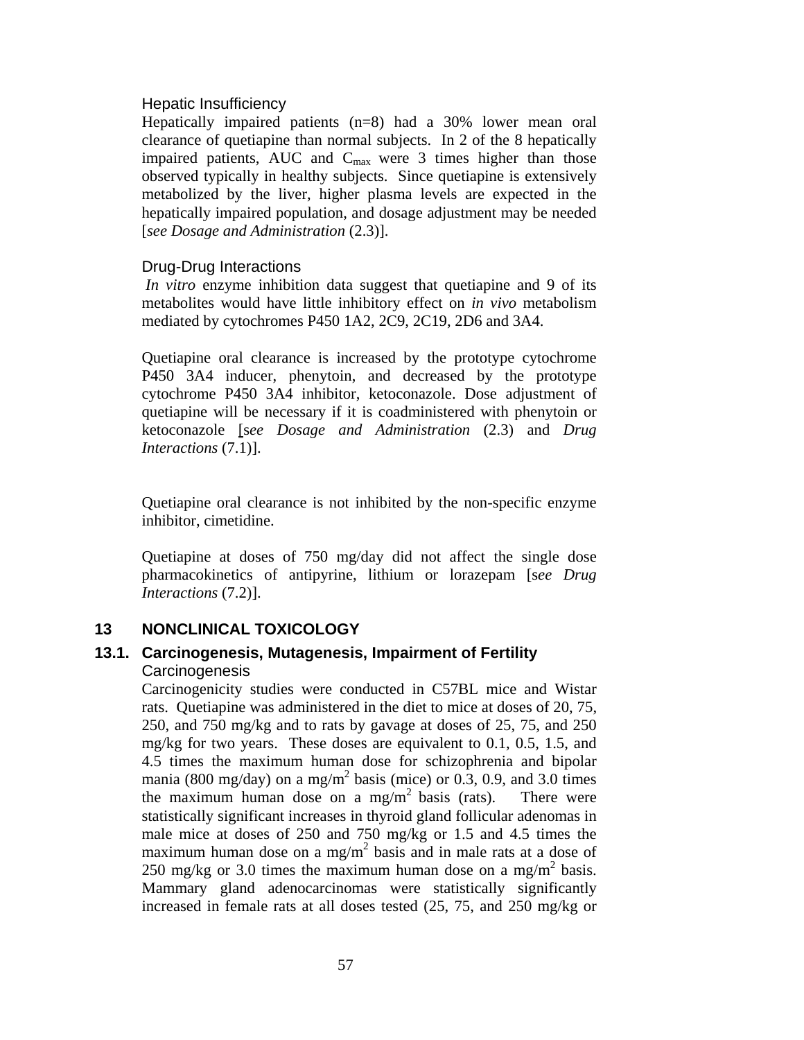### Hepatic Insufficiency

Hepatically impaired patients (n=8) had a 30% lower mean oral clearance of quetiapine than normal subjects. In 2 of the 8 hepatically impaired patients, AUC and $C_{max}$ were 3 times higher than those observed typically in healthy subjects. Since quetiapine is extensively metabolized by the liver, higher plasma levels are expected in the hepatically impaired population, and dosage adjustment may be needed [*see Dosage and Administration* (2.3)].

### Drug-Drug Interactions

*In vitro* enzyme inhibition data suggest that quetiapine and 9 of its metabolites would have little inhibitory effect on *in vivo* metabolism mediated by cytochromes P450 1A2, 2C9, 2C19, 2D6 and 3A4.

Quetiapine oral clearance is increased by the prototype cytochrome P450 3A4 inducer, phenytoin, and decreased by the prototype cytochrome P450 3A4 inhibitor, ketoconazole. Dose adjustment of quetiapine will be necessary if it is coadministered with phenytoin or ketoconazole [*see Dosage and Administration* (2.3) and *Drug Interactions* (7.1)].

Quetiapine oral clearance is not inhibited by the non-specific enzyme inhibitor, cimetidine.

Quetiapine at doses of 750 mg/day did not affect the single dose pharmacokinetics of antipyrine, lithium or lorazepam [*see Drug Interactions* (7.2)].

# 13 NONCLINICAL TOXICOLOGY

## 13.1. Carcinogenesis, Mutagenesis, Impairment of Fertility

### Carcinogenesis

Carcinogenicity studies were conducted in C57BL mice and Wistar rats. Quetiapine was administered in the diet to mice at doses of 20, 75, 250, and 750 mg/kg and to rats by gavage at doses of 25, 75, and 250 mg/kg for two years. These doses are equivalent to 0.1, 0.5, 1.5, and 4.5 times the maximum human dose for schizophrenia and bipolar mania (800 mg/day) on a mg/$m^2$ basis (mice) or 0.3, 0.9, and 3.0 times the maximum human dose on a mg/$m^2$ basis (rats). There were statistically significant increases in thyroid gland follicular adenomas in male mice at doses of 250 and 750 mg/kg or 1.5 and 4.5 times the maximum human dose on a mg/$m^2$ basis and in male rats at a dose of 250 mg/kg or 3.0 times the maximum human dose on a mg/$m^2$ basis. Mammary gland adenocarcinomas were statistically significantly increased in female rats at all doses tested (25, 75, and 250 mg/kg or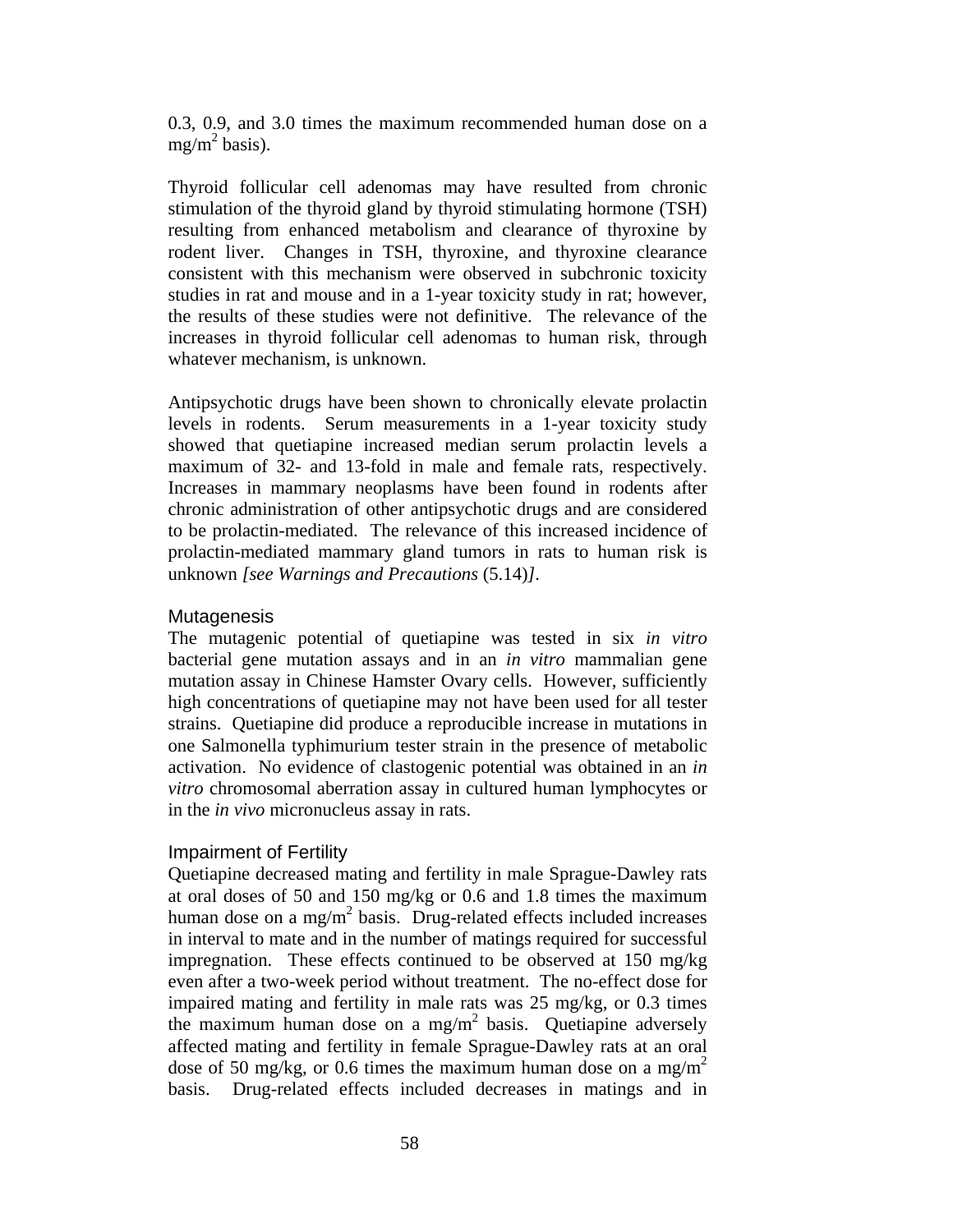0.3, 0.9, and 3.0 times the maximum recommended human dose on a $mg/m^2$ basis).

Thyroid follicular cell adenomas may have resulted from chronic stimulation of the thyroid gland by thyroid stimulating hormone (TSH) resulting from enhanced metabolism and clearance of thyroxine by rodent liver. Changes in TSH, thyroxine, and thyroxine clearance consistent with this mechanism were observed in subchronic toxicity studies in rat and mouse and in a 1-year toxicity study in rat; however, the results of these studies were not definitive. The relevance of the increases in thyroid follicular cell adenomas to human risk, through whatever mechanism, is unknown.

Antipsychotic drugs have been shown to chronically elevate prolactin levels in rodents. Serum measurements in a 1-year toxicity study showed that quetiapine increased median serum prolactin levels a maximum of 32- and 13-fold in male and female rats, respectively. Increases in mammary neoplasms have been found in rodents after chronic administration of other antipsychotic drugs and are considered to be prolactin-mediated. The relevance of this increased incidence of prolactin-mediated mammary gland tumors in rats to human risk is unknown *[see Warnings and Precautions* (5.14)*]*.

### Mutagenesis

The mutagenic potential of quetiapine was tested in six *in vitro* bacterial gene mutation assays and in an *in vitro* mammalian gene mutation assay in Chinese Hamster Ovary cells. However, sufficiently high concentrations of quetiapine may not have been used for all tester strains. Quetiapine did produce a reproducible increase in mutations in one Salmonella typhimurium tester strain in the presence of metabolic activation. No evidence of clastogenic potential was obtained in an *in vitro* chromosomal aberration assay in cultured human lymphocytes or in the *in vivo* micronucleus assay in rats.

### Impairment of Fertility

Quetiapine decreased mating and fertility in male Sprague-Dawley rats at oral doses of 50 and 150 mg/kg or 0.6 and 1.8 times the maximum human dose on a $mg/m^2$ basis. Drug-related effects included increases in interval to mate and in the number of matings required for successful impregnation. These effects continued to be observed at 150 mg/kg even after a two-week period without treatment. The no-effect dose for impaired mating and fertility in male rats was 25 mg/kg, or 0.3 times the maximum human dose on a $mg/m^2$ basis. Quetiapine adversely affected mating and fertility in female Sprague-Dawley rats at an oral dose of 50 mg/kg, or 0.6 times the maximum human dose on a $mg/m^2$ basis. Drug-related effects included decreases in matings and in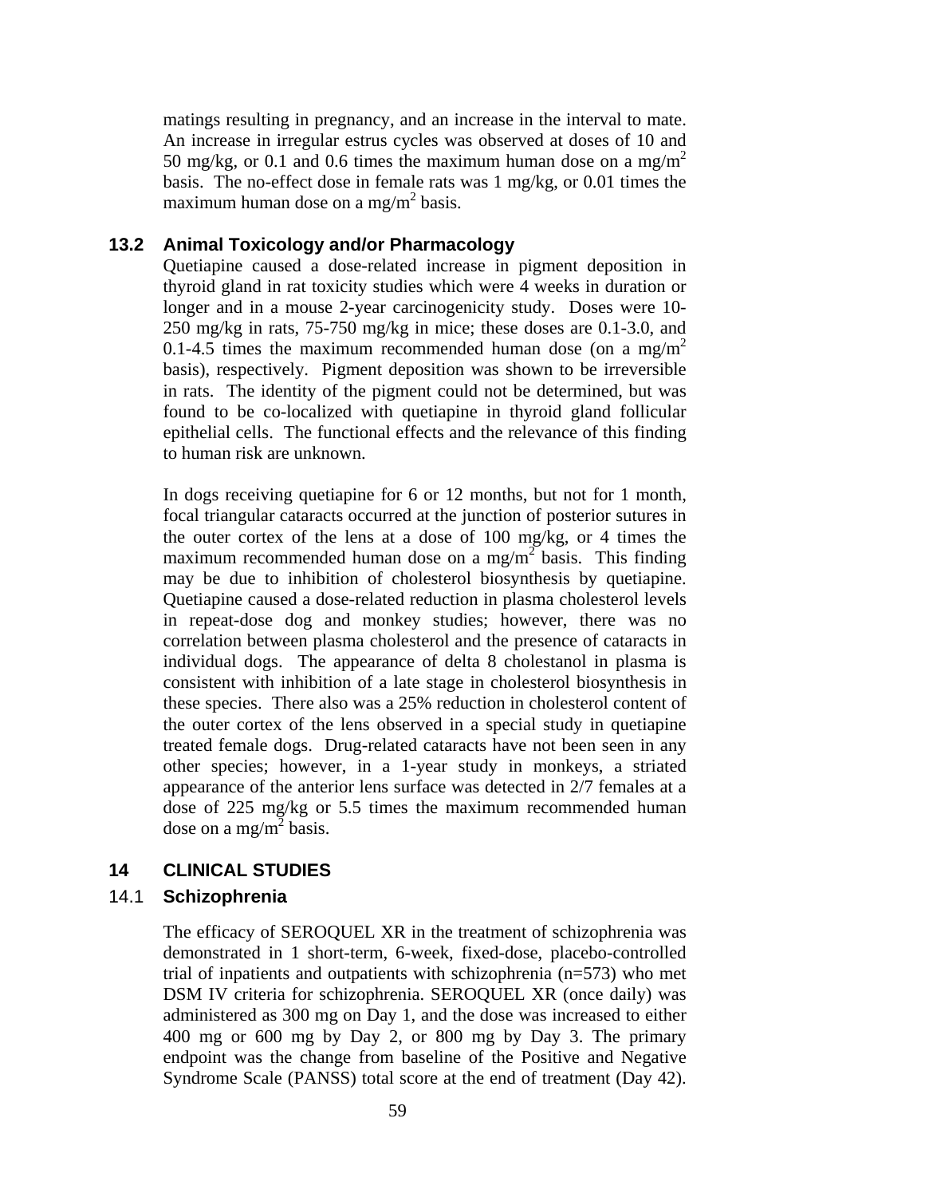matings resulting in pregnancy, and an increase in the interval to mate. An increase in irregular estrus cycles was observed at doses of 10 and 50 mg/kg, or 0.1 and 0.6 times the maximum human dose on a $mg/m^2$ basis. The no-effect dose in female rats was 1 mg/kg, or 0.01 times the maximum human dose on a $mg/m^2$ basis.

### 13.2 Animal Toxicology and/or Pharmacology

Quetiapine caused a dose-related increase in pigment deposition in thyroid gland in rat toxicity studies which were 4 weeks in duration or longer and in a mouse 2-year carcinogenicity study. Doses were 10-250 mg/kg in rats, 75-750 mg/kg in mice; these doses are 0.1-3.0, and 0.1-4.5 times the maximum recommended human dose (on a $mg/m^2$ basis), respectively. Pigment deposition was shown to be irreversible in rats. The identity of the pigment could not be determined, but was found to be co-localized with quetiapine in thyroid gland follicular epithelial cells. The functional effects and the relevance of this finding to human risk are unknown.

In dogs receiving quetiapine for 6 or 12 months, but not for 1 month, focal triangular cataracts occurred at the junction of posterior sutures in the outer cortex of the lens at a dose of 100 mg/kg, or 4 times the maximum recommended human dose on a $mg/m^2$ basis. This finding may be due to inhibition of cholesterol biosynthesis by quetiapine. Quetiapine caused a dose-related reduction in plasma cholesterol levels in repeat-dose dog and monkey studies; however, there was no correlation between plasma cholesterol and the presence of cataracts in individual dogs. The appearance of delta 8 cholestanol in plasma is consistent with inhibition of a late stage in cholesterol biosynthesis in these species. There also was a 25% reduction in cholesterol content of the outer cortex of the lens observed in a special study in quetiapine treated female dogs. Drug-related cataracts have not been seen in any other species; however, in a 1-year study in monkeys, a striated appearance of the anterior lens surface was detected in 2/7 females at a dose of 225 mg/kg or 5.5 times the maximum recommended human dose on a $mg/m^2$ basis.

## 14 CLINICAL STUDIES

### 14.1 Schizophrenia

The efficacy of SEROQUEL XR in the treatment of schizophrenia was demonstrated in 1 short-term, 6-week, fixed-dose, placebo-controlled trial of inpatients and outpatients with schizophrenia (n=573) who met DSM IV criteria for schizophrenia. SEROQUEL XR (once daily) was administered as 300 mg on Day 1, and the dose was increased to either 400 mg or 600 mg by Day 2, or 800 mg by Day 3. The primary endpoint was the change from baseline of the Positive and Negative Syndrome Scale (PANSS) total score at the end of treatment (Day 42).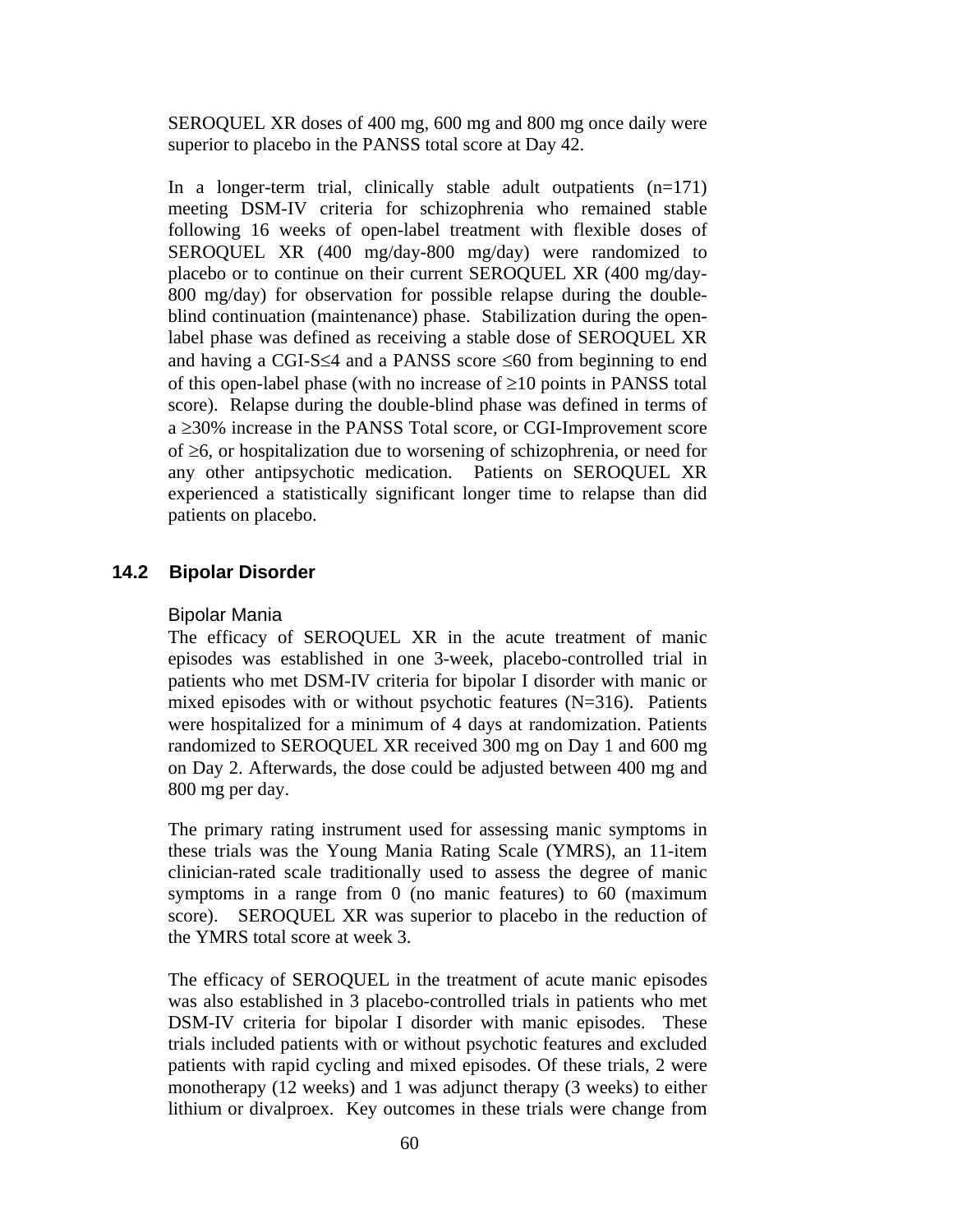SEROQUEL XR doses of 400 mg, 600 mg and 800 mg once daily were superior to placebo in the PANSS total score at Day 42.

In a longer-term trial, clinically stable adult outpatients (n=171) meeting DSM-IV criteria for schizophrenia who remained stable following 16 weeks of open-label treatment with flexible doses of SEROQUEL XR (400 mg/day-800 mg/day) were randomized to placebo or to continue on their current SEROQUEL XR (400 mg/day-800 mg/day) for observation for possible relapse during the double-blind continuation (maintenance) phase. Stabilization during the open-label phase was defined as receiving a stable dose of SEROQUEL XR and having a CGI-S≤4 and a PANSS score ≤60 from beginning to end of this open-label phase (with no increase of ≥10 points in PANSS total score). Relapse during the double-blind phase was defined in terms of a ≥30% increase in the PANSS Total score, or CGI-Improvement score of ≥6, or hospitalization due to worsening of schizophrenia, or need for any other antipsychotic medication. Patients on SEROQUEL XR experienced a statistically significant longer time to relapse than did patients on placebo.

## 14.2 Bipolar Disorder

### Bipolar Mania

The efficacy of SEROQUEL XR in the acute treatment of manic episodes was established in one 3-week, placebo-controlled trial in patients who met DSM-IV criteria for bipolar I disorder with manic or mixed episodes with or without psychotic features (N=316). Patients were hospitalized for a minimum of 4 days at randomization. Patients randomized to SEROQUEL XR received 300 mg on Day 1 and 600 mg on Day 2. Afterwards, the dose could be adjusted between 400 mg and 800 mg per day.

The primary rating instrument used for assessing manic symptoms in these trials was the Young Mania Rating Scale (YMRS), an 11-item clinician-rated scale traditionally used to assess the degree of manic symptoms in a range from 0 (no manic features) to 60 (maximum score). SEROQUEL XR was superior to placebo in the reduction of the YMRS total score at week 3.

The efficacy of SEROQUEL in the treatment of acute manic episodes was also established in 3 placebo-controlled trials in patients who met DSM-IV criteria for bipolar I disorder with manic episodes. These trials included patients with or without psychotic features and excluded patients with rapid cycling and mixed episodes. Of these trials, 2 were monotherapy (12 weeks) and 1 was adjunct therapy (3 weeks) to either lithium or divalproex. Key outcomes in these trials were change from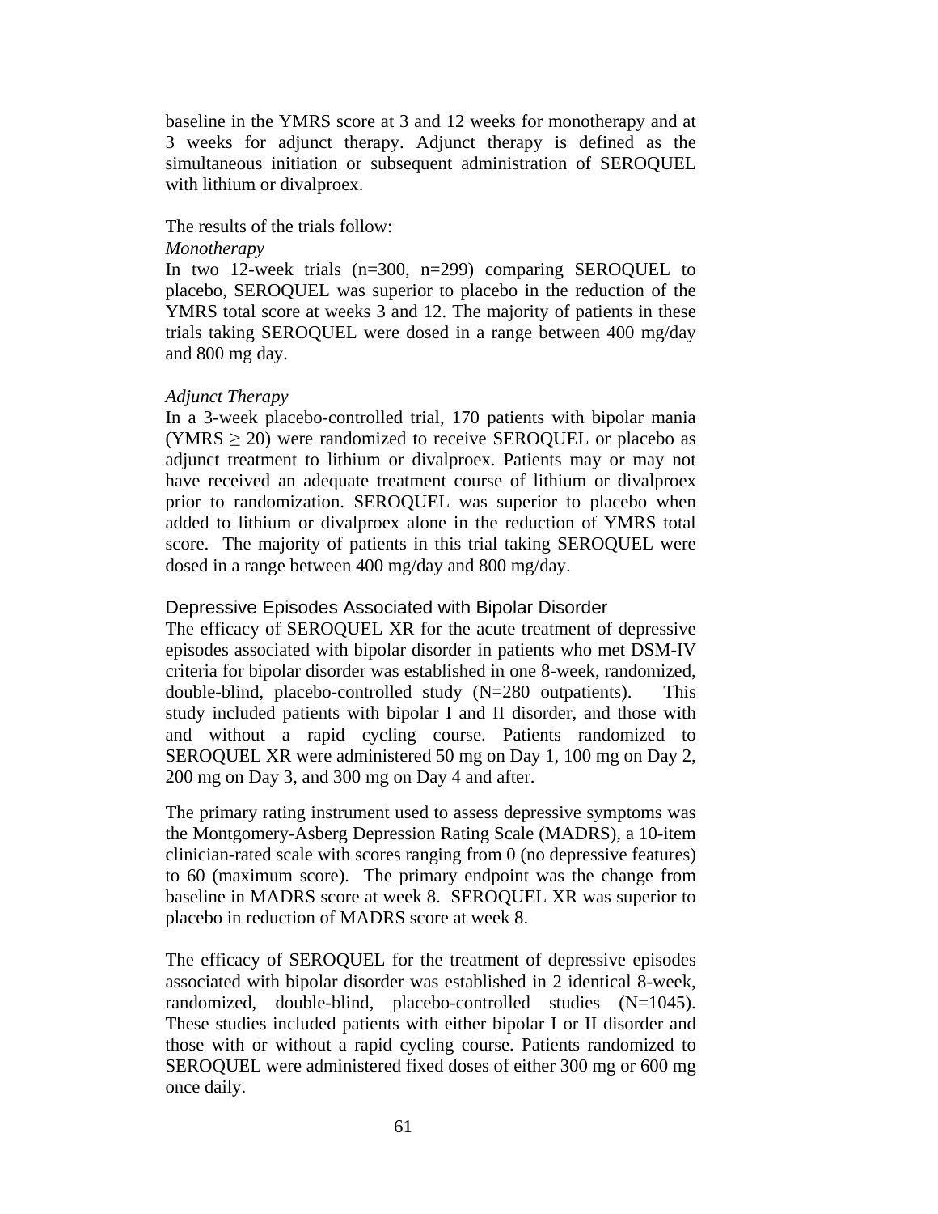baseline in the YMRS score at 3 and 12 weeks for monotherapy and at 3 weeks for adjunct therapy. Adjunct therapy is defined as the simultaneous initiation or subsequent administration of SEROQUEL with lithium or divalproex.

The results of the trials follow:

*Monotherapy*

In two 12-week trials (n=300, n=299) comparing SEROQUEL to placebo, SEROQUEL was superior to placebo in the reduction of the YMRS total score at weeks 3 and 12. The majority of patients in these trials taking SEROQUEL were dosed in a range between 400 mg/day and 800 mg day.

*Adjunct Therapy*

In a 3-week placebo-controlled trial, 170 patients with bipolar mania (YMRS $\geq$ 20) were randomized to receive SEROQUEL or placebo as adjunct treatment to lithium or divalproex. Patients may or may not have received an adequate treatment course of lithium or divalproex prior to randomization. SEROQUEL was superior to placebo when added to lithium or divalproex alone in the reduction of YMRS total score. The majority of patients in this trial taking SEROQUEL were dosed in a range between 400 mg/day and 800 mg/day.

### Depressive Episodes Associated with Bipolar Disorder

The efficacy of SEROQUEL XR for the acute treatment of depressive episodes associated with bipolar disorder in patients who met DSM-IV criteria for bipolar disorder was established in one 8-week, randomized, double-blind, placebo-controlled study (N=280 outpatients). This study included patients with bipolar I and II disorder, and those with and without a rapid cycling course. Patients randomized to SEROQUEL XR were administered 50 mg on Day 1, 100 mg on Day 2, 200 mg on Day 3, and 300 mg on Day 4 and after.

The primary rating instrument used to assess depressive symptoms was the Montgomery-Asberg Depression Rating Scale (MADRS), a 10-item clinician-rated scale with scores ranging from 0 (no depressive features) to 60 (maximum score). The primary endpoint was the change from baseline in MADRS score at week 8. SEROQUEL XR was superior to placebo in reduction of MADRS score at week 8.

The efficacy of SEROQUEL for the treatment of depressive episodes associated with bipolar disorder was established in 2 identical 8-week, randomized, double-blind, placebo-controlled studies (N=1045). These studies included patients with either bipolar I or II disorder and those with or without a rapid cycling course. Patients randomized to SEROQUEL were administered fixed doses of either 300 mg or 600 mg once daily.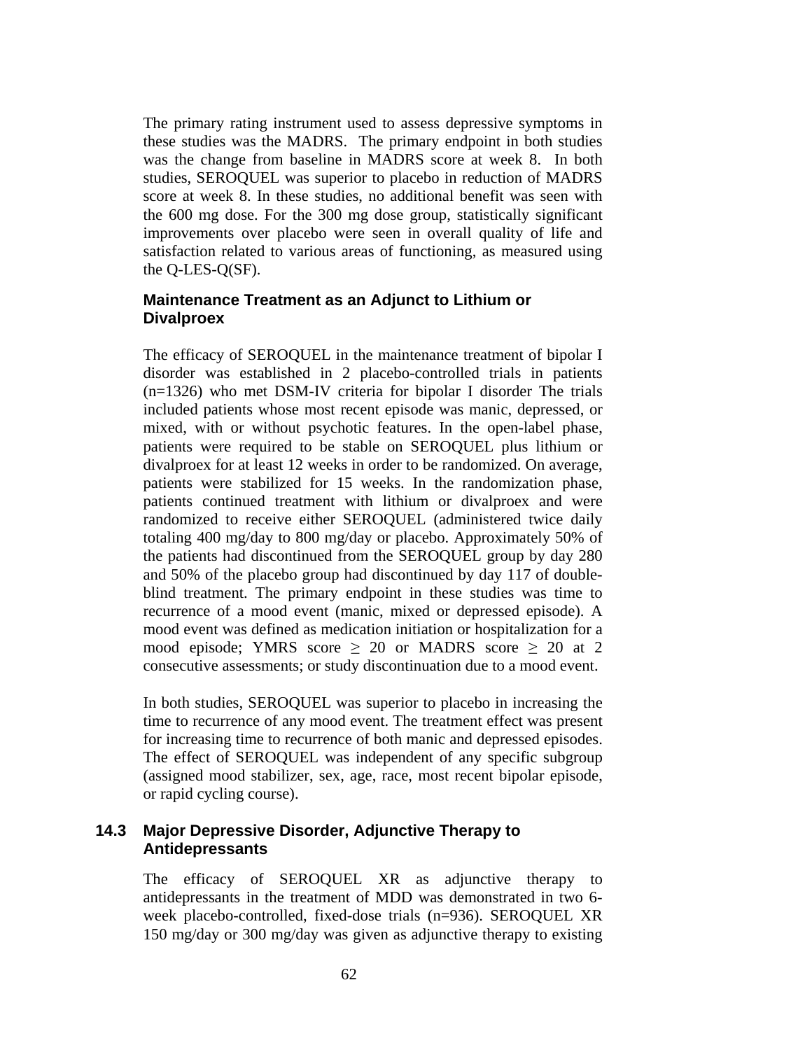The primary rating instrument used to assess depressive symptoms in these studies was the MADRS. The primary endpoint in both studies was the change from baseline in MADRS score at week 8. In both studies, SEROQUEL was superior to placebo in reduction of MADRS score at week 8. In these studies, no additional benefit was seen with the 600 mg dose. For the 300 mg dose group, statistically significant improvements over placebo were seen in overall quality of life and satisfaction related to various areas of functioning, as measured using the Q-LES-Q(SF).

### Maintenance Treatment as an Adjunct to Lithium or Divalproex

The efficacy of SEROQUEL in the maintenance treatment of bipolar I disorder was established in 2 placebo-controlled trials in patients (n=1326) who met DSM-IV criteria for bipolar I disorder The trials included patients whose most recent episode was manic, depressed, or mixed, with or without psychotic features. In the open-label phase, patients were required to be stable on SEROQUEL plus lithium or divalproex for at least 12 weeks in order to be randomized. On average, patients were stabilized for 15 weeks. In the randomization phase, patients continued treatment with lithium or divalproex and were randomized to receive either SEROQUEL (administered twice daily totaling 400 mg/day to 800 mg/day or placebo. Approximately 50% of the patients had discontinued from the SEROQUEL group by day 280 and 50% of the placebo group had discontinued by day 117 of double-blind treatment. The primary endpoint in these studies was time to recurrence of a mood event (manic, mixed or depressed episode). A mood event was defined as medication initiation or hospitalization for a mood episode; YMRS score $\geq$ 20 or MADRS score $\geq$ 20 at 2 consecutive assessments; or study discontinuation due to a mood event.

In both studies, SEROQUEL was superior to placebo in increasing the time to recurrence of any mood event. The treatment effect was present for increasing time to recurrence of both manic and depressed episodes. The effect of SEROQUEL was independent of any specific subgroup (assigned mood stabilizer, sex, age, race, most recent bipolar episode, or rapid cycling course).

## 14.3 Major Depressive Disorder, Adjunctive Therapy to Antidepressants

The efficacy of SEROQUEL XR as adjunctive therapy to antidepressants in the treatment of MDD was demonstrated in two 6-week placebo-controlled, fixed-dose trials (n=936). SEROQUEL XR 150 mg/day or 300 mg/day was given as adjunctive therapy to existing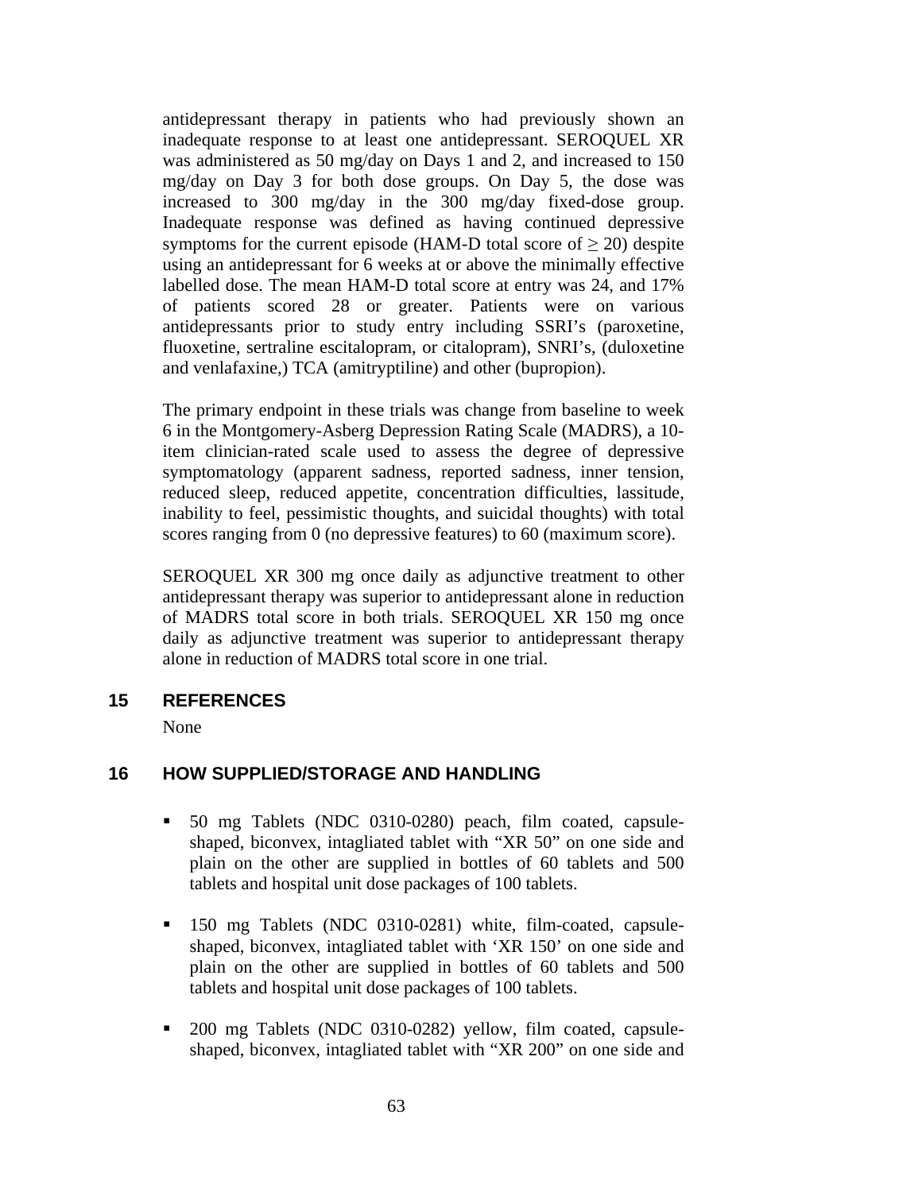antidepressant therapy in patients who had previously shown an inadequate response to at least one antidepressant. SEROQUEL XR was administered as 50 mg/day on Days 1 and 2, and increased to 150 mg/day on Day 3 for both dose groups. On Day 5, the dose was increased to 300 mg/day in the 300 mg/day fixed-dose group. Inadequate response was defined as having continued depressive symptoms for the current episode (HAM-D total score of $\geq$ 20) despite using an antidepressant for 6 weeks at or above the minimally effective labelled dose. The mean HAM-D total score at entry was 24, and 17% of patients scored 28 or greater. Patients were on various antidepressants prior to study entry including SSRI's (paroxetine, fluoxetine, sertraline escitalopram, or citalopram), SNRI's, (duloxetine and venlafaxine,) TCA (amitryptiline) and other (bupropion).

The primary endpoint in these trials was change from baseline to week 6 in the Montgomery-Asberg Depression Rating Scale (MADRS), a 10-item clinician-rated scale used to assess the degree of depressive symptomatology (apparent sadness, reported sadness, inner tension, reduced sleep, reduced appetite, concentration difficulties, lassitude, inability to feel, pessimistic thoughts, and suicidal thoughts) with total scores ranging from 0 (no depressive features) to 60 (maximum score).

SEROQUEL XR 300 mg once daily as adjunctive treatment to other antidepressant therapy was superior to antidepressant alone in reduction of MADRS total score in both trials. SEROQUEL XR 150 mg once daily as adjunctive treatment was superior to antidepressant therapy alone in reduction of MADRS total score in one trial.

## 15 REFERENCES

None

## 16 HOW SUPPLIED/STORAGE AND HANDLING

- 50 mg Tablets (NDC 0310-0280) peach, film coated, capsule-shaped, biconvex, intagliated tablet with "XR 50" on one side and plain on the other are supplied in bottles of 60 tablets and 500 tablets and hospital unit dose packages of 100 tablets.
- 150 mg Tablets (NDC 0310-0281) white, film-coated, capsule-shaped, biconvex, intagliated tablet with 'XR 150' on one side and plain on the other are supplied in bottles of 60 tablets and 500 tablets and hospital unit dose packages of 100 tablets.
- 200 mg Tablets (NDC 0310-0282) yellow, film coated, capsule-shaped, biconvex, intagliated tablet with "XR 200" on one side and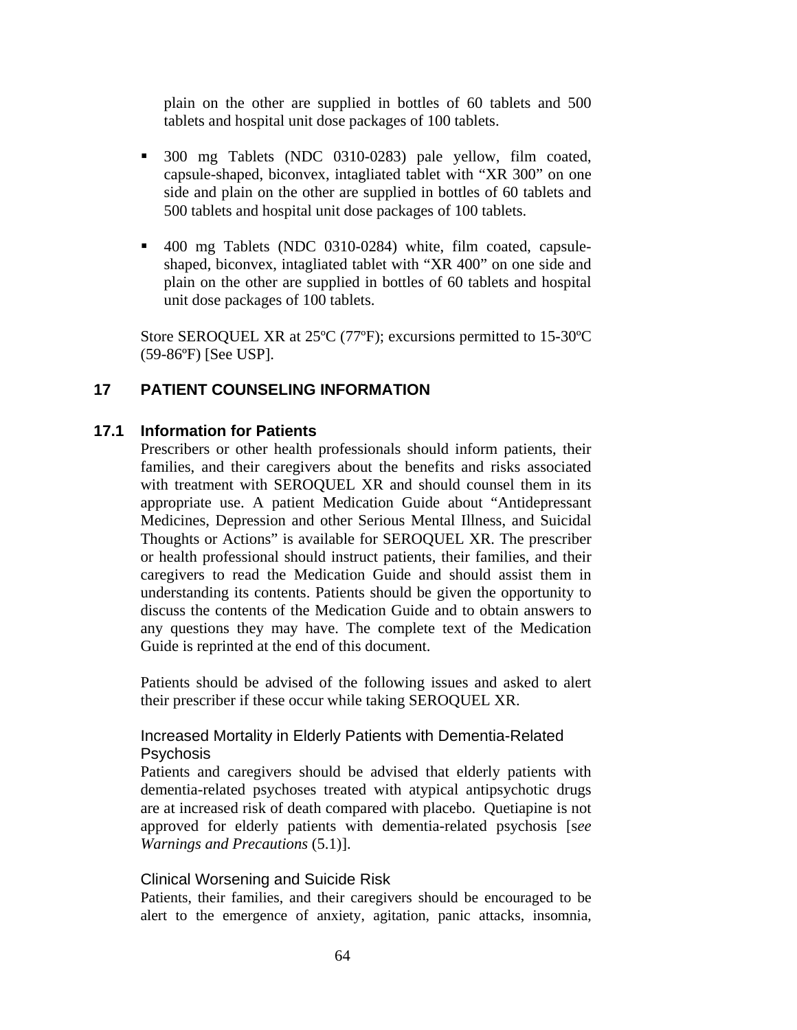plain on the other are supplied in bottles of 60 tablets and 500 tablets and hospital unit dose packages of 100 tablets.

- 300 mg Tablets (NDC 0310-0283) pale yellow, film coated, capsule-shaped, biconvex, intagliated tablet with "XR 300" on one side and plain on the other are supplied in bottles of 60 tablets and 500 tablets and hospital unit dose packages of 100 tablets.

- 400 mg Tablets (NDC 0310-0284) white, film coated, capsule-shaped, biconvex, intagliated tablet with "XR 400" on one side and plain on the other are supplied in bottles of 60 tablets and hospital unit dose packages of 100 tablets.

Store SEROQUEL XR at 25ºC (77ºF); excursions permitted to 15-30ºC (59-86ºF) [See USP].

## 17 PATIENT COUNSELING INFORMATION

### 17.1 Information for Patients

Prescribers or other health professionals should inform patients, their families, and their caregivers about the benefits and risks associated with treatment with SEROQUEL XR and should counsel them in its appropriate use. A patient Medication Guide about "Antidepressant Medicines, Depression and other Serious Mental Illness, and Suicidal Thoughts or Actions" is available for SEROQUEL XR. The prescriber or health professional should instruct patients, their families, and their caregivers to read the Medication Guide and should assist them in understanding its contents. Patients should be given the opportunity to discuss the contents of the Medication Guide and to obtain answers to any questions they may have. The complete text of the Medication Guide is reprinted at the end of this document.

Patients should be advised of the following issues and asked to alert their prescriber if these occur while taking SEROQUEL XR.

#### Increased Mortality in Elderly Patients with Dementia-Related Psychosis

Patients and caregivers should be advised that elderly patients with dementia-related psychoses treated with atypical antipsychotic drugs are at increased risk of death compared with placebo. Quetiapine is not approved for elderly patients with dementia-related psychosis [s*ee Warnings and Precautions* (5.1)].

#### Clinical Worsening and Suicide Risk

Patients, their families, and their caregivers should be encouraged to be alert to the emergence of anxiety, agitation, panic attacks, insomnia,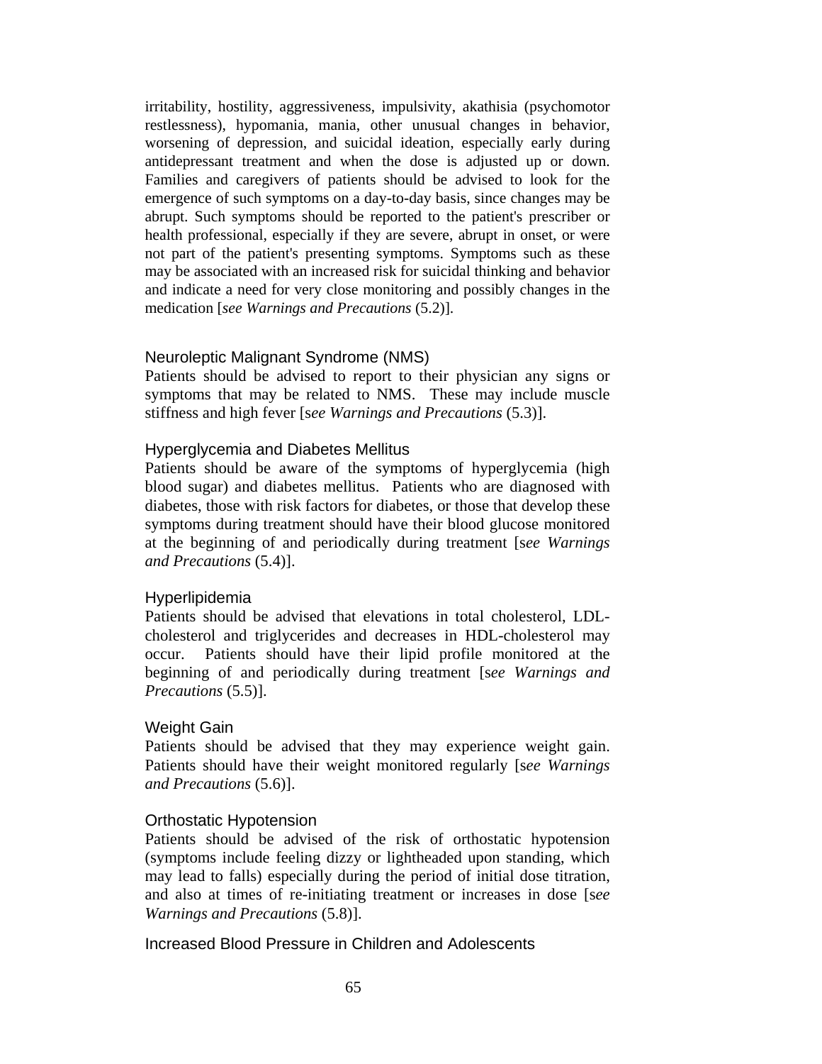irritability, hostility, aggressiveness, impulsivity, akathisia (psychomotor restlessness), hypomania, mania, other unusual changes in behavior, worsening of depression, and suicidal ideation, especially early during antidepressant treatment and when the dose is adjusted up or down. Families and caregivers of patients should be advised to look for the emergence of such symptoms on a day-to-day basis, since changes may be abrupt. Such symptoms should be reported to the patient's prescriber or health professional, especially if they are severe, abrupt in onset, or were not part of the patient's presenting symptoms. Symptoms such as these may be associated with an increased risk for suicidal thinking and behavior and indicate a need for very close monitoring and possibly changes in the medication [*see Warnings and Precautions* (5.2)].

### Neuroleptic Malignant Syndrome (NMS)

Patients should be advised to report to their physician any signs or symptoms that may be related to NMS. These may include muscle stiffness and high fever [*see Warnings and Precautions* (5.3)].

### Hyperglycemia and Diabetes Mellitus

Patients should be aware of the symptoms of hyperglycemia (high blood sugar) and diabetes mellitus. Patients who are diagnosed with diabetes, those with risk factors for diabetes, or those that develop these symptoms during treatment should have their blood glucose monitored at the beginning of and periodically during treatment [*see Warnings and Precautions* (5.4)].

### Hyperlipidemia

Patients should be advised that elevations in total cholesterol, LDL-cholesterol and triglycerides and decreases in HDL-cholesterol may occur. Patients should have their lipid profile monitored at the beginning of and periodically during treatment [*see Warnings and Precautions* (5.5)].

### Weight Gain

Patients should be advised that they may experience weight gain. Patients should have their weight monitored regularly [*see Warnings and Precautions* (5.6)].

### Orthostatic Hypotension

Patients should be advised of the risk of orthostatic hypotension (symptoms include feeling dizzy or lightheaded upon standing, which may lead to falls) especially during the period of initial dose titration, and also at times of re-initiating treatment or increases in dose [*see Warnings and Precautions* (5.8)].

### Increased Blood Pressure in Children and Adolescents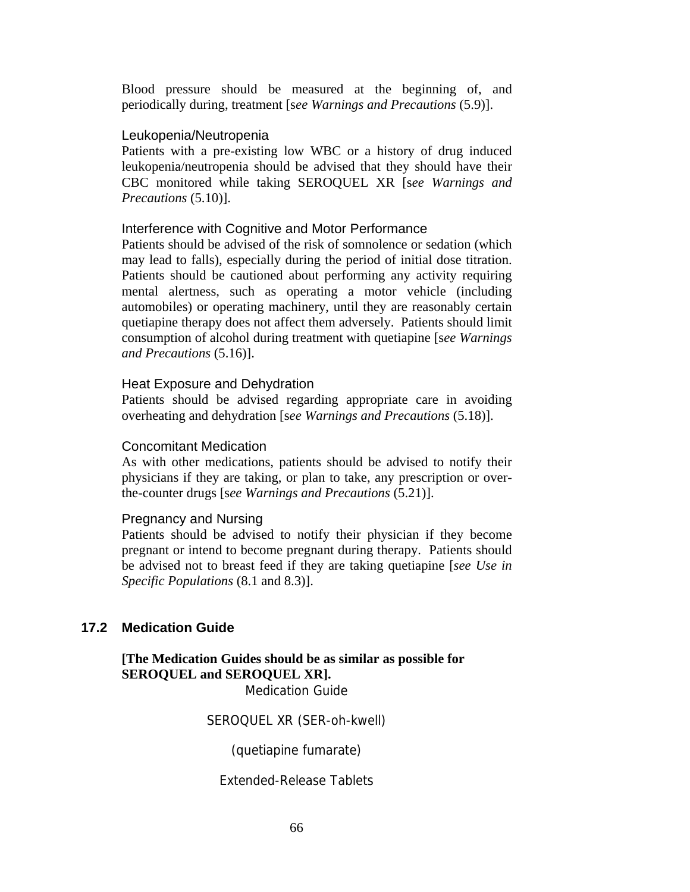Blood pressure should be measured at the beginning of, and periodically during, treatment [s*ee Warnings and Precautions* (5.9)].

Leukopenia/Neutropenia

Patients with a pre-existing low WBC or a history of drug induced leukopenia/neutropenia should be advised that they should have their CBC monitored while taking SEROQUEL XR [s*ee Warnings and Precautions* (5.10)].

Interference with Cognitive and Motor Performance

Patients should be advised of the risk of somnolence or sedation (which may lead to falls), especially during the period of initial dose titration. Patients should be cautioned about performing any activity requiring mental alertness, such as operating a motor vehicle (including automobiles) or operating machinery, until they are reasonably certain quetiapine therapy does not affect them adversely. Patients should limit consumption of alcohol during treatment with quetiapine [s*ee Warnings and Precautions* (5.16)].

Heat Exposure and Dehydration

Patients should be advised regarding appropriate care in avoiding overheating and dehydration [s*ee Warnings and Precautions* (5.18)].

Concomitant Medication

As with other medications, patients should be advised to notify their physicians if they are taking, or plan to take, any prescription or over-the-counter drugs [s*ee Warnings and Precautions* (5.21)].

Pregnancy and Nursing

Patients should be advised to notify their physician if they become pregnant or intend to become pregnant during therapy. Patients should be advised not to breast feed if they are taking quetiapine [*see Use in Specific Populations* (8.1 and 8.3)].

## 17.2 Medication Guide

**[The Medication Guides should be as similar as possible for SEROQUEL and SEROQUEL XR].**

Medication Guide

SEROQUEL XR (SER-oh-kwell)

(quetiapine fumarate)

Extended-Release Tablets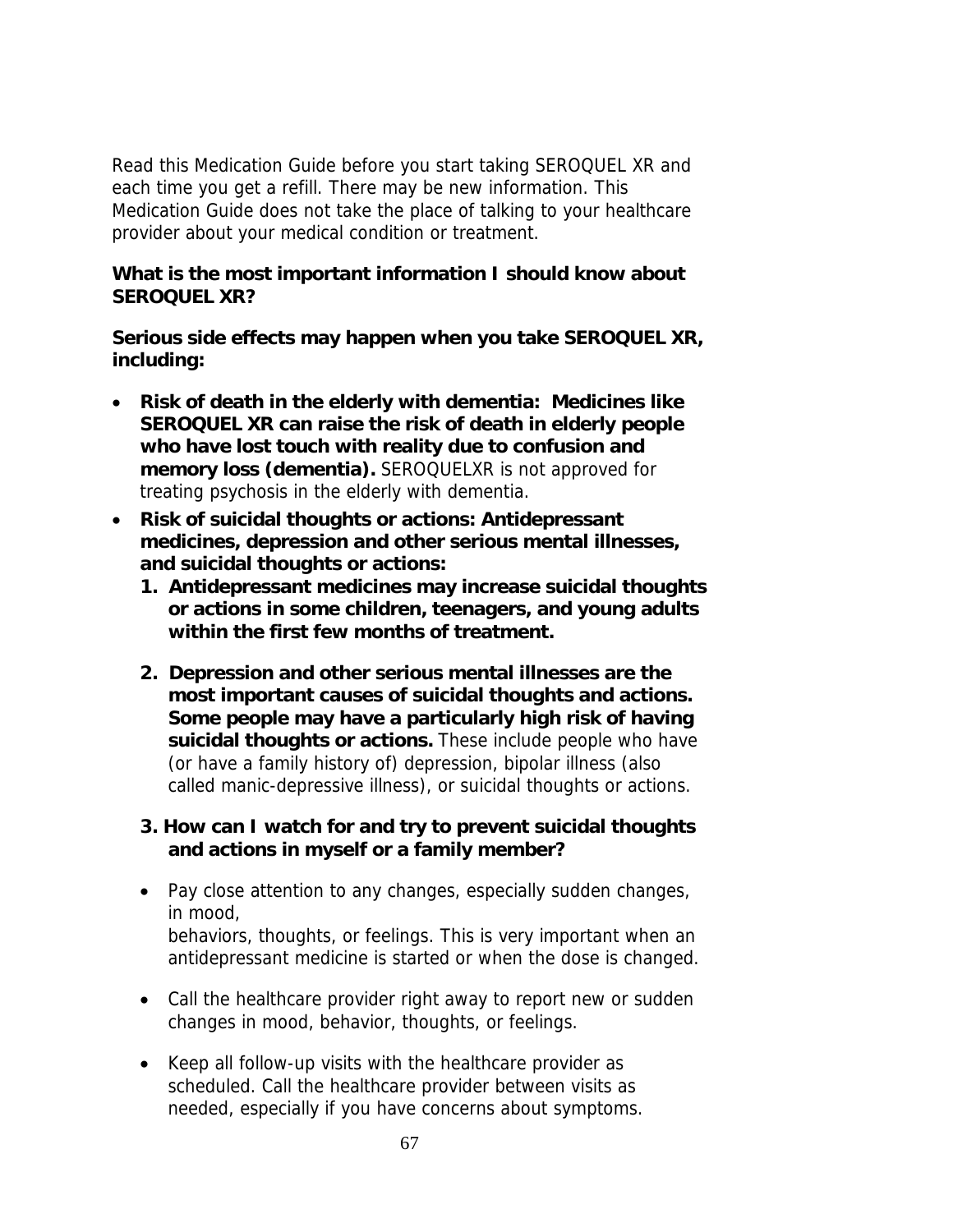Read this Medication Guide before you start taking SEROQUEL XR and each time you get a refill. There may be new information. This Medication Guide does not take the place of talking to your healthcare provider about your medical condition or treatment.

**What is the most important information I should know about SEROQUEL XR?**

**Serious side effects may happen when you take SEROQUEL XR, including:**

- **Risk of death in the elderly with dementia: Medicines like SEROQUEL XR can raise the risk of death in elderly people who have lost touch with reality due to confusion and memory loss (dementia).** SEROQUELXR is not approved for treating psychosis in the elderly with dementia.
- **Risk of suicidal thoughts or actions: Antidepressant medicines, depression and other serious mental illnesses, and suicidal thoughts or actions:**
  1. **Antidepressant medicines may increase suicidal thoughts or actions in some children, teenagers, and young adults within the first few months of treatment.**
  2. **Depression and other serious mental illnesses are the most important causes of suicidal thoughts and actions. Some people may have a particularly high risk of having suicidal thoughts or actions.** These include people who have (or have a family history of) depression, bipolar illness (also called manic-depressive illness), or suicidal thoughts or actions.
  3. **How can I watch for and try to prevent suicidal thoughts and actions in myself or a family member?**

  - Pay close attention to any changes, especially sudden changes, in mood, behaviors, thoughts, or feelings. This is very important when an antidepressant medicine is started or when the dose is changed.
  - Call the healthcare provider right away to report new or sudden changes in mood, behavior, thoughts, or feelings.
  - Keep all follow-up visits with the healthcare provider as scheduled. Call the healthcare provider between visits as needed, especially if you have concerns about symptoms.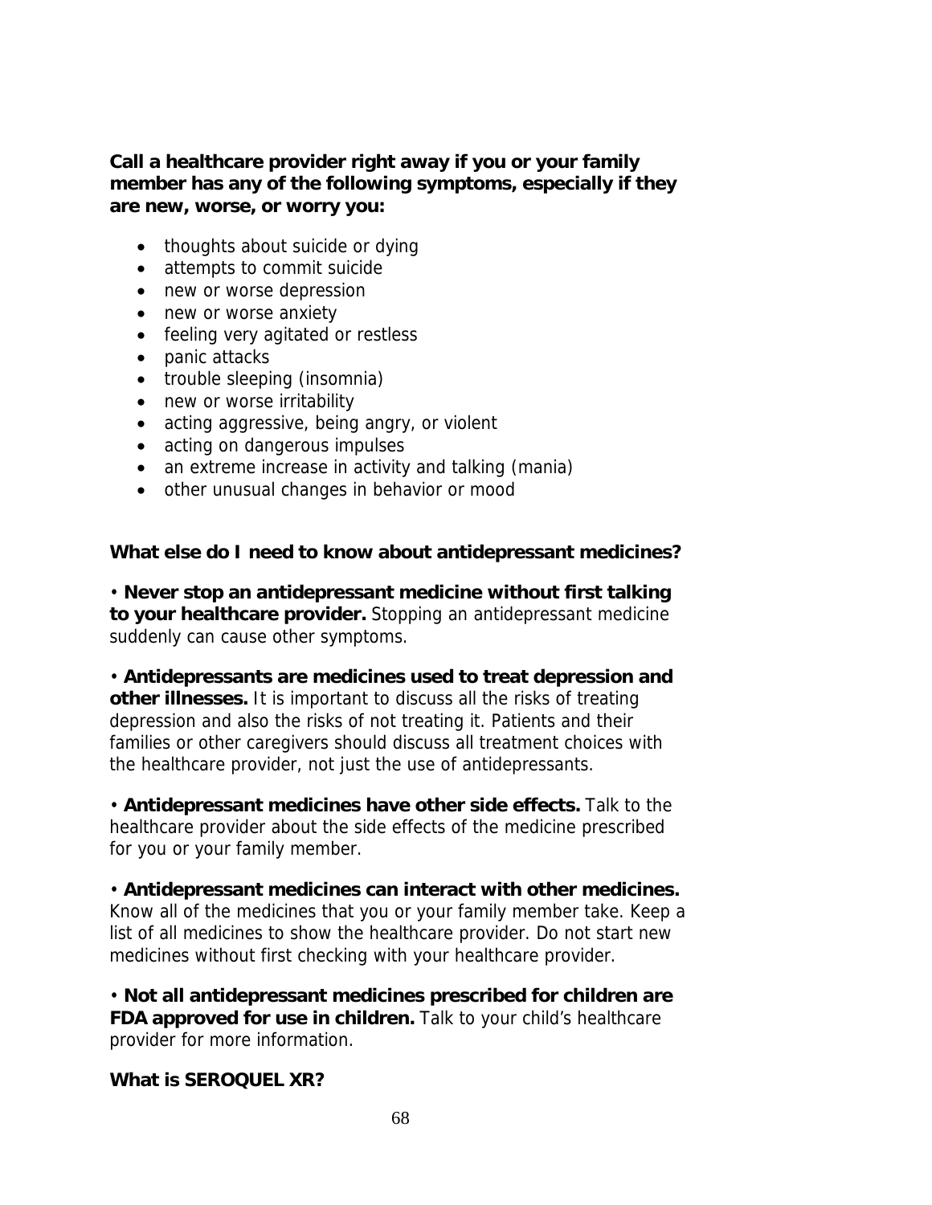**Call a healthcare provider right away if you or your family member has any of the following symptoms, especially if they are new, worse, or worry you:**

- thoughts about suicide or dying
- attempts to commit suicide
- new or worse depression
- new or worse anxiety
- feeling very agitated or restless
- panic attacks
- trouble sleeping (insomnia)
- new or worse irritability
- acting aggressive, being angry, or violent
- acting on dangerous impulses
- an extreme increase in activity and talking (mania)
- other unusual changes in behavior or mood

**What else do I need to know about antidepressant medicines?**

• **Never stop an antidepressant medicine without first talking to your healthcare provider.** Stopping an antidepressant medicine suddenly can cause other symptoms.

• **Antidepressants are medicines used to treat depression and other illnesses.** It is important to discuss all the risks of treating depression and also the risks of not treating it. Patients and their families or other caregivers should discuss all treatment choices with the healthcare provider, not just the use of antidepressants.

• **Antidepressant medicines have other side effects.** Talk to the healthcare provider about the side effects of the medicine prescribed for you or your family member.

• **Antidepressant medicines can interact with other medicines.** Know all of the medicines that you or your family member take. Keep a list of all medicines to show the healthcare provider. Do not start new medicines without first checking with your healthcare provider.

• **Not all antidepressant medicines prescribed for children are FDA approved for use in children.** Talk to your child's healthcare provider for more information.

**What is SEROQUEL XR?**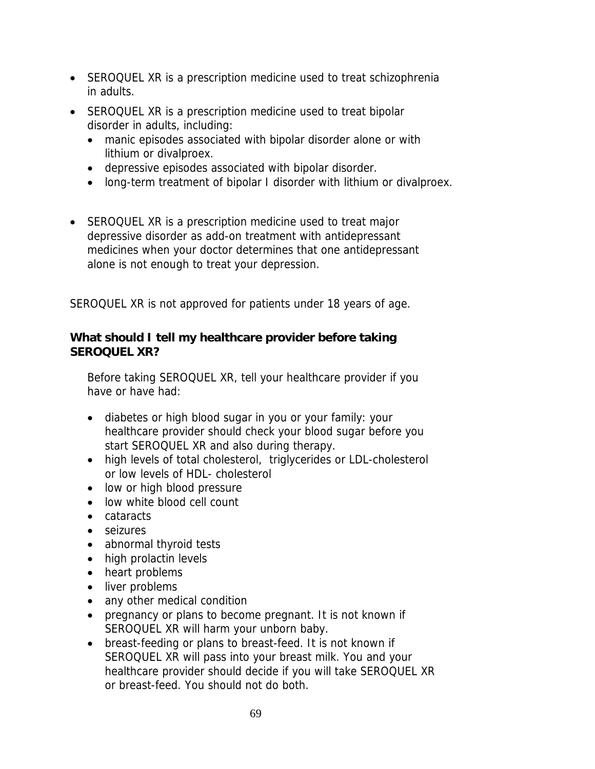- SEROQUEL XR is a prescription medicine used to treat schizophrenia in adults.
- SEROQUEL XR is a prescription medicine used to treat bipolar disorder in adults, including:
  - manic episodes associated with bipolar disorder alone or with lithium or divalproex.
  - depressive episodes associated with bipolar disorder.
  - long-term treatment of bipolar I disorder with lithium or divalproex.

- SEROQUEL XR is a prescription medicine used to treat major depressive disorder as add-on treatment with antidepressant medicines when your doctor determines that one antidepressant alone is not enough to treat your depression.

SEROQUEL XR is not approved for patients under 18 years of age.

**What should I tell my healthcare provider before taking SEROQUEL XR?**

Before taking SEROQUEL XR, tell your healthcare provider if you have or have had:

- diabetes or high blood sugar in you or your family: your healthcare provider should check your blood sugar before you start SEROQUEL XR and also during therapy.
- high levels of total cholesterol, triglycerides or LDL-cholesterol or low levels of HDL- cholesterol
- low or high blood pressure
- low white blood cell count
- cataracts
- seizures
- abnormal thyroid tests
- high prolactin levels
- heart problems
- liver problems
- any other medical condition
- pregnancy or plans to become pregnant. It is not known if SEROQUEL XR will harm your unborn baby.
- breast-feeding or plans to breast-feed. It is not known if SEROQUEL XR will pass into your breast milk. You and your healthcare provider should decide if you will take SEROQUEL XR or breast-feed. You should not do both.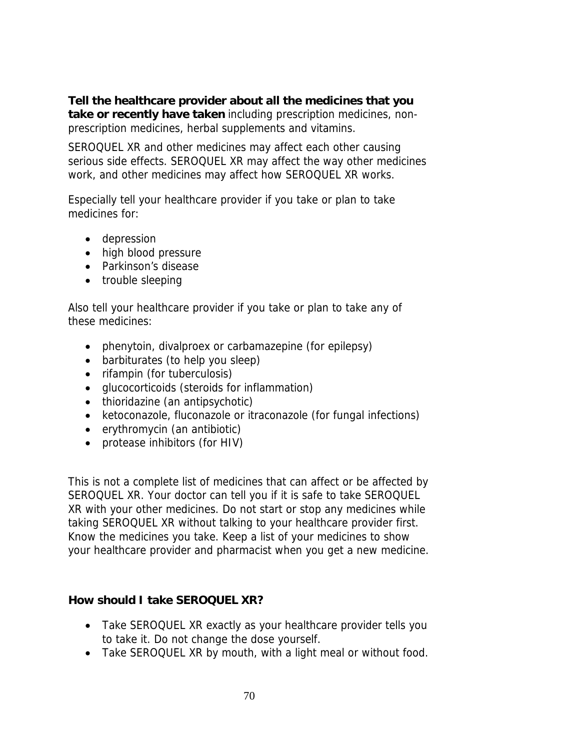**Tell the healthcare provider about all the medicines that you take or recently have taken** including prescription medicines, non-prescription medicines, herbal supplements and vitamins.

SEROQUEL XR and other medicines may affect each other causing serious side effects. SEROQUEL XR may affect the way other medicines work, and other medicines may affect how SEROQUEL XR works.

Especially tell your healthcare provider if you take or plan to take medicines for:

- depression
- high blood pressure
- Parkinson's disease
- trouble sleeping

Also tell your healthcare provider if you take or plan to take any of these medicines:

- phenytoin, divalproex or carbamazepine (for epilepsy)
- barbiturates (to help you sleep)
- rifampin (for tuberculosis)
- glucocorticoids (steroids for inflammation)
- thioridazine (an antipsychotic)
- ketoconazole, fluconazole or itraconazole (for fungal infections)
- erythromycin (an antibiotic)
- protease inhibitors (for HIV)

This is not a complete list of medicines that can affect or be affected by SEROQUEL XR. Your doctor can tell you if it is safe to take SEROQUEL XR with your other medicines. Do not start or stop any medicines while taking SEROQUEL XR without talking to your healthcare provider first. Know the medicines you take. Keep a list of your medicines to show your healthcare provider and pharmacist when you get a new medicine.

**How should I take SEROQUEL XR?**

- Take SEROQUEL XR exactly as your healthcare provider tells you to take it. Do not change the dose yourself.
- Take SEROQUEL XR by mouth, with a light meal or without food.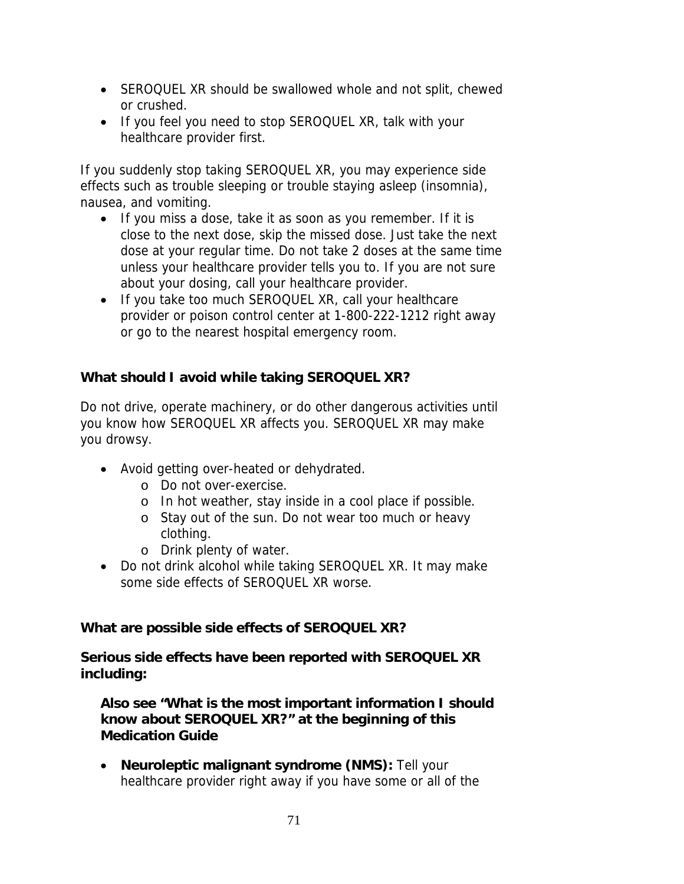- SEROQUEL XR should be swallowed whole and not split, chewed or crushed.
- If you feel you need to stop SEROQUEL XR, talk with your healthcare provider first.

If you suddenly stop taking SEROQUEL XR, you may experience side effects such as trouble sleeping or trouble staying asleep (insomnia), nausea, and vomiting.

- If you miss a dose, take it as soon as you remember. If it is close to the next dose, skip the missed dose. Just take the next dose at your regular time. Do not take 2 doses at the same time unless your healthcare provider tells you to. If you are not sure about your dosing, call your healthcare provider.
- If you take too much SEROQUEL XR, call your healthcare provider or poison control center at 1-800-222-1212 right away or go to the nearest hospital emergency room.

**What should I avoid while taking SEROQUEL XR?**

Do not drive, operate machinery, or do other dangerous activities until you know how SEROQUEL XR affects you. SEROQUEL XR may make you drowsy.

- Avoid getting over-heated or dehydrated.
  - Do not over-exercise.
  - In hot weather, stay inside in a cool place if possible.
  - Stay out of the sun. Do not wear too much or heavy clothing.
  - Drink plenty of water.
- Do not drink alcohol while taking SEROQUEL XR. It may make some side effects of SEROQUEL XR worse.

**What are possible side effects of SEROQUEL XR?**

**Serious side effects have been reported with SEROQUEL XR including:**

**Also see "What is the most important information I should know about SEROQUEL XR?" at the beginning of this Medication Guide**

- **Neuroleptic malignant syndrome (NMS):** Tell your healthcare provider right away if you have some or all of the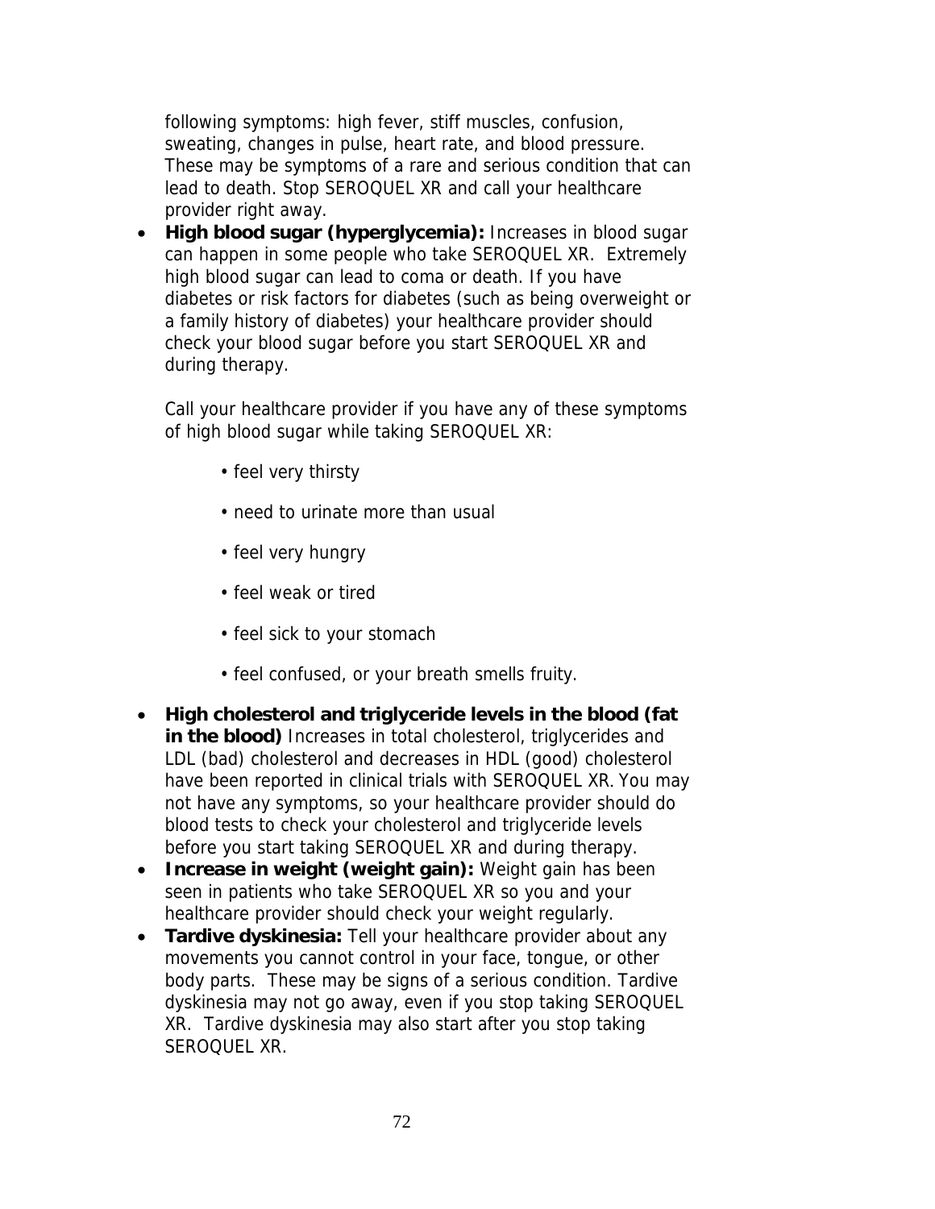following symptoms: high fever, stiff muscles, confusion, sweating, changes in pulse, heart rate, and blood pressure. These may be symptoms of a rare and serious condition that can lead to death. Stop SEROQUEL XR and call your healthcare provider right away.

- **High blood sugar (hyperglycemia):** Increases in blood sugar can happen in some people who take SEROQUEL XR. Extremely high blood sugar can lead to coma or death. If you have diabetes or risk factors for diabetes (such as being overweight or a family history of diabetes) your healthcare provider should check your blood sugar before you start SEROQUEL XR and during therapy.

  Call your healthcare provider if you have any of these symptoms of high blood sugar while taking SEROQUEL XR:

  - feel very thirsty
  - need to urinate more than usual
  - feel very hungry
  - feel weak or tired
  - feel sick to your stomach
  - feel confused, or your breath smells fruity.

- **High cholesterol and triglyceride levels in the blood (fat in the blood)** Increases in total cholesterol, triglycerides and LDL (bad) cholesterol and decreases in HDL (good) cholesterol have been reported in clinical trials with SEROQUEL XR. You may not have any symptoms, so your healthcare provider should do blood tests to check your cholesterol and triglyceride levels before you start taking SEROQUEL XR and during therapy.
- **Increase in weight (weight gain):** Weight gain has been seen in patients who take SEROQUEL XR so you and your healthcare provider should check your weight regularly.
- **Tardive dyskinesia:** Tell your healthcare provider about any movements you cannot control in your face, tongue, or other body parts. These may be signs of a serious condition. Tardive dyskinesia may not go away, even if you stop taking SEROQUEL XR. Tardive dyskinesia may also start after you stop taking SEROQUEL XR.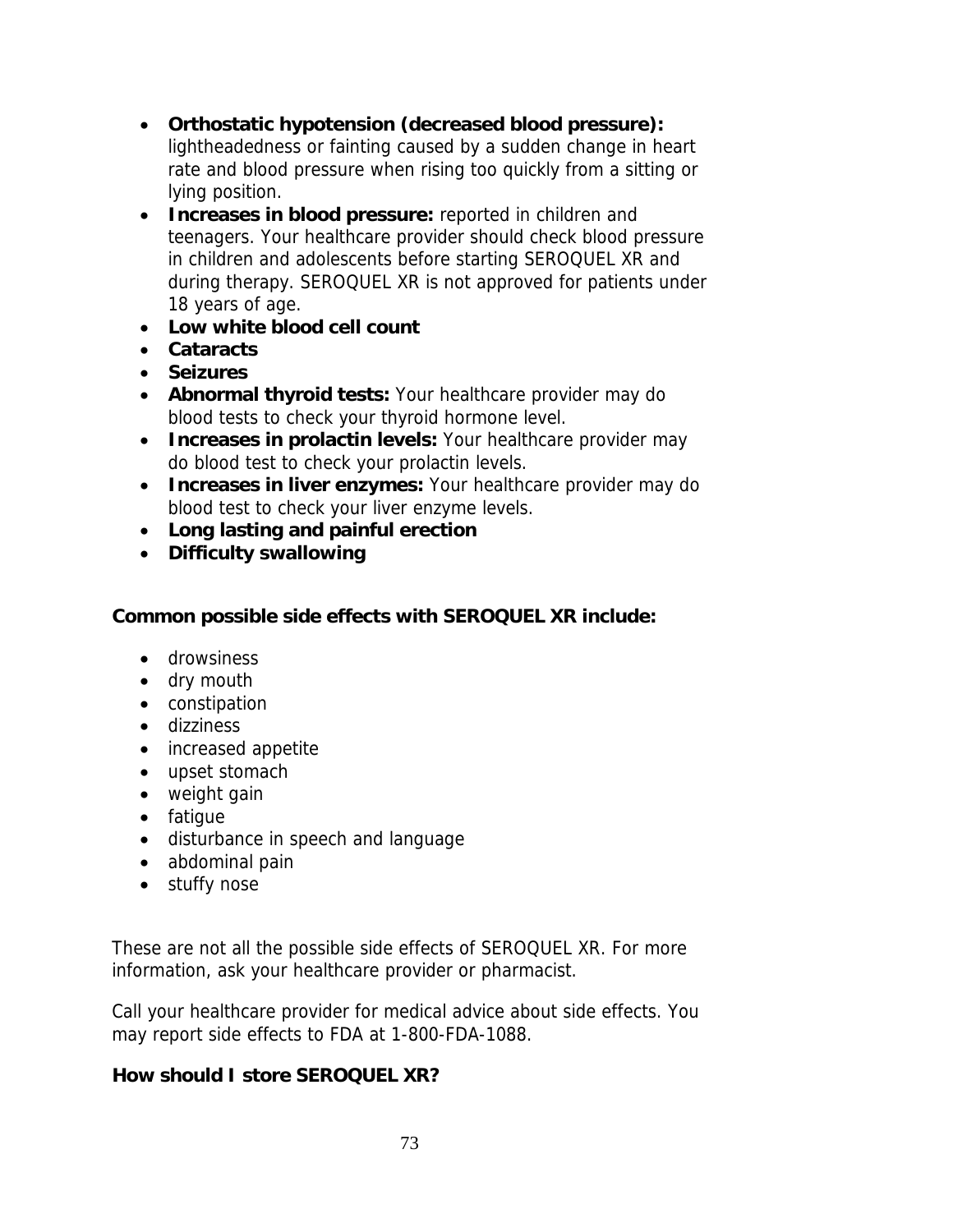- **Orthostatic hypotension (decreased blood pressure):** lightheadedness or fainting caused by a sudden change in heart rate and blood pressure when rising too quickly from a sitting or lying position.
- **Increases in blood pressure:** reported in children and teenagers. Your healthcare provider should check blood pressure in children and adolescents before starting SEROQUEL XR and during therapy. SEROQUEL XR is not approved for patients under 18 years of age.
- **Low white blood cell count**
- **Cataracts**
- **Seizures**
- **Abnormal thyroid tests:** Your healthcare provider may do blood tests to check your thyroid hormone level.
- **Increases in prolactin levels:** Your healthcare provider may do blood test to check your prolactin levels.
- **Increases in liver enzymes:** Your healthcare provider may do blood test to check your liver enzyme levels.
- **Long lasting and painful erection**
- **Difficulty swallowing**

**Common possible side effects with SEROQUEL XR include:**

- drowsiness
- dry mouth
- constipation
- dizziness
- increased appetite
- upset stomach
- weight gain
- fatigue
- disturbance in speech and language
- abdominal pain
- stuffy nose

These are not all the possible side effects of SEROQUEL XR. For more information, ask your healthcare provider or pharmacist.

Call your healthcare provider for medical advice about side effects. You may report side effects to FDA at 1-800-FDA-1088.

**How should I store SEROQUEL XR?**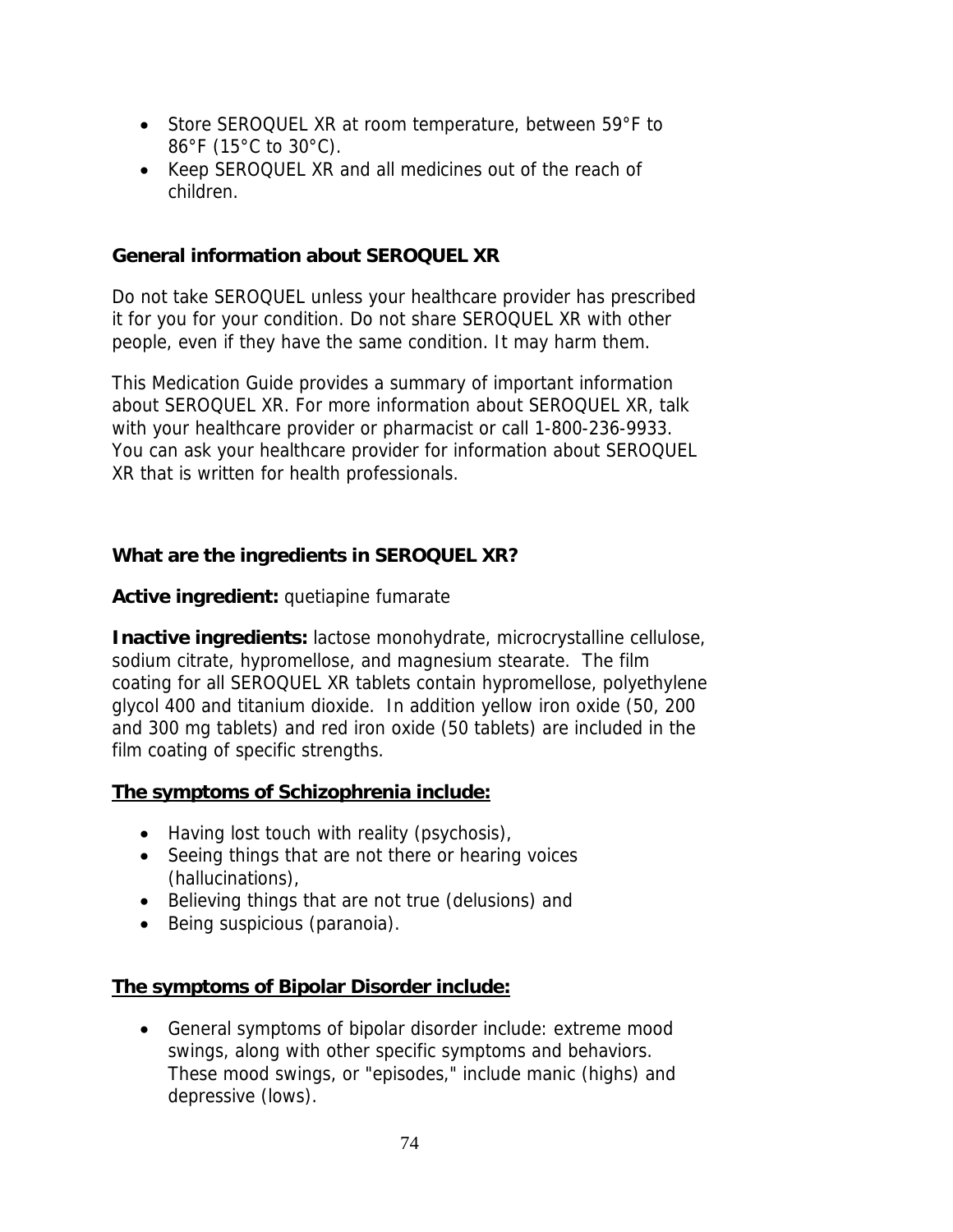- Store SEROQUEL XR at room temperature, between 59°F to 86°F (15°C to 30°C).
- Keep SEROQUEL XR and all medicines out of the reach of children.

### General information about SEROQUEL XR

Do not take SEROQUEL unless your healthcare provider has prescribed it for you for your condition. Do not share SEROQUEL XR with other people, even if they have the same condition. It may harm them.

This Medication Guide provides a summary of important information about SEROQUEL XR. For more information about SEROQUEL XR, talk with your healthcare provider or pharmacist or call 1-800-236-9933. You can ask your healthcare provider for information about SEROQUEL XR that is written for health professionals.

### What are the ingredients in SEROQUEL XR?

**Active ingredient:** quetiapine fumarate

**Inactive ingredients:** lactose monohydrate, microcrystalline cellulose, sodium citrate, hypromellose, and magnesium stearate. The film coating for all SEROQUEL XR tablets contain hypromellose, polyethylene glycol 400 and titanium dioxide. In addition yellow iron oxide (50, 200 and 300 mg tablets) and red iron oxide (50 tablets) are included in the film coating of specific strengths.

**The symptoms of Schizophrenia include:**

- Having lost touch with reality (psychosis),
- Seeing things that are not there or hearing voices (hallucinations),
- Believing things that are not true (delusions) and
- Being suspicious (paranoia).

**The symptoms of Bipolar Disorder include:**

- General symptoms of bipolar disorder include: extreme mood swings, along with other specific symptoms and behaviors. These mood swings, or "episodes," include manic (highs) and depressive (lows).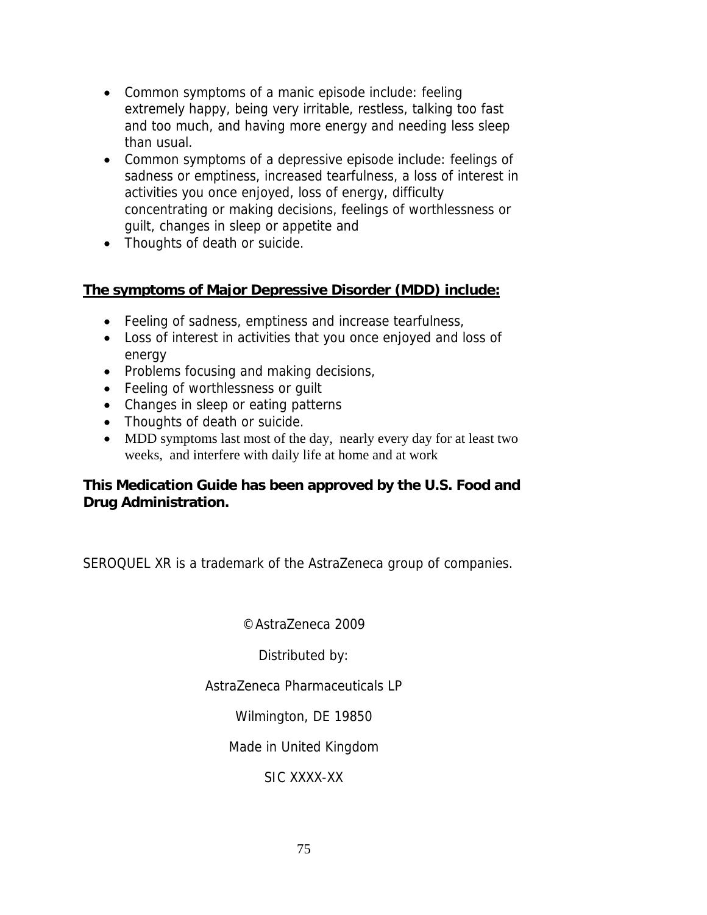- Common symptoms of a manic episode include: feeling extremely happy, being very irritable, restless, talking too fast and too much, and having more energy and needing less sleep than usual.
- Common symptoms of a depressive episode include: feelings of sadness or emptiness, increased tearfulness, a loss of interest in activities you once enjoyed, loss of energy, difficulty concentrating or making decisions, feelings of worthlessness or guilt, changes in sleep or appetite and
- Thoughts of death or suicide.

**The symptoms of Major Depressive Disorder (MDD) include:**

- Feeling of sadness, emptiness and increase tearfulness,
- Loss of interest in activities that you once enjoyed and loss of energy
- Problems focusing and making decisions,
- Feeling of worthlessness or guilt
- Changes in sleep or eating patterns
- Thoughts of death or suicide.
- MDD symptoms last most of the day, nearly every day for at least two weeks, and interfere with daily life at home and at work

**This Medication Guide has been approved by the U.S. Food and Drug Administration.**

SEROQUEL XR is a trademark of the AstraZeneca group of companies.

©AstraZeneca 2009

Distributed by:

AstraZeneca Pharmaceuticals LP

Wilmington, DE 19850

Made in United Kingdom

SIC XXXX-XX